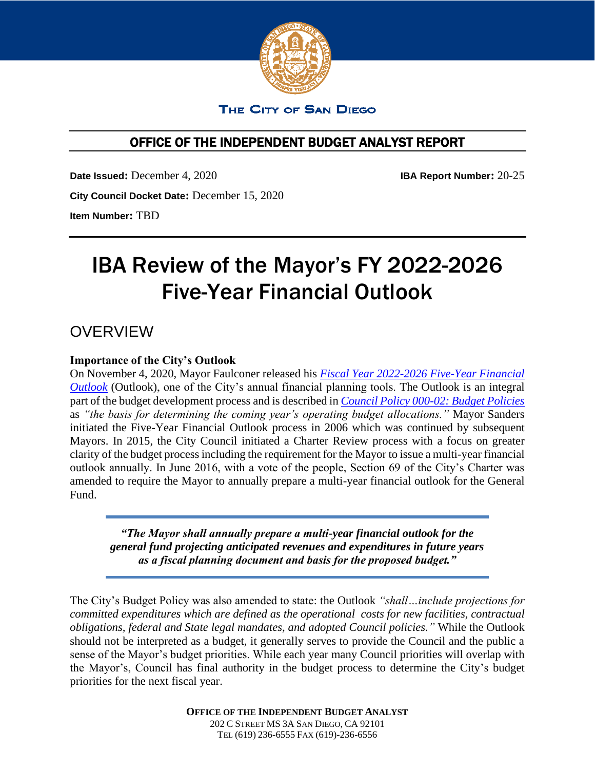THE CITY OF SAN DIEGO

## OFFICE OF THE INDEPENDENT BUDGET ANALYST REPORT

**Date Issued:** December 4, 2020 **IBA Report Number:** 20-25

**City Council Docket Date:** December 15, 2020

**Item Number:** TBD

# IBA Review of the Mayor's FY 2022-2026 Five-Year Financial Outlook

## OVERVIEW

**Importance of the City's Outlook**

On November 4, 2020, Mayor Faulconer released his *Fiscal Year 2022-2026 Five-Year Financial Outlook* (Outlook), one of the City's annual financial planning tools. The Outlook is an integral part of the budget development process and is described in *Council Policy 000-02: Budget Policies* as *"the basis for determining the coming year's operating budget allocations."* Mayor Sanders initiated the Five-Year Financial Outlook process in 2006 which was continued by subsequent Mayors. In 2015, the City Council initiated a Charter Review process with a focus on greater clarity of the budget process including the requirement for the Mayor to issue a multi-year financial outlook annually. In June 2016, with a vote of the people, Section 69 of the City's Charter was amended to require the Mayor to annually prepare a multi-year financial outlook for the General Fund.

> ***"The Mayor shall annually prepare a multi-year financial outlook for the general fund projecting anticipated revenues and expenditures in future years as a fiscal planning document and basis for the proposed budget."***

The City's Budget Policy was also amended to state: the Outlook *"shall…include projections for committed expenditures which are defined as the operational costs for new facilities, contractual obligations, federal and State legal mandates, and adopted Council policies."* While the Outlook should not be interpreted as a budget, it generally serves to provide the Council and the public a sense of the Mayor's budget priorities. While each year many Council priorities will overlap with the Mayor's, Council has final authority in the budget process to determine the City's budget priorities for the next fiscal year.

**OFFICE OF THE INDEPENDENT BUDGET ANALYST**
202 C STREET MS 3A SAN DIEGO, CA 92101
TEL (619) 236-6555 FAX (619)-236-6556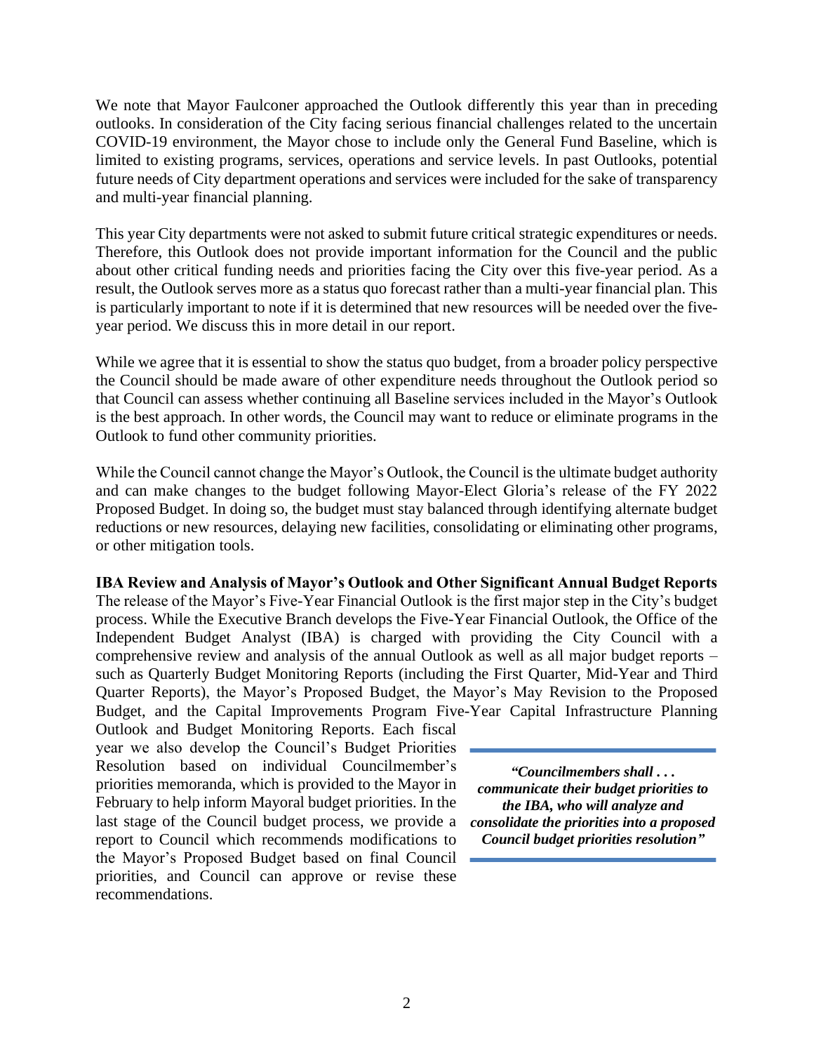We note that Mayor Faulconer approached the Outlook differently this year than in preceding outlooks. In consideration of the City facing serious financial challenges related to the uncertain COVID-19 environment, the Mayor chose to include only the General Fund Baseline, which is limited to existing programs, services, operations and service levels. In past Outlooks, potential future needs of City department operations and services were included for the sake of transparency and multi-year financial planning.

This year City departments were not asked to submit future critical strategic expenditures or needs. Therefore, this Outlook does not provide important information for the Council and the public about other critical funding needs and priorities facing the City over this five-year period. As a result, the Outlook serves more as a status quo forecast rather than a multi-year financial plan. This is particularly important to note if it is determined that new resources will be needed over the five-year period. We discuss this in more detail in our report.

While we agree that it is essential to show the status quo budget, from a broader policy perspective the Council should be made aware of other expenditure needs throughout the Outlook period so that Council can assess whether continuing all Baseline services included in the Mayor's Outlook is the best approach. In other words, the Council may want to reduce or eliminate programs in the Outlook to fund other community priorities.

While the Council cannot change the Mayor's Outlook, the Council is the ultimate budget authority and can make changes to the budget following Mayor-Elect Gloria's release of the FY 2022 Proposed Budget. In doing so, the budget must stay balanced through identifying alternate budget reductions or new resources, delaying new facilities, consolidating or eliminating other programs, or other mitigation tools.

**IBA Review and Analysis of Mayor's Outlook and Other Significant Annual Budget Reports**

The release of the Mayor's Five-Year Financial Outlook is the first major step in the City's budget process. While the Executive Branch develops the Five-Year Financial Outlook, the Office of the Independent Budget Analyst (IBA) is charged with providing the City Council with a comprehensive review and analysis of the annual Outlook as well as all major budget reports – such as Quarterly Budget Monitoring Reports (including the First Quarter, Mid-Year and Third Quarter Reports), the Mayor's Proposed Budget, the Mayor's May Revision to the Proposed Budget, and the Capital Improvements Program Five-Year Capital Infrastructure Planning Outlook and Budget Monitoring Reports. Each fiscal year we also develop the Council's Budget Priorities Resolution based on individual Councilmember's priorities memoranda, which is provided to the Mayor in February to help inform Mayoral budget priorities. In the last stage of the Council budget process, we provide a report to Council which recommends modifications to the Mayor's Proposed Budget based on final Council priorities, and Council can approve or revise these recommendations.

> ***"Councilmembers shall . . . communicate their budget priorities to the IBA, who will analyze and consolidate the priorities into a proposed Council budget priorities resolution"***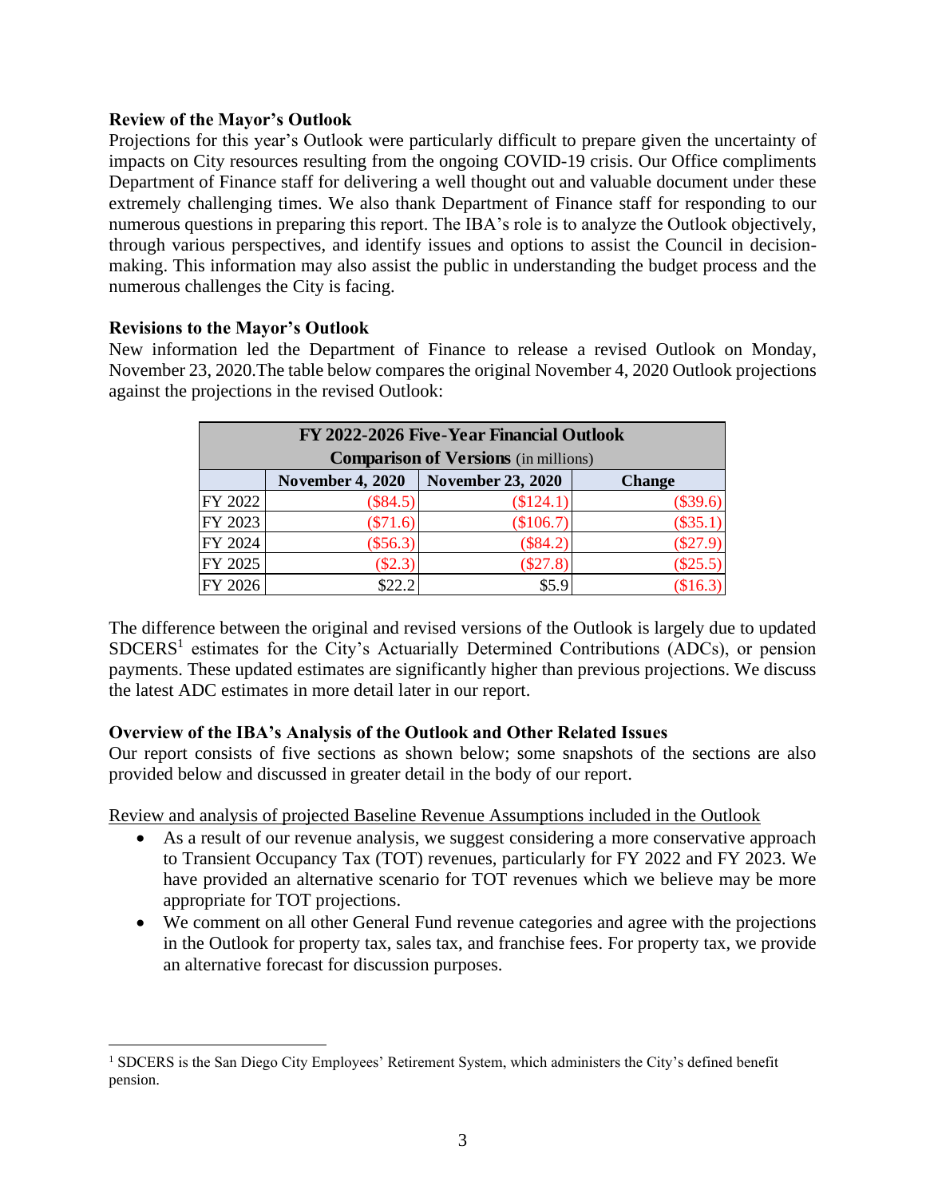**Review of the Mayor's Outlook**

Projections for this year's Outlook were particularly difficult to prepare given the uncertainty of impacts on City resources resulting from the ongoing COVID-19 crisis. Our Office compliments Department of Finance staff for delivering a well thought out and valuable document under these extremely challenging times. We also thank Department of Finance staff for responding to our numerous questions in preparing this report. The IBA's role is to analyze the Outlook objectively, through various perspectives, and identify issues and options to assist the Council in decision-making. This information may also assist the public in understanding the budget process and the numerous challenges the City is facing.

**Revisions to the Mayor's Outlook**

New information led the Department of Finance to release a revised Outlook on Monday, November 23, 2020.The table below compares the original November 4, 2020 Outlook projections against the projections in the revised Outlook:

| FY 2022-2026 Five-Year Financial Outlook **Comparison of Versions** (in millions) | | | |
|---|---|---|---|
| | **November 4, 2020** | **November 23, 2020** | **Change** |
| FY 2022 | ($84.5) | ($124.1) | ($39.6) |
| FY 2023 | ($71.6) | ($106.7) | ($35.1) |
| FY 2024 | ($56.3) | ($84.2) | ($27.9) |
| FY 2025 | ($2.3) | ($27.8) | ($25.5) |
| FY 2026 | $22.2 | $5.9 | ($16.3) |

The difference between the original and revised versions of the Outlook is largely due to updated SDCERS[1] estimates for the City's Actuarially Determined Contributions (ADCs), or pension payments. These updated estimates are significantly higher than previous projections. We discuss the latest ADC estimates in more detail later in our report.

**Overview of the IBA's Analysis of the Outlook and Other Related Issues**

Our report consists of five sections as shown below; some snapshots of the sections are also provided below and discussed in greater detail in the body of our report.

Review and analysis of projected Baseline Revenue Assumptions included in the Outlook

- As a result of our revenue analysis, we suggest considering a more conservative approach to Transient Occupancy Tax (TOT) revenues, particularly for FY 2022 and FY 2023. We have provided an alternative scenario for TOT revenues which we believe may be more appropriate for TOT projections.
- We comment on all other General Fund revenue categories and agree with the projections in the Outlook for property tax, sales tax, and franchise fees. For property tax, we provide an alternative forecast for discussion purposes.

[1] SDCERS is the San Diego City Employees' Retirement System, which administers the City's defined benefit pension.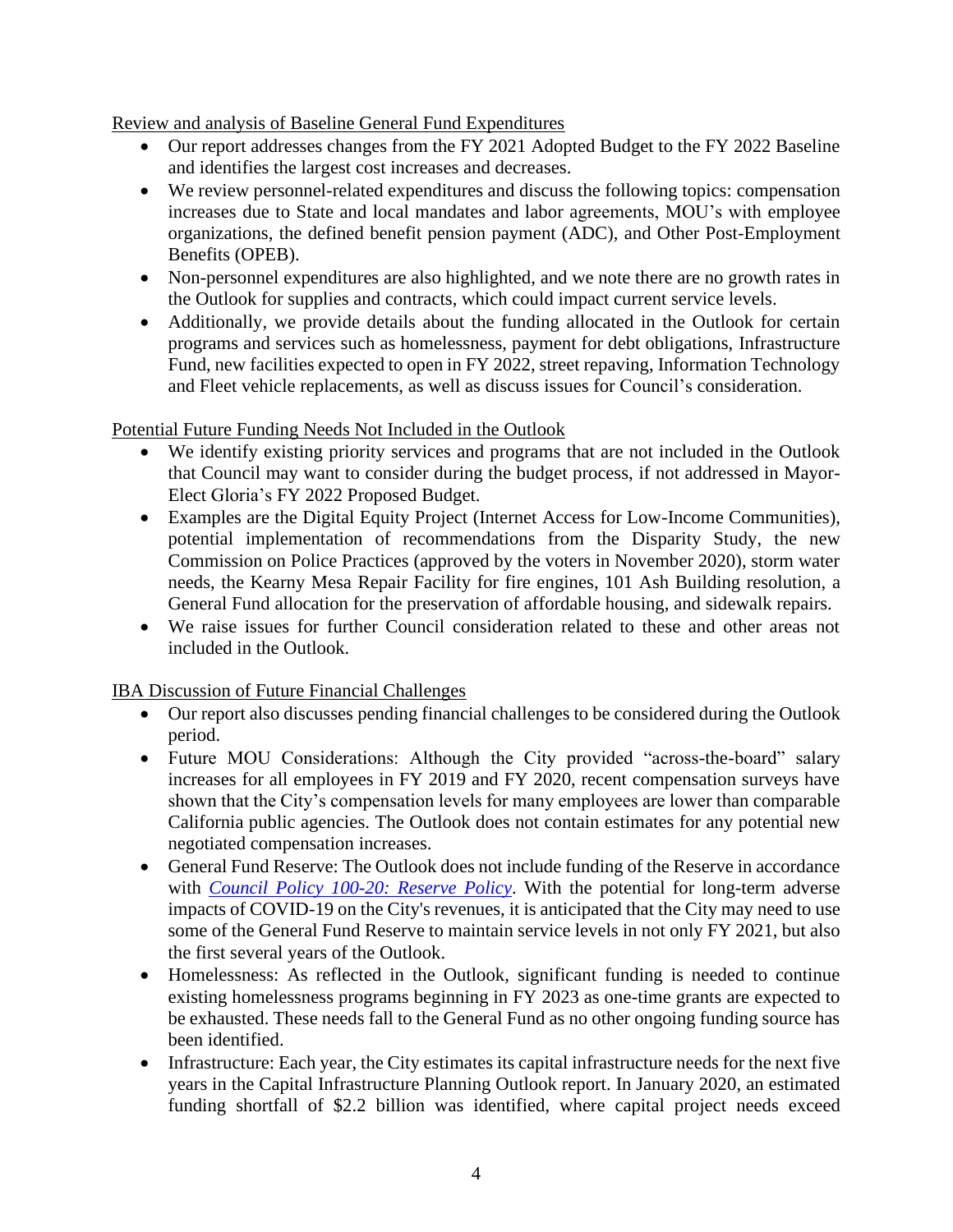Review and analysis of Baseline General Fund Expenditures

- Our report addresses changes from the FY 2021 Adopted Budget to the FY 2022 Baseline and identifies the largest cost increases and decreases.
- We review personnel-related expenditures and discuss the following topics: compensation increases due to State and local mandates and labor agreements, MOU's with employee organizations, the defined benefit pension payment (ADC), and Other Post-Employment Benefits (OPEB).
- Non-personnel expenditures are also highlighted, and we note there are no growth rates in the Outlook for supplies and contracts, which could impact current service levels.
- Additionally, we provide details about the funding allocated in the Outlook for certain programs and services such as homelessness, payment for debt obligations, Infrastructure Fund, new facilities expected to open in FY 2022, street repaving, Information Technology and Fleet vehicle replacements, as well as discuss issues for Council's consideration.

Potential Future Funding Needs Not Included in the Outlook

- We identify existing priority services and programs that are not included in the Outlook that Council may want to consider during the budget process, if not addressed in Mayor-Elect Gloria's FY 2022 Proposed Budget.
- Examples are the Digital Equity Project (Internet Access for Low-Income Communities), potential implementation of recommendations from the Disparity Study, the new Commission on Police Practices (approved by the voters in November 2020), storm water needs, the Kearny Mesa Repair Facility for fire engines, 101 Ash Building resolution, a General Fund allocation for the preservation of affordable housing, and sidewalk repairs.
- We raise issues for further Council consideration related to these and other areas not included in the Outlook.

IBA Discussion of Future Financial Challenges

- Our report also discusses pending financial challenges to be considered during the Outlook period.
- Future MOU Considerations: Although the City provided "across-the-board" salary increases for all employees in FY 2019 and FY 2020, recent compensation surveys have shown that the City's compensation levels for many employees are lower than comparable California public agencies. The Outlook does not contain estimates for any potential new negotiated compensation increases.
- General Fund Reserve: The Outlook does not include funding of the Reserve in accordance with *Council Policy 100-20: Reserve Policy*. With the potential for long-term adverse impacts of COVID-19 on the City's revenues, it is anticipated that the City may need to use some of the General Fund Reserve to maintain service levels in not only FY 2021, but also the first several years of the Outlook.
- Homelessness: As reflected in the Outlook, significant funding is needed to continue existing homelessness programs beginning in FY 2023 as one-time grants are expected to be exhausted. These needs fall to the General Fund as no other ongoing funding source has been identified.
- Infrastructure: Each year, the City estimates its capital infrastructure needs for the next five years in the Capital Infrastructure Planning Outlook report. In January 2020, an estimated funding shortfall of $2.2 billion was identified, where capital project needs exceed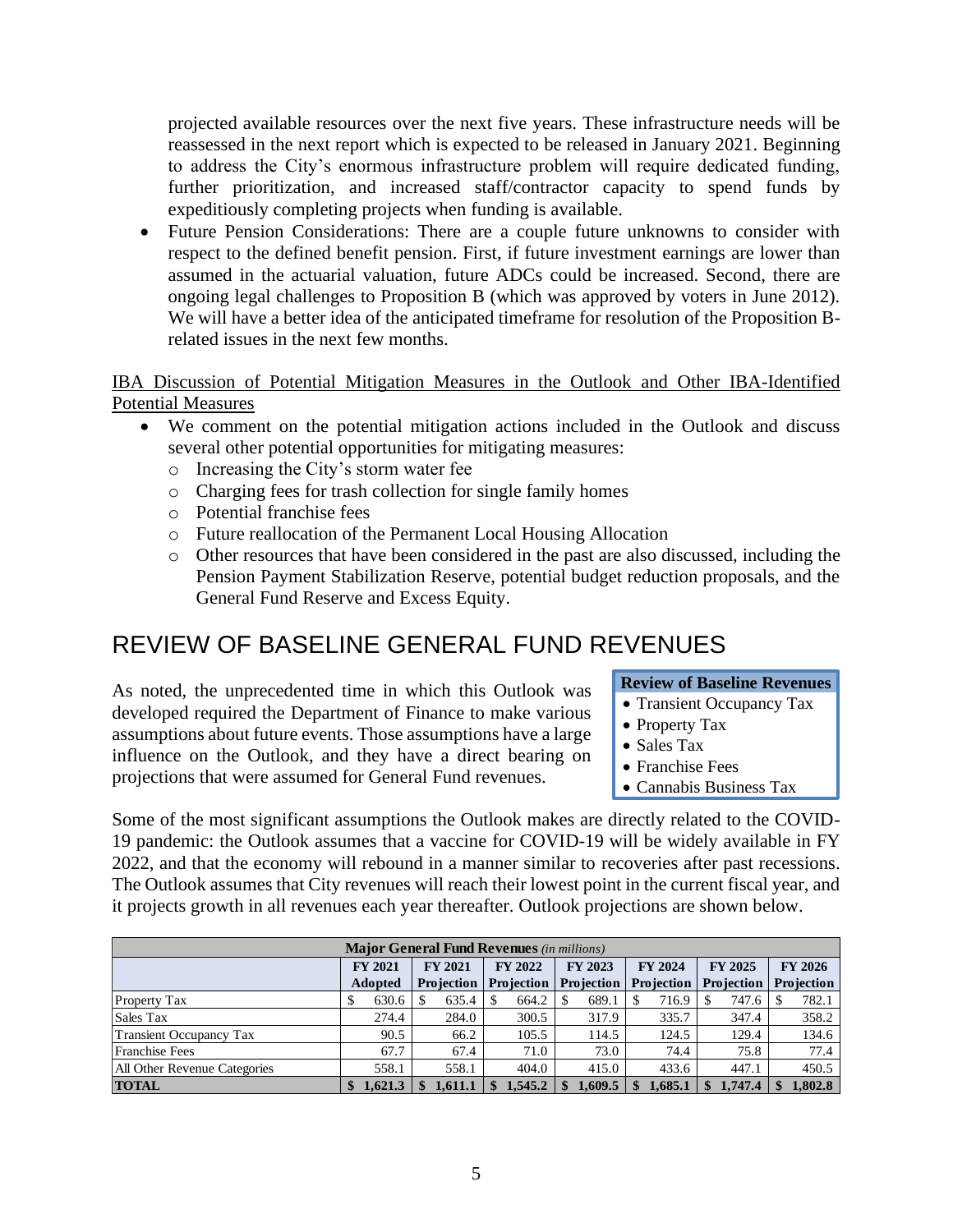projected available resources over the next five years. These infrastructure needs will be reassessed in the next report which is expected to be released in January 2021. Beginning to address the City's enormous infrastructure problem will require dedicated funding, further prioritization, and increased staff/contractor capacity to spend funds by expeditiously completing projects when funding is available.

- Future Pension Considerations: There are a couple future unknowns to consider with respect to the defined benefit pension. First, if future investment earnings are lower than assumed in the actuarial valuation, future ADCs could be increased. Second, there are ongoing legal challenges to Proposition B (which was approved by voters in June 2012). We will have a better idea of the anticipated timeframe for resolution of the Proposition B-related issues in the next few months.

IBA Discussion of Potential Mitigation Measures in the Outlook and Other IBA-Identified Potential Measures

- We comment on the potential mitigation actions included in the Outlook and discuss several other potential opportunities for mitigating measures:
  - Increasing the City's storm water fee
  - Charging fees for trash collection for single family homes
  - Potential franchise fees
  - Future reallocation of the Permanent Local Housing Allocation
  - Other resources that have been considered in the past are also discussed, including the Pension Payment Stabilization Reserve, potential budget reduction proposals, and the General Fund Reserve and Excess Equity.

# REVIEW OF BASELINE GENERAL FUND REVENUES

**Review of Baseline Revenues**
- Transient Occupancy Tax
- Property Tax
- Sales Tax
- Franchise Fees
- Cannabis Business Tax

As noted, the unprecedented time in which this Outlook was developed required the Department of Finance to make various assumptions about future events. Those assumptions have a large influence on the Outlook, and they have a direct bearing on projections that were assumed for General Fund revenues.

Some of the most significant assumptions the Outlook makes are directly related to the COVID-19 pandemic: the Outlook assumes that a vaccine for COVID-19 will be widely available in FY 2022, and that the economy will rebound in a manner similar to recoveries after past recessions. The Outlook assumes that City revenues will reach their lowest point in the current fiscal year, and it projects growth in all revenues each year thereafter. Outlook projections are shown below.

| **Major General Fund Revenues** *(in millions)* | | | | | | | |
|---|---|---|---|---|---|---|---|
| | **FY 2021 Adopted** | **FY 2021 Projection** | **FY 2022 Projection** | **FY 2023 Projection** | **FY 2024 Projection** | **FY 2025 Projection** | **FY 2026 Projection** |
| Property Tax | $ 630.6 | $ 635.4 | $ 664.2 | $ 689.1 | $ 716.9 | $ 747.6 | $ 782.1 |
| Sales Tax | 274.4 | 284.0 | 300.5 | 317.9 | 335.7 | 347.4 | 358.2 |
| Transient Occupancy Tax | 90.5 | 66.2 | 105.5 | 114.5 | 124.5 | 129.4 | 134.6 |
| Franchise Fees | 67.7 | 67.4 | 71.0 | 73.0 | 74.4 | 75.8 | 77.4 |
| All Other Revenue Categories | 558.1 | 558.1 | 404.0 | 415.0 | 433.6 | 447.1 | 450.5 |
| **TOTAL** | **$ 1,621.3** | **$ 1,611.1** | **$ 1,545.2** | **$ 1,609.5** | **$ 1,685.1** | **$ 1,747.4** | **$ 1,802.8** |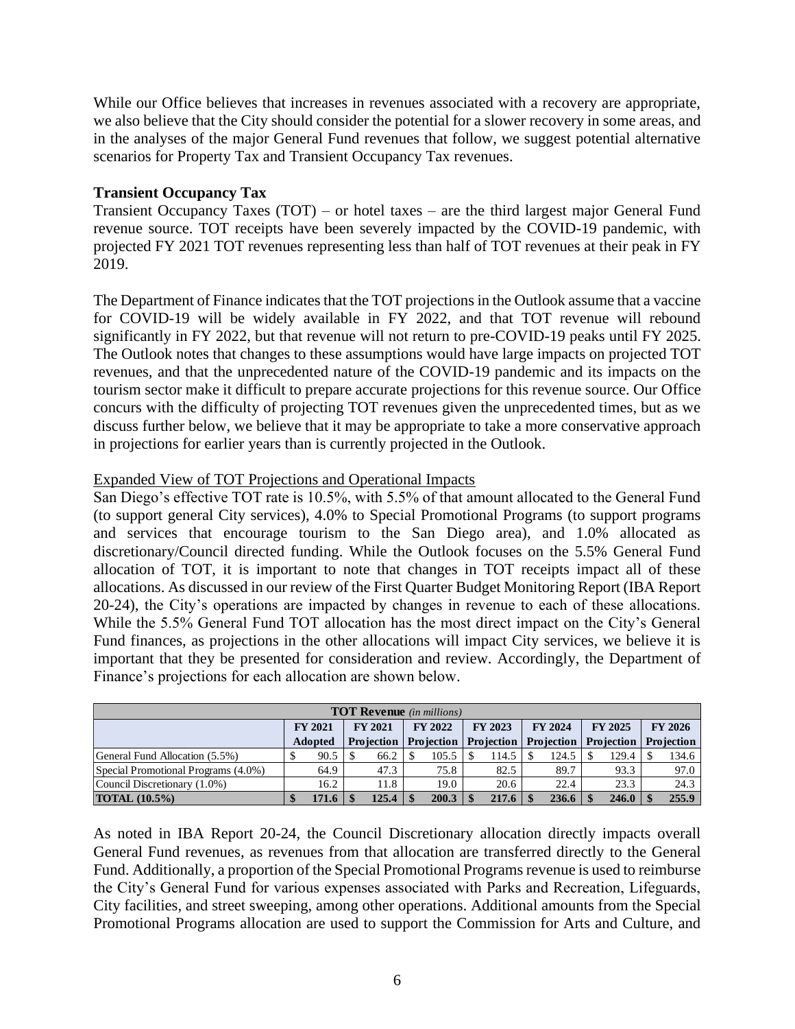While our Office believes that increases in revenues associated with a recovery are appropriate, we also believe that the City should consider the potential for a slower recovery in some areas, and in the analyses of the major General Fund revenues that follow, we suggest potential alternative scenarios for Property Tax and Transient Occupancy Tax revenues.

**Transient Occupancy Tax**

Transient Occupancy Taxes (TOT) – or hotel taxes – are the third largest major General Fund revenue source. TOT receipts have been severely impacted by the COVID-19 pandemic, with projected FY 2021 TOT revenues representing less than half of TOT revenues at their peak in FY 2019.

The Department of Finance indicates that the TOT projections in the Outlook assume that a vaccine for COVID-19 will be widely available in FY 2022, and that TOT revenue will rebound significantly in FY 2022, but that revenue will not return to pre-COVID-19 peaks until FY 2025. The Outlook notes that changes to these assumptions would have large impacts on projected TOT revenues, and that the unprecedented nature of the COVID-19 pandemic and its impacts on the tourism sector make it difficult to prepare accurate projections for this revenue source. Our Office concurs with the difficulty of projecting TOT revenues given the unprecedented times, but as we discuss further below, we believe that it may be appropriate to take a more conservative approach in projections for earlier years than is currently projected in the Outlook.

Expanded View of TOT Projections and Operational Impacts

San Diego's effective TOT rate is 10.5%, with 5.5% of that amount allocated to the General Fund (to support general City services), 4.0% to Special Promotional Programs (to support programs and services that encourage tourism to the San Diego area), and 1.0% allocated as discretionary/Council directed funding. While the Outlook focuses on the 5.5% General Fund allocation of TOT, it is important to note that changes in TOT receipts impact all of these allocations. As discussed in our review of the First Quarter Budget Monitoring Report (IBA Report 20-24), the City's operations are impacted by changes in revenue to each of these allocations. While the 5.5% General Fund TOT allocation has the most direct impact on the City's General Fund finances, as projections in the other allocations will impact City services, we believe it is important that they be presented for consideration and review. Accordingly, the Department of Finance's projections for each allocation are shown below.

| **TOT Revenue** *(in millions)* | | | | | | | |
|---|---|---|---|---|---|---|---|
| | **FY 2021 Adopted** | **FY 2021 Projection** | **FY 2022 Projection** | **FY 2023 Projection** | **FY 2024 Projection** | **FY 2025 Projection** | **FY 2026 Projection** |
| General Fund Allocation (5.5%) | $ 90.5 | $ 66.2 | $ 105.5 | $ 114.5 | $ 124.5 | $ 129.4 | $ 134.6 |
| Special Promotional Programs (4.0%) | 64.9 | 47.3 | 75.8 | 82.5 | 89.7 | 93.3 | 97.0 |
| Council Discretionary (1.0%) | 16.2 | 11.8 | 19.0 | 20.6 | 22.4 | 23.3 | 24.3 |
| **TOTAL (10.5%)** | **$ 171.6** | **$ 125.4** | **$ 200.3** | **$ 217.6** | **$ 236.6** | **$ 246.0** | **$ 255.9** |

As noted in IBA Report 20-24, the Council Discretionary allocation directly impacts overall General Fund revenues, as revenues from that allocation are transferred directly to the General Fund. Additionally, a proportion of the Special Promotional Programs revenue is used to reimburse the City's General Fund for various expenses associated with Parks and Recreation, Lifeguards, City facilities, and street sweeping, among other operations. Additional amounts from the Special Promotional Programs allocation are used to support the Commission for Arts and Culture, and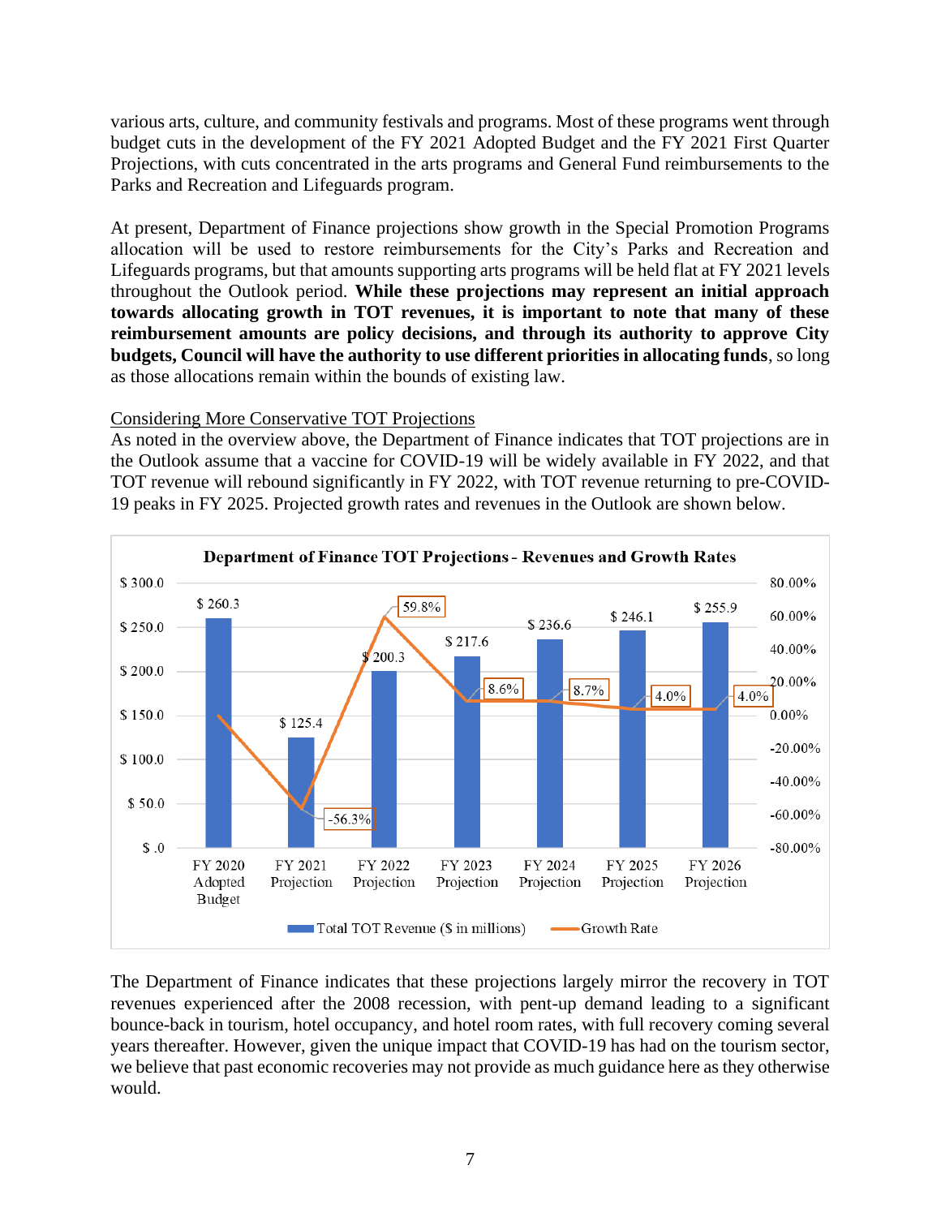various arts, culture, and community festivals and programs. Most of these programs went through budget cuts in the development of the FY 2021 Adopted Budget and the FY 2021 First Quarter Projections, with cuts concentrated in the arts programs and General Fund reimbursements to the Parks and Recreation and Lifeguards program.

At present, Department of Finance projections show growth in the Special Promotion Programs allocation will be used to restore reimbursements for the City's Parks and Recreation and Lifeguards programs, but that amounts supporting arts programs will be held flat at FY 2021 levels throughout the Outlook period. **While these projections may represent an initial approach towards allocating growth in TOT revenues, it is important to note that many of these reimbursement amounts are policy decisions, and through its authority to approve City budgets, Council will have the authority to use different priorities in allocating funds**, so long as those allocations remain within the bounds of existing law.

<u>Considering More Conservative TOT Projections</u>

As noted in the overview above, the Department of Finance indicates that TOT projections are in the Outlook assume that a vaccine for COVID-19 will be widely available in FY 2022, and that TOT revenue will rebound significantly in FY 2022, with TOT revenue returning to pre-COVID-19 peaks in FY 2025. Projected growth rates and revenues in the Outlook are shown below.

**Department of Finance TOT Projections - Revenues and Growth Rates**

| | FY 2020 Adopted Budget | FY 2021 Projection | FY 2022 Projection | FY 2023 Projection | FY 2024 Projection | FY 2025 Projection | FY 2026 Projection |
|---|---|---|---|---|---|---|---|
| Total TOT Revenue ($ in millions) | $ 260.3 | $ 125.4 | $ 200.3 | $ 217.6 | $ 236.6 | $ 246.1 | $ 255.9 |
| Growth Rate | | -56.3% | 59.8% | 8.6% | 8.7% | 4.0% | 4.0% |

The Department of Finance indicates that these projections largely mirror the recovery in TOT revenues experienced after the 2008 recession, with pent-up demand leading to a significant bounce-back in tourism, hotel occupancy, and hotel room rates, with full recovery coming several years thereafter. However, given the unique impact that COVID-19 has had on the tourism sector, we believe that past economic recoveries may not provide as much guidance here as they otherwise would.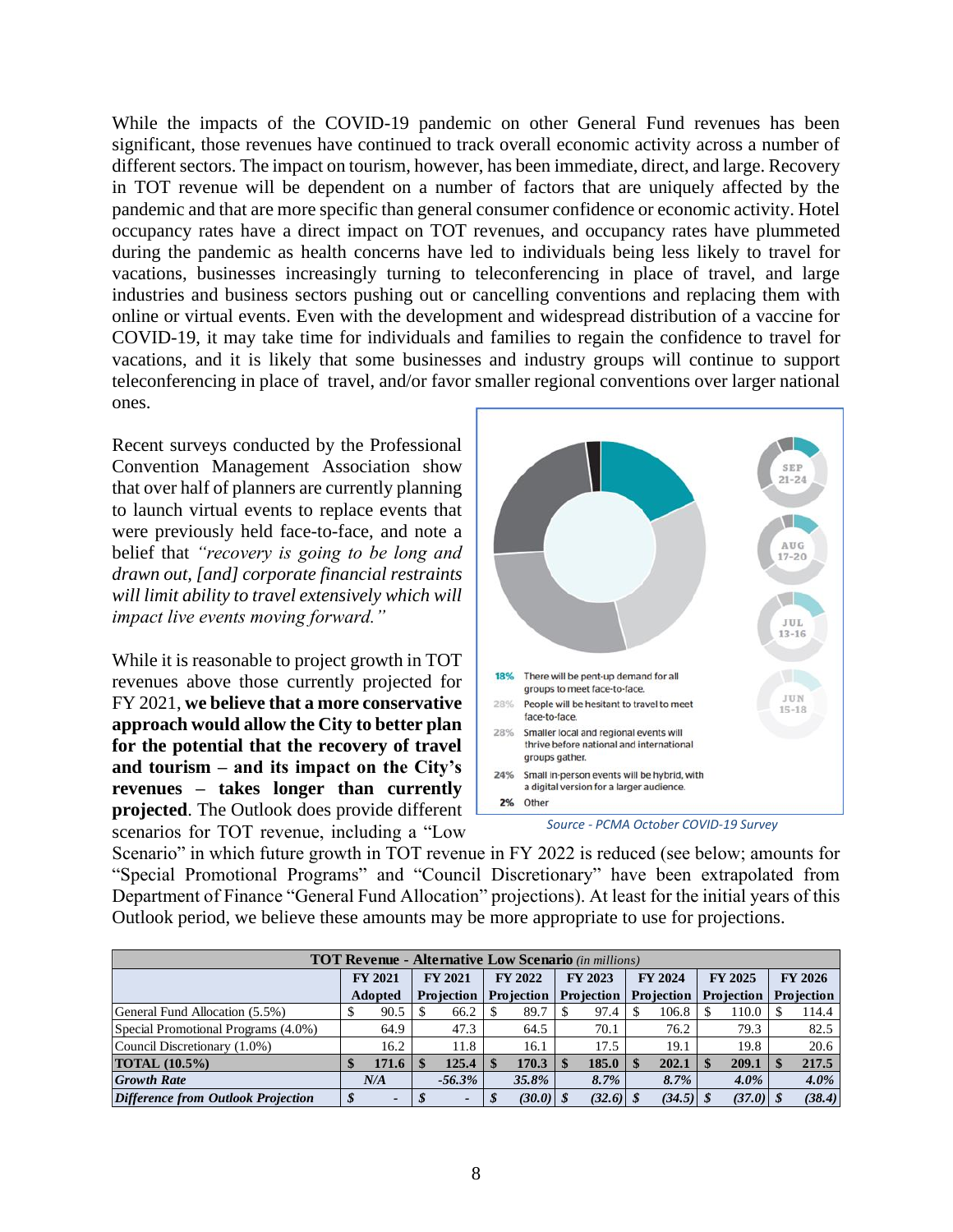While the impacts of the COVID-19 pandemic on other General Fund revenues has been significant, those revenues have continued to track overall economic activity across a number of different sectors. The impact on tourism, however, has been immediate, direct, and large. Recovery in TOT revenue will be dependent on a number of factors that are uniquely affected by the pandemic and that are more specific than general consumer confidence or economic activity. Hotel occupancy rates have a direct impact on TOT revenues, and occupancy rates have plummeted during the pandemic as health concerns have led to individuals being less likely to travel for vacations, businesses increasingly turning to teleconferencing in place of travel, and large industries and business sectors pushing out or cancelling conventions and replacing them with online or virtual events. Even with the development and widespread distribution of a vaccine for COVID-19, it may take time for individuals and families to regain the confidence to travel for vacations, and it is likely that some businesses and industry groups will continue to support teleconferencing in place of travel, and/or favor smaller regional conventions over larger national ones.

Recent surveys conducted by the Professional Convention Management Association show that over half of planners are currently planning to launch virtual events to replace events that were previously held face-to-face, and note a belief that *"recovery is going to be long and drawn out, [and] corporate financial restraints will limit ability to travel extensively which will impact live events moving forward."*

SEP 21-24

AUG 17-20

JUL 13-16

JUN 15-18

18% There will be pent-up demand for all groups to meet face-to-face.

28% People will be hesitant to travel to meet face-to-face.

28% Smaller local and regional events will thrive before national and international groups gather.

24% Small in-person events will be hybrid, with a digital version for a larger audience.

2% Other

*Source - PCMA October COVID-19 Survey*

While it is reasonable to project growth in TOT revenues above those currently projected for FY 2021, **we believe that a more conservative approach would allow the City to better plan for the potential that the recovery of travel and tourism – and its impact on the City's revenues – takes longer than currently projected**. The Outlook does provide different scenarios for TOT revenue, including a "Low Scenario" in which future growth in TOT revenue in FY 2022 is reduced (see below; amounts for "Special Promotional Programs" and "Council Discretionary" have been extrapolated from Department of Finance "General Fund Allocation" projections). At least for the initial years of this Outlook period, we believe these amounts may be more appropriate to use for projections.

| **TOT Revenue - Alternative Low Scenario** *(in millions)* | | | | | | | |
|---|---|---|---|---|---|---|---|
| | **FY 2021 Adopted** | **FY 2021 Projection** | **FY 2022 Projection** | **FY 2023 Projection** | **FY 2024 Projection** | **FY 2025 Projection** | **FY 2026 Projection** |
| General Fund Allocation (5.5%) | $ 90.5 | $ 66.2 | $ 89.7 | $ 97.4 | $ 106.8 | $ 110.0 | $ 114.4 |
| Special Promotional Programs (4.0%) | 64.9 | 47.3 | 64.5 | 70.1 | 76.2 | 79.3 | 82.5 |
| Council Discretionary (1.0%) | 16.2 | 11.8 | 16.1 | 17.5 | 19.1 | 19.8 | 20.6 |
| **TOTAL (10.5%)** | **$ 171.6** | **$ 125.4** | **$ 170.3** | **$ 185.0** | **$ 202.1** | **$ 209.1** | **$ 217.5** |
| ***Growth Rate*** | ***N/A*** | ***-56.3%*** | ***35.8%*** | ***8.7%*** | ***8.7%*** | ***4.0%*** | ***4.0%*** |
| ***Difference from Outlook Projection*** | ***$ -*** | ***$ -*** | ***$ (30.0)*** | ***$ (32.6)*** | ***$ (34.5)*** | ***$ (37.0)*** | ***$ (38.4)*** |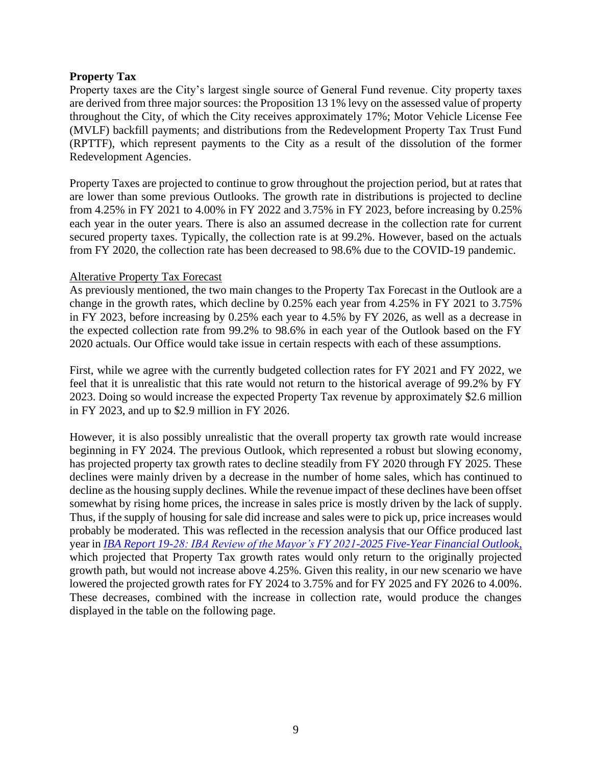**Property Tax**

Property taxes are the City's largest single source of General Fund revenue. City property taxes are derived from three major sources: the Proposition 13 1% levy on the assessed value of property throughout the City, of which the City receives approximately 17%; Motor Vehicle License Fee (MVLF) backfill payments; and distributions from the Redevelopment Property Tax Trust Fund (RPTTF), which represent payments to the City as a result of the dissolution of the former Redevelopment Agencies.

Property Taxes are projected to continue to grow throughout the projection period, but at rates that are lower than some previous Outlooks. The growth rate in distributions is projected to decline from 4.25% in FY 2021 to 4.00% in FY 2022 and 3.75% in FY 2023, before increasing by 0.25% each year in the outer years. There is also an assumed decrease in the collection rate for current secured property taxes. Typically, the collection rate is at 99.2%. However, based on the actuals from FY 2020, the collection rate has been decreased to 98.6% due to the COVID-19 pandemic.

Alterative Property Tax Forecast

As previously mentioned, the two main changes to the Property Tax Forecast in the Outlook are a change in the growth rates, which decline by 0.25% each year from 4.25% in FY 2021 to 3.75% in FY 2023, before increasing by 0.25% each year to 4.5% by FY 2026, as well as a decrease in the expected collection rate from 99.2% to 98.6% in each year of the Outlook based on the FY 2020 actuals. Our Office would take issue in certain respects with each of these assumptions.

First, while we agree with the currently budgeted collection rates for FY 2021 and FY 2022, we feel that it is unrealistic that this rate would not return to the historical average of 99.2% by FY 2023. Doing so would increase the expected Property Tax revenue by approximately $2.6 million in FY 2023, and up to $2.9 million in FY 2026.

However, it is also possibly unrealistic that the overall property tax growth rate would increase beginning in FY 2024. The previous Outlook, which represented a robust but slowing economy, has projected property tax growth rates to decline steadily from FY 2020 through FY 2025. These declines were mainly driven by a decrease in the number of home sales, which has continued to decline as the housing supply declines. While the revenue impact of these declines have been offset somewhat by rising home prices, the increase in sales price is mostly driven by the lack of supply. Thus, if the supply of housing for sale did increase and sales were to pick up, price increases would probably be moderated. This was reflected in the recession analysis that our Office produced last year in *IBA Report 19-28: IBA Review of the Mayor's FY 2021-2025 Five-Year Financial Outlook*, which projected that Property Tax growth rates would only return to the originally projected growth path, but would not increase above 4.25%. Given this reality, in our new scenario we have lowered the projected growth rates for FY 2024 to 3.75% and for FY 2025 and FY 2026 to 4.00%. These decreases, combined with the increase in collection rate, would produce the changes displayed in the table on the following page.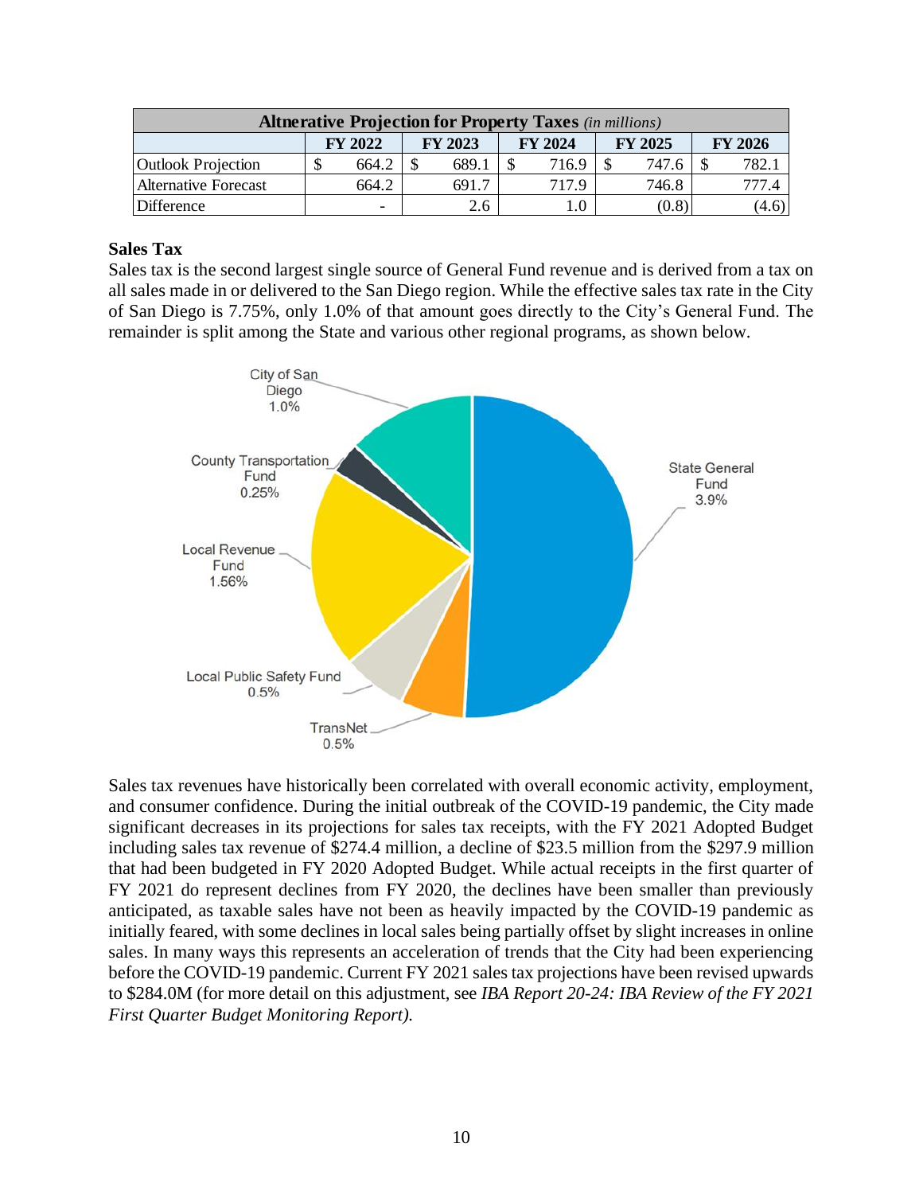| Altnerative Projection for Property Taxes *(in millions)* | | | | | |
|---|---|---|---|---|---|
| | FY 2022 | FY 2023 | FY 2024 | FY 2025 | FY 2026 |
| Outlook Projection | $ 664.2 | $ 689.1 | $ 716.9 | $ 747.6 | $ 782.1 |
| Alternative Forecast | 664.2 | 691.7 | 717.9 | 746.8 | 777.4 |
| Difference | - | 2.6 | 1.0 | (0.8) | (4.6) |

**Sales Tax**

Sales tax is the second largest single source of General Fund revenue and is derived from a tax on all sales made in or delivered to the San Diego region. While the effective sales tax rate in the City of San Diego is 7.75%, only 1.0% of that amount goes directly to the City's General Fund. The remainder is split among the State and various other regional programs, as shown below.

City of San Diego 1.0%; State General Fund 3.9%; TransNet 0.5%; Local Public Safety Fund 0.5%; Local Revenue Fund 1.56%; County Transportation Fund 0.25%

Sales tax revenues have historically been correlated with overall economic activity, employment, and consumer confidence. During the initial outbreak of the COVID-19 pandemic, the City made significant decreases in its projections for sales tax receipts, with the FY 2021 Adopted Budget including sales tax revenue of $274.4 million, a decline of $23.5 million from the $297.9 million that had been budgeted in FY 2020 Adopted Budget. While actual receipts in the first quarter of FY 2021 do represent declines from FY 2020, the declines have been smaller than previously anticipated, as taxable sales have not been as heavily impacted by the COVID-19 pandemic as initially feared, with some declines in local sales being partially offset by slight increases in online sales. In many ways this represents an acceleration of trends that the City had been experiencing before the COVID-19 pandemic. Current FY 2021 sales tax projections have been revised upwards to $284.0M (for more detail on this adjustment, see *IBA Report 20-24: IBA Review of the FY 2021 First Quarter Budget Monitoring Report).*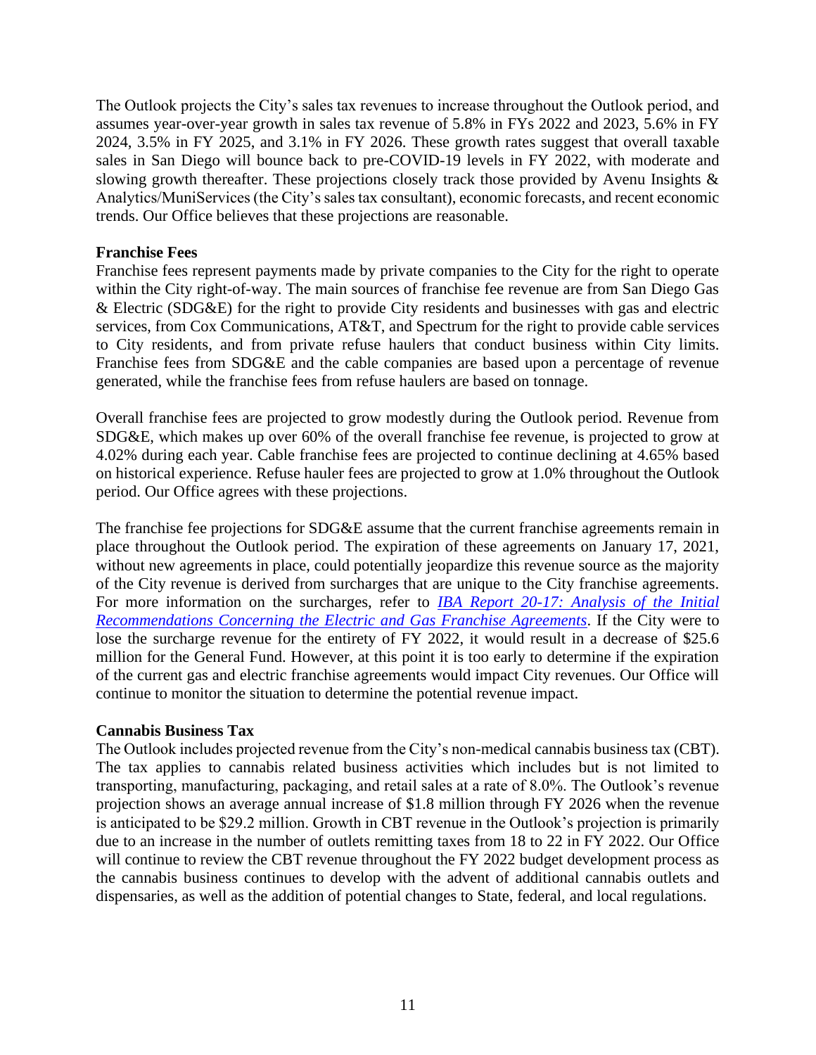The Outlook projects the City's sales tax revenues to increase throughout the Outlook period, and assumes year-over-year growth in sales tax revenue of 5.8% in FYs 2022 and 2023, 5.6% in FY 2024, 3.5% in FY 2025, and 3.1% in FY 2026. These growth rates suggest that overall taxable sales in San Diego will bounce back to pre-COVID-19 levels in FY 2022, with moderate and slowing growth thereafter. These projections closely track those provided by Avenu Insights & Analytics/MuniServices (the City's sales tax consultant), economic forecasts, and recent economic trends. Our Office believes that these projections are reasonable.

**Franchise Fees**

Franchise fees represent payments made by private companies to the City for the right to operate within the City right-of-way. The main sources of franchise fee revenue are from San Diego Gas & Electric (SDG&E) for the right to provide City residents and businesses with gas and electric services, from Cox Communications, AT&T, and Spectrum for the right to provide cable services to City residents, and from private refuse haulers that conduct business within City limits. Franchise fees from SDG&E and the cable companies are based upon a percentage of revenue generated, while the franchise fees from refuse haulers are based on tonnage.

Overall franchise fees are projected to grow modestly during the Outlook period. Revenue from SDG&E, which makes up over 60% of the overall franchise fee revenue, is projected to grow at 4.02% during each year. Cable franchise fees are projected to continue declining at 4.65% based on historical experience. Refuse hauler fees are projected to grow at 1.0% throughout the Outlook period. Our Office agrees with these projections.

The franchise fee projections for SDG&E assume that the current franchise agreements remain in place throughout the Outlook period. The expiration of these agreements on January 17, 2021, without new agreements in place, could potentially jeopardize this revenue source as the majority of the City revenue is derived from surcharges that are unique to the City franchise agreements. For more information on the surcharges, refer to *IBA Report 20-17: Analysis of the Initial Recommendations Concerning the Electric and Gas Franchise Agreements*. If the City were to lose the surcharge revenue for the entirety of FY 2022, it would result in a decrease of $25.6 million for the General Fund. However, at this point it is too early to determine if the expiration of the current gas and electric franchise agreements would impact City revenues. Our Office will continue to monitor the situation to determine the potential revenue impact.

**Cannabis Business Tax**

The Outlook includes projected revenue from the City's non-medical cannabis business tax (CBT). The tax applies to cannabis related business activities which includes but is not limited to transporting, manufacturing, packaging, and retail sales at a rate of 8.0%. The Outlook's revenue projection shows an average annual increase of $1.8 million through FY 2026 when the revenue is anticipated to be $29.2 million. Growth in CBT revenue in the Outlook's projection is primarily due to an increase in the number of outlets remitting taxes from 18 to 22 in FY 2022. Our Office will continue to review the CBT revenue throughout the FY 2022 budget development process as the cannabis business continues to develop with the advent of additional cannabis outlets and dispensaries, as well as the addition of potential changes to State, federal, and local regulations.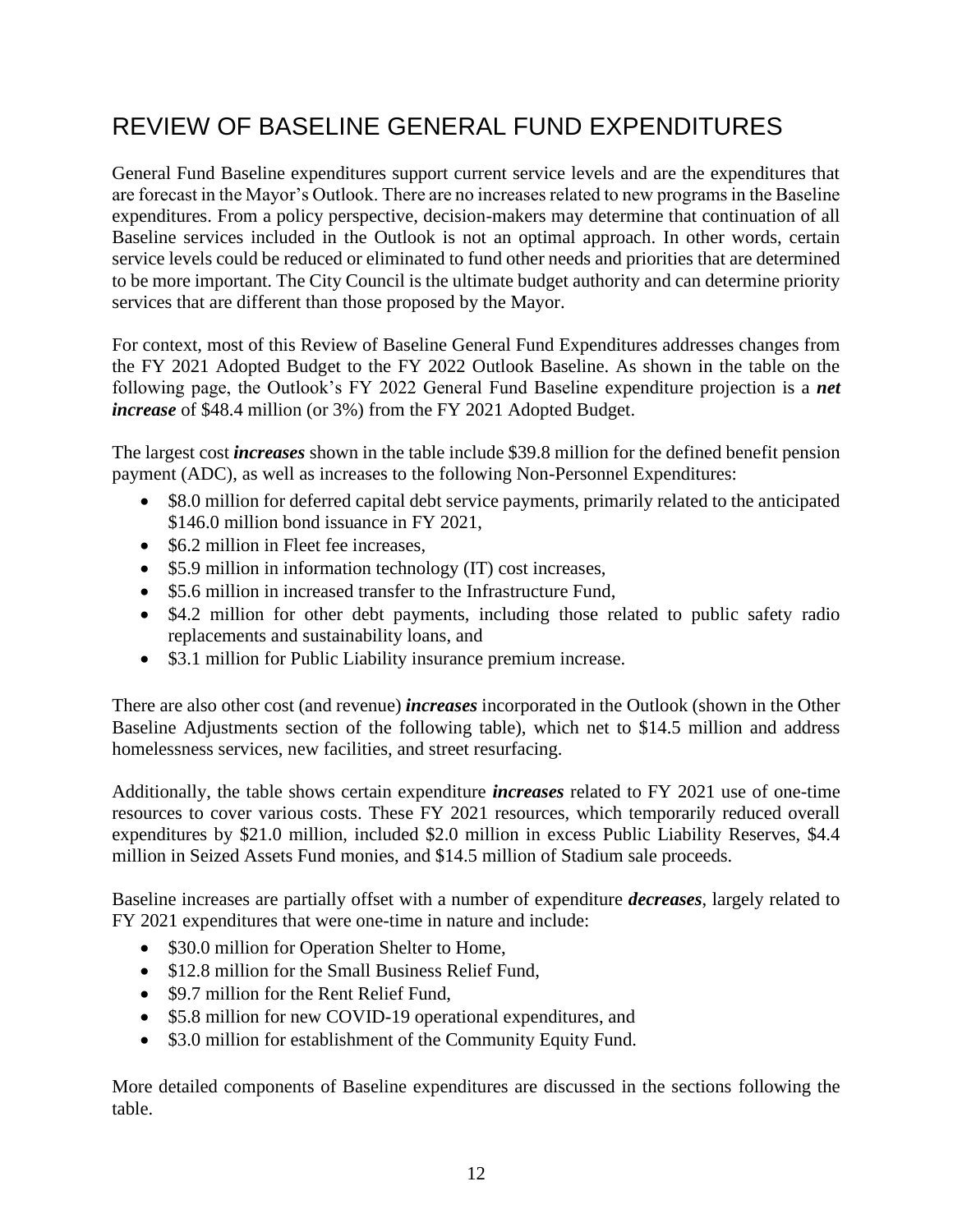# REVIEW OF BASELINE GENERAL FUND EXPENDITURES

General Fund Baseline expenditures support current service levels and are the expenditures that are forecast in the Mayor's Outlook. There are no increases related to new programs in the Baseline expenditures. From a policy perspective, decision-makers may determine that continuation of all Baseline services included in the Outlook is not an optimal approach. In other words, certain service levels could be reduced or eliminated to fund other needs and priorities that are determined to be more important. The City Council is the ultimate budget authority and can determine priority services that are different than those proposed by the Mayor.

For context, most of this Review of Baseline General Fund Expenditures addresses changes from the FY 2021 Adopted Budget to the FY 2022 Outlook Baseline. As shown in the table on the following page, the Outlook's FY 2022 General Fund Baseline expenditure projection is a ***net increase*** of \$48.4 million (or 3%) from the FY 2021 Adopted Budget.

The largest cost ***increases*** shown in the table include \$39.8 million for the defined benefit pension payment (ADC), as well as increases to the following Non-Personnel Expenditures:

- \$8.0 million for deferred capital debt service payments, primarily related to the anticipated \$146.0 million bond issuance in FY 2021,
- \$6.2 million in Fleet fee increases,
- \$5.9 million in information technology (IT) cost increases,
- \$5.6 million in increased transfer to the Infrastructure Fund,
- \$4.2 million for other debt payments, including those related to public safety radio replacements and sustainability loans, and
- \$3.1 million for Public Liability insurance premium increase.

There are also other cost (and revenue) ***increases*** incorporated in the Outlook (shown in the Other Baseline Adjustments section of the following table), which net to \$14.5 million and address homelessness services, new facilities, and street resurfacing.

Additionally, the table shows certain expenditure ***increases*** related to FY 2021 use of one-time resources to cover various costs. These FY 2021 resources, which temporarily reduced overall expenditures by \$21.0 million, included \$2.0 million in excess Public Liability Reserves, \$4.4 million in Seized Assets Fund monies, and \$14.5 million of Stadium sale proceeds.

Baseline increases are partially offset with a number of expenditure ***decreases***, largely related to FY 2021 expenditures that were one-time in nature and include:

- \$30.0 million for Operation Shelter to Home,
- \$12.8 million for the Small Business Relief Fund,
- \$9.7 million for the Rent Relief Fund,
- \$5.8 million for new COVID-19 operational expenditures, and
- \$3.0 million for establishment of the Community Equity Fund.

More detailed components of Baseline expenditures are discussed in the sections following the table.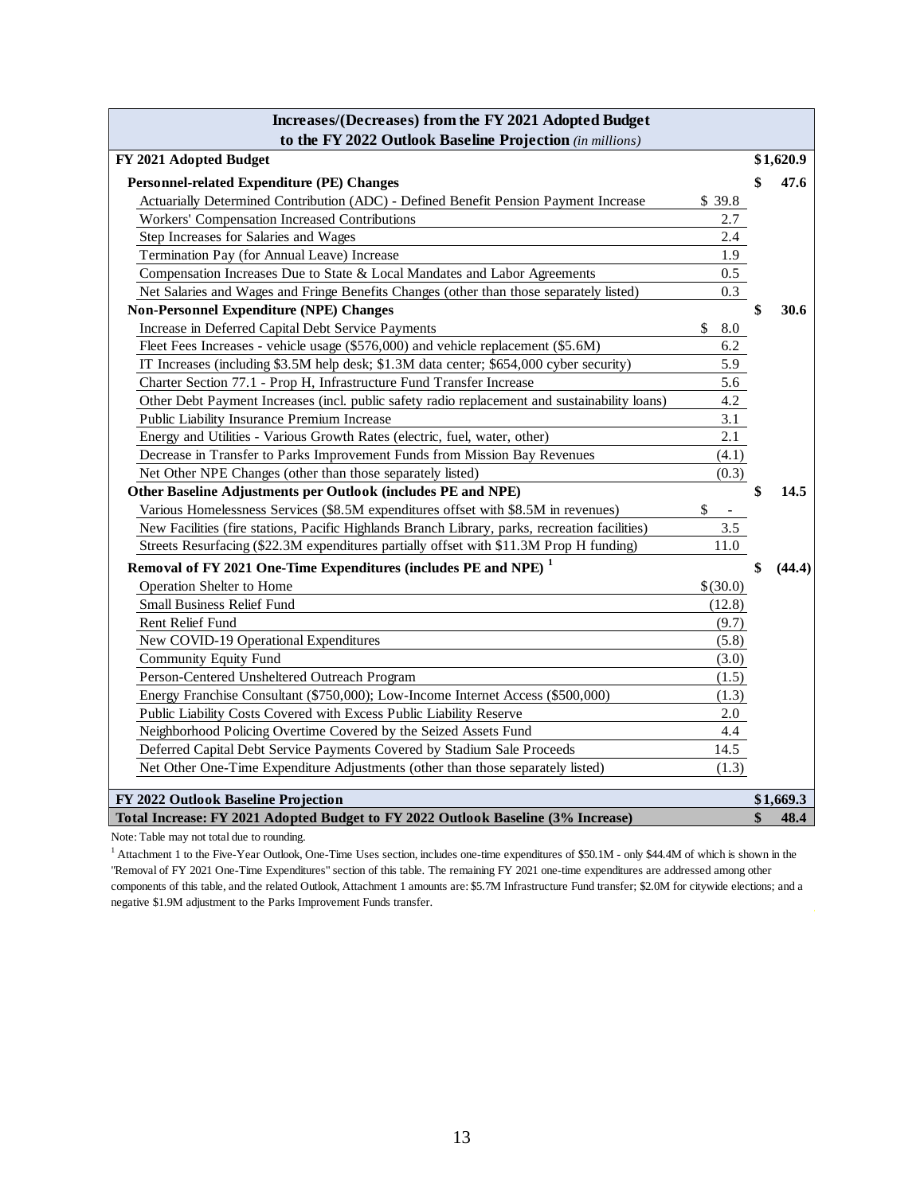| Increases/(Decreases) from the FY 2021 Adopted Budget to the FY 2022 Outlook Baseline Projection *(in millions)* | | |
|---|---|---|
| **FY 2021 Adopted Budget** | | **$1,620.9** |
| **Personnel-related Expenditure (PE) Changes** | | **$ 47.6** |
| Actuarially Determined Contribution (ADC) - Defined Benefit Pension Payment Increase | $ 39.8 | |
| Workers' Compensation Increased Contributions | 2.7 | |
| Step Increases for Salaries and Wages | 2.4 | |
| Termination Pay (for Annual Leave) Increase | 1.9 | |
| Compensation Increases Due to State & Local Mandates and Labor Agreements | 0.5 | |
| Net Salaries and Wages and Fringe Benefits Changes (other than those separately listed) | 0.3 | |
| **Non-Personnel Expenditure (NPE) Changes** | | **$ 30.6** |
| Increase in Deferred Capital Debt Service Payments | $ 8.0 | |
| Fleet Fees Increases - vehicle usage ($576,000) and vehicle replacement ($5.6M) | 6.2 | |
| IT Increases (including $3.5M help desk; $1.3M data center; $654,000 cyber security) | 5.9 | |
| Charter Section 77.1 - Prop H, Infrastructure Fund Transfer Increase | 5.6 | |
| Other Debt Payment Increases (incl. public safety radio replacement and sustainability loans) | 4.2 | |
| Public Liability Insurance Premium Increase | 3.1 | |
| Energy and Utilities - Various Growth Rates (electric, fuel, water, other) | 2.1 | |
| Decrease in Transfer to Parks Improvement Funds from Mission Bay Revenues | (4.1) | |
| Net Other NPE Changes (other than those separately listed) | (0.3) | |
| **Other Baseline Adjustments per Outlook (includes PE and NPE)** | | **$ 14.5** |
| Various Homelessness Services ($8.5M expenditures offset with $8.5M in revenues) | $ - | |
| New Facilities (fire stations, Pacific Highlands Branch Library, parks, recreation facilities) | 3.5 | |
| Streets Resurfacing ($22.3M expenditures partially offset with $11.3M Prop H funding) | 11.0 | |
| **Removal of FY 2021 One-Time Expenditures (includes PE and NPE)** [1] | | **$ (44.4)** |
| Operation Shelter to Home | $(30.0) | |
| Small Business Relief Fund | (12.8) | |
| Rent Relief Fund | (9.7) | |
| New COVID-19 Operational Expenditures | (5.8) | |
| Community Equity Fund | (3.0) | |
| Person-Centered Unsheltered Outreach Program | (1.5) | |
| Energy Franchise Consultant ($750,000); Low-Income Internet Access ($500,000) | (1.3) | |
| Public Liability Costs Covered with Excess Public Liability Reserve | 2.0 | |
| Neighborhood Policing Overtime Covered by the Seized Assets Fund | 4.4 | |
| Deferred Capital Debt Service Payments Covered by Stadium Sale Proceeds | 14.5 | |
| Net Other One-Time Expenditure Adjustments (other than those separately listed) | (1.3) | |
| **FY 2022 Outlook Baseline Projection** | | **$1,669.3** |
| **Total Increase: FY 2021 Adopted Budget to FY 2022 Outlook Baseline (3% Increase)** | | **$ 48.4** |

Note: Table may not total due to rounding.

[1] Attachment 1 to the Five-Year Outlook, One-Time Uses section, includes one-time expenditures of $50.1M - only $44.4M of which is shown in the "Removal of FY 2021 One-Time Expenditures" section of this table. The remaining FY 2021 one-time expenditures are addressed among other components of this table, and the related Outlook, Attachment 1 amounts are: $5.7M Infrastructure Fund transfer; $2.0M for citywide elections; and a negative $1.9M adjustment to the Parks Improvement Funds transfer.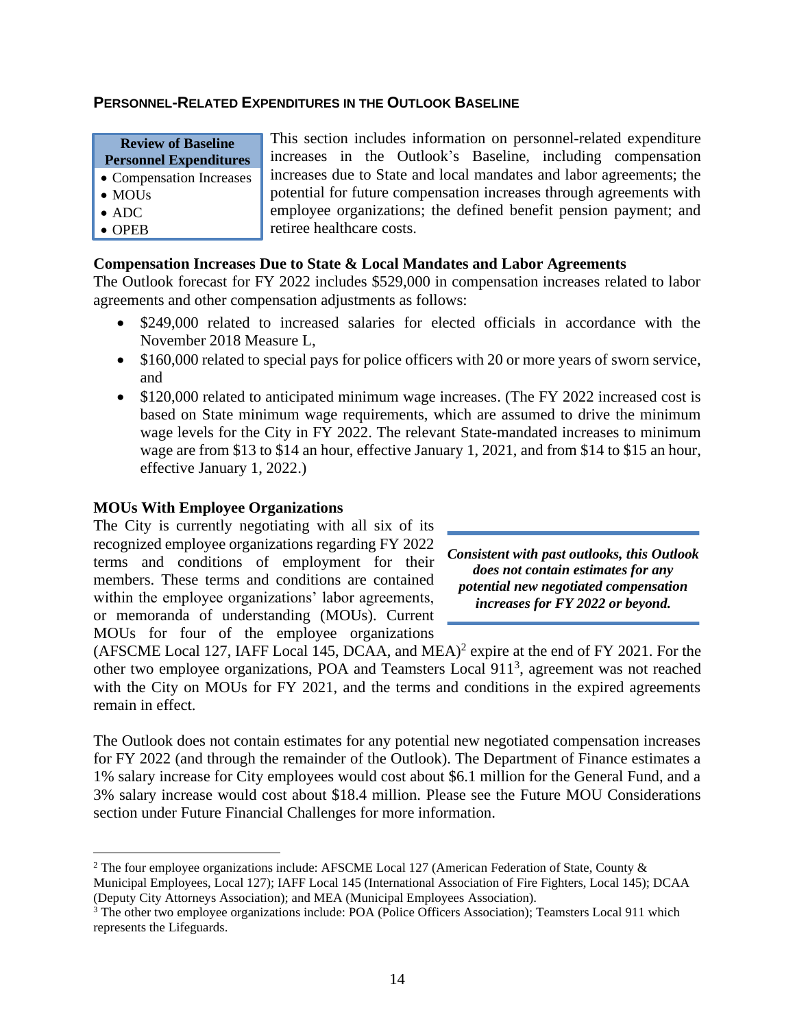## PERSONNEL-RELATED EXPENDITURES IN THE OUTLOOK BASELINE

**Review of Baseline Personnel Expenditures**

- Compensation Increases
- MOUs
- ADC
- OPEB

This section includes information on personnel-related expenditure increases in the Outlook's Baseline, including compensation increases due to State and local mandates and labor agreements; the potential for future compensation increases through agreements with employee organizations; the defined benefit pension payment; and retiree healthcare costs.

### Compensation Increases Due to State & Local Mandates and Labor Agreements

The Outlook forecast for FY 2022 includes $529,000 in compensation increases related to labor agreements and other compensation adjustments as follows:

- $249,000 related to increased salaries for elected officials in accordance with the November 2018 Measure L,
- $160,000 related to special pays for police officers with 20 or more years of sworn service, and
- $120,000 related to anticipated minimum wage increases. (The FY 2022 increased cost is based on State minimum wage requirements, which are assumed to drive the minimum wage levels for the City in FY 2022. The relevant State-mandated increases to minimum wage are from $13 to $14 an hour, effective January 1, 2021, and from $14 to $15 an hour, effective January 1, 2022.)

### MOUs With Employee Organizations

The City is currently negotiating with all six of its recognized employee organizations regarding FY 2022 terms and conditions of employment for their members. These terms and conditions are contained within the employee organizations' labor agreements, or memoranda of understanding (MOUs). Current MOUs for four of the employee organizations (AFSCME Local 127, IAFF Local 145, DCAA, and MEA)[2] expire at the end of FY 2021. For the other two employee organizations, POA and Teamsters Local 911[3], agreement was not reached with the City on MOUs for FY 2021, and the terms and conditions in the expired agreements remain in effect.

***Consistent with past outlooks, this Outlook does not contain estimates for any potential new negotiated compensation increases for FY 2022 or beyond.***

The Outlook does not contain estimates for any potential new negotiated compensation increases for FY 2022 (and through the remainder of the Outlook). The Department of Finance estimates a 1% salary increase for City employees would cost about $6.1 million for the General Fund, and a 3% salary increase would cost about $18.4 million. Please see the Future MOU Considerations section under Future Financial Challenges for more information.

---

[2] The four employee organizations include: AFSCME Local 127 (American Federation of State, County & Municipal Employees, Local 127); IAFF Local 145 (International Association of Fire Fighters, Local 145); DCAA (Deputy City Attorneys Association); and MEA (Municipal Employees Association).

[3] The other two employee organizations include: POA (Police Officers Association); Teamsters Local 911 which represents the Lifeguards.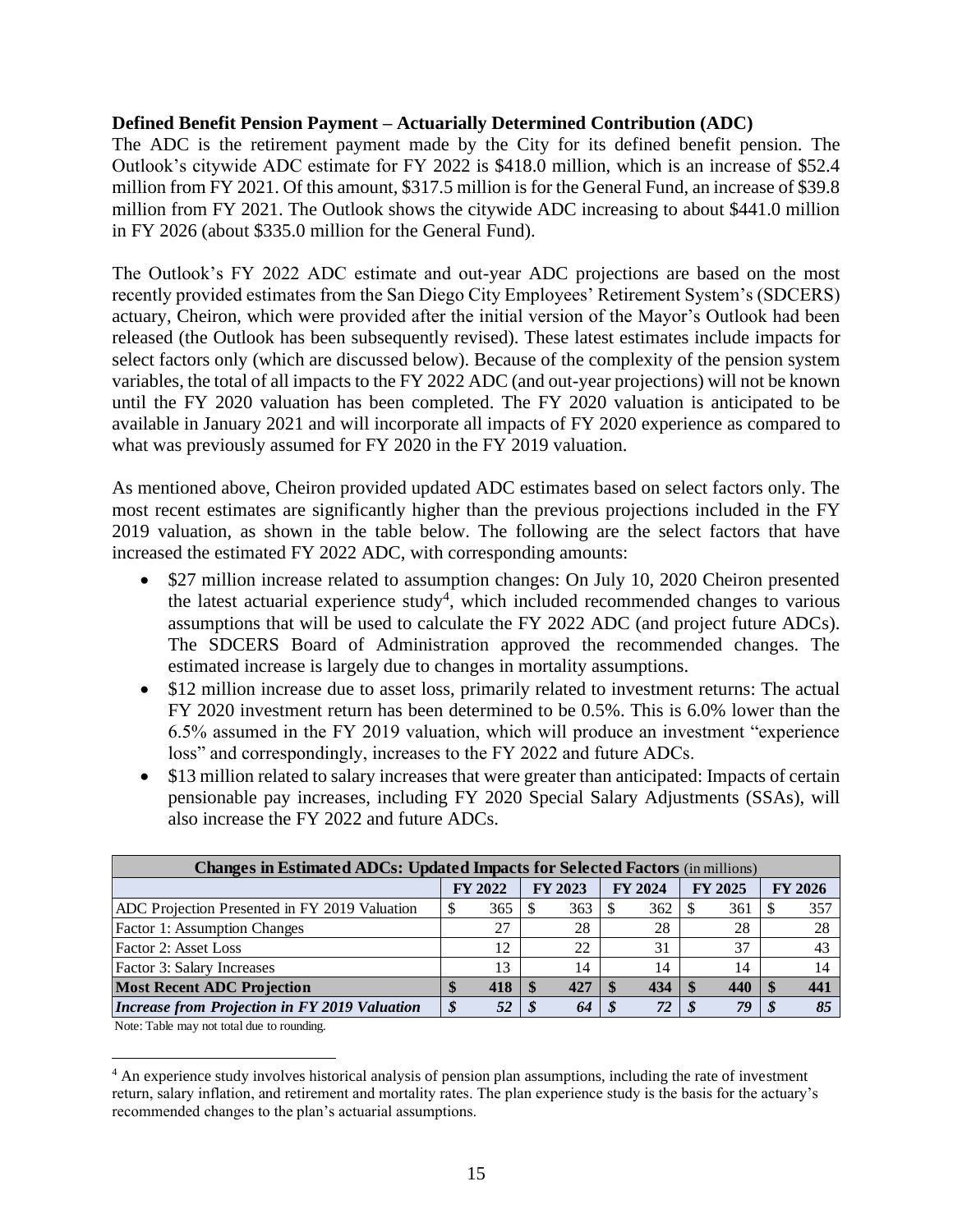**Defined Benefit Pension Payment – Actuarially Determined Contribution (ADC)**

The ADC is the retirement payment made by the City for its defined benefit pension. The Outlook's citywide ADC estimate for FY 2022 is $418.0 million, which is an increase of $52.4 million from FY 2021. Of this amount, $317.5 million is for the General Fund, an increase of $39.8 million from FY 2021. The Outlook shows the citywide ADC increasing to about $441.0 million in FY 2026 (about $335.0 million for the General Fund).

The Outlook's FY 2022 ADC estimate and out-year ADC projections are based on the most recently provided estimates from the San Diego City Employees' Retirement System's (SDCERS) actuary, Cheiron, which were provided after the initial version of the Mayor's Outlook had been released (the Outlook has been subsequently revised). These latest estimates include impacts for select factors only (which are discussed below). Because of the complexity of the pension system variables, the total of all impacts to the FY 2022 ADC (and out-year projections) will not be known until the FY 2020 valuation has been completed. The FY 2020 valuation is anticipated to be available in January 2021 and will incorporate all impacts of FY 2020 experience as compared to what was previously assumed for FY 2020 in the FY 2019 valuation.

As mentioned above, Cheiron provided updated ADC estimates based on select factors only. The most recent estimates are significantly higher than the previous projections included in the FY 2019 valuation, as shown in the table below. The following are the select factors that have increased the estimated FY 2022 ADC, with corresponding amounts:

- $27 million increase related to assumption changes: On July 10, 2020 Cheiron presented the latest actuarial experience study[4], which included recommended changes to various assumptions that will be used to calculate the FY 2022 ADC (and project future ADCs). The SDCERS Board of Administration approved the recommended changes. The estimated increase is largely due to changes in mortality assumptions.
- $12 million increase due to asset loss, primarily related to investment returns: The actual FY 2020 investment return has been determined to be 0.5%. This is 6.0% lower than the 6.5% assumed in the FY 2019 valuation, which will produce an investment "experience loss" and correspondingly, increases to the FY 2022 and future ADCs.
- $13 million related to salary increases that were greater than anticipated: Impacts of certain pensionable pay increases, including FY 2020 Special Salary Adjustments (SSAs), will also increase the FY 2022 and future ADCs.

| **Changes in Estimated ADCs: Updated Impacts for Selected Factors** (in millions) | | | | | |
|---|---|---|---|---|---|
| | **FY 2022** | **FY 2023** | **FY 2024** | **FY 2025** | **FY 2026** |
| ADC Projection Presented in FY 2019 Valuation | $ 365 | $ 363 | $ 362 | $ 361 | $ 357 |
| Factor 1: Assumption Changes | 27 | 28 | 28 | 28 | 28 |
| Factor 2: Asset Loss | 12 | 22 | 31 | 37 | 43 |
| Factor 3: Salary Increases | 13 | 14 | 14 | 14 | 14 |
| **Most Recent ADC Projection** | **$ 418** | **$ 427** | **$ 434** | **$ 440** | **$ 441** |
| ***Increase from Projection in FY 2019 Valuation*** | ***$ 52*** | ***$ 64*** | ***$ 72*** | ***$ 79*** | ***$ 85*** |

Note: Table may not total due to rounding.

[4] An experience study involves historical analysis of pension plan assumptions, including the rate of investment return, salary inflation, and retirement and mortality rates. The plan experience study is the basis for the actuary's recommended changes to the plan's actuarial assumptions.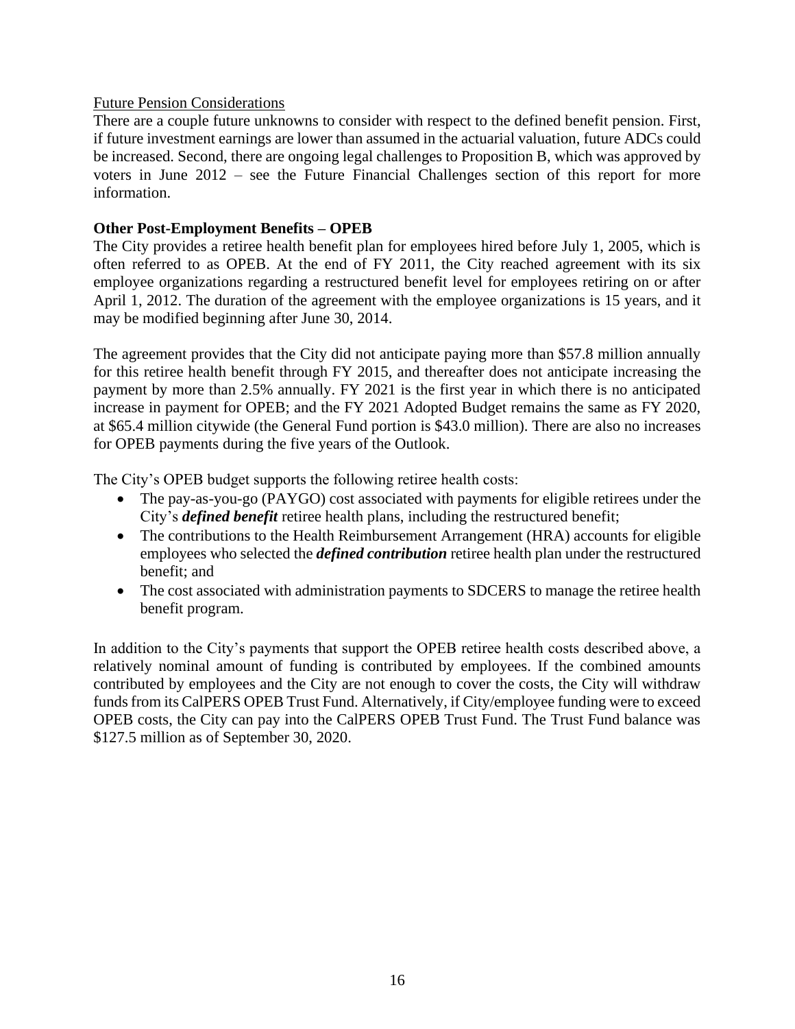Future Pension Considerations

There are a couple future unknowns to consider with respect to the defined benefit pension. First, if future investment earnings are lower than assumed in the actuarial valuation, future ADCs could be increased. Second, there are ongoing legal challenges to Proposition B, which was approved by voters in June 2012 – see the Future Financial Challenges section of this report for more information.

**Other Post-Employment Benefits – OPEB**

The City provides a retiree health benefit plan for employees hired before July 1, 2005, which is often referred to as OPEB. At the end of FY 2011, the City reached agreement with its six employee organizations regarding a restructured benefit level for employees retiring on or after April 1, 2012. The duration of the agreement with the employee organizations is 15 years, and it may be modified beginning after June 30, 2014.

The agreement provides that the City did not anticipate paying more than $57.8 million annually for this retiree health benefit through FY 2015, and thereafter does not anticipate increasing the payment by more than 2.5% annually. FY 2021 is the first year in which there is no anticipated increase in payment for OPEB; and the FY 2021 Adopted Budget remains the same as FY 2020, at $65.4 million citywide (the General Fund portion is $43.0 million). There are also no increases for OPEB payments during the five years of the Outlook.

The City's OPEB budget supports the following retiree health costs:

- The pay-as-you-go (PAYGO) cost associated with payments for eligible retirees under the City's ***defined benefit*** retiree health plans, including the restructured benefit;
- The contributions to the Health Reimbursement Arrangement (HRA) accounts for eligible employees who selected the ***defined contribution*** retiree health plan under the restructured benefit; and
- The cost associated with administration payments to SDCERS to manage the retiree health benefit program.

In addition to the City's payments that support the OPEB retiree health costs described above, a relatively nominal amount of funding is contributed by employees. If the combined amounts contributed by employees and the City are not enough to cover the costs, the City will withdraw funds from its CalPERS OPEB Trust Fund. Alternatively, if City/employee funding were to exceed OPEB costs, the City can pay into the CalPERS OPEB Trust Fund. The Trust Fund balance was $127.5 million as of September 30, 2020.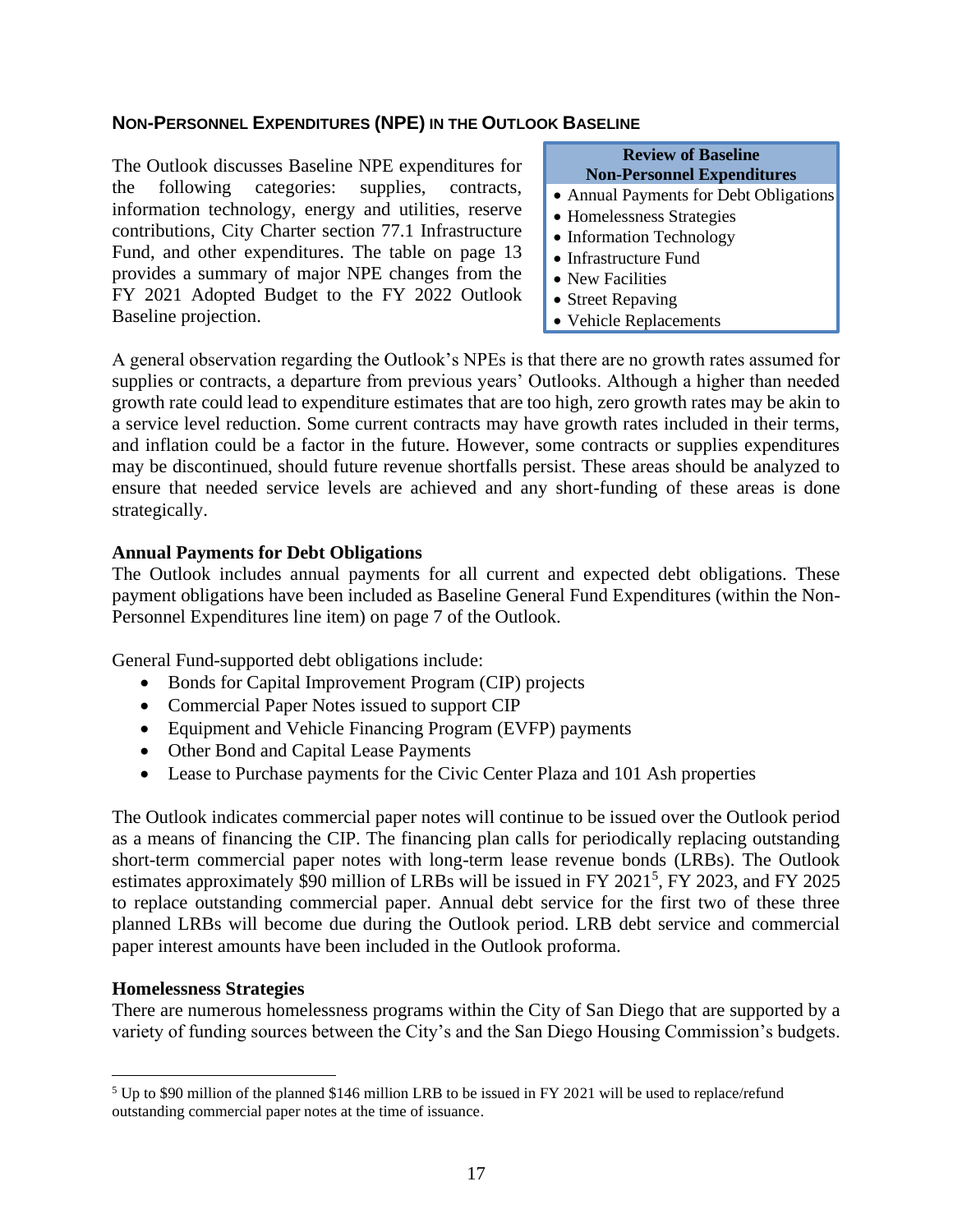## NON-PERSONNEL EXPENDITURES (NPE) IN THE OUTLOOK BASELINE

The Outlook discusses Baseline NPE expenditures for the following categories: supplies, contracts, information technology, energy and utilities, reserve contributions, City Charter section 77.1 Infrastructure Fund, and other expenditures. The table on page 13 provides a summary of major NPE changes from the FY 2021 Adopted Budget to the FY 2022 Outlook Baseline projection.

| Review of Baseline Non-Personnel Expenditures |
|---|
| • Annual Payments for Debt Obligations |
| • Homelessness Strategies |
| • Information Technology |
| • Infrastructure Fund |
| • New Facilities |
| • Street Repaving |
| • Vehicle Replacements |

A general observation regarding the Outlook's NPEs is that there are no growth rates assumed for supplies or contracts, a departure from previous years' Outlooks. Although a higher than needed growth rate could lead to expenditure estimates that are too high, zero growth rates may be akin to a service level reduction. Some current contracts may have growth rates included in their terms, and inflation could be a factor in the future. However, some contracts or supplies expenditures may be discontinued, should future revenue shortfalls persist. These areas should be analyzed to ensure that needed service levels are achieved and any short-funding of these areas is done strategically.

### Annual Payments for Debt Obligations

The Outlook includes annual payments for all current and expected debt obligations. These payment obligations have been included as Baseline General Fund Expenditures (within the Non-Personnel Expenditures line item) on page 7 of the Outlook.

General Fund-supported debt obligations include:

- Bonds for Capital Improvement Program (CIP) projects
- Commercial Paper Notes issued to support CIP
- Equipment and Vehicle Financing Program (EVFP) payments
- Other Bond and Capital Lease Payments
- Lease to Purchase payments for the Civic Center Plaza and 101 Ash properties

The Outlook indicates commercial paper notes will continue to be issued over the Outlook period as a means of financing the CIP. The financing plan calls for periodically replacing outstanding short-term commercial paper notes with long-term lease revenue bonds (LRBs). The Outlook estimates approximately $90 million of LRBs will be issued in FY 2021[5], FY 2023, and FY 2025 to replace outstanding commercial paper. Annual debt service for the first two of these three planned LRBs will become due during the Outlook period. LRB debt service and commercial paper interest amounts have been included in the Outlook proforma.

### Homelessness Strategies

There are numerous homelessness programs within the City of San Diego that are supported by a variety of funding sources between the City's and the San Diego Housing Commission's budgets.

[5] Up to $90 million of the planned $146 million LRB to be issued in FY 2021 will be used to replace/refund outstanding commercial paper notes at the time of issuance.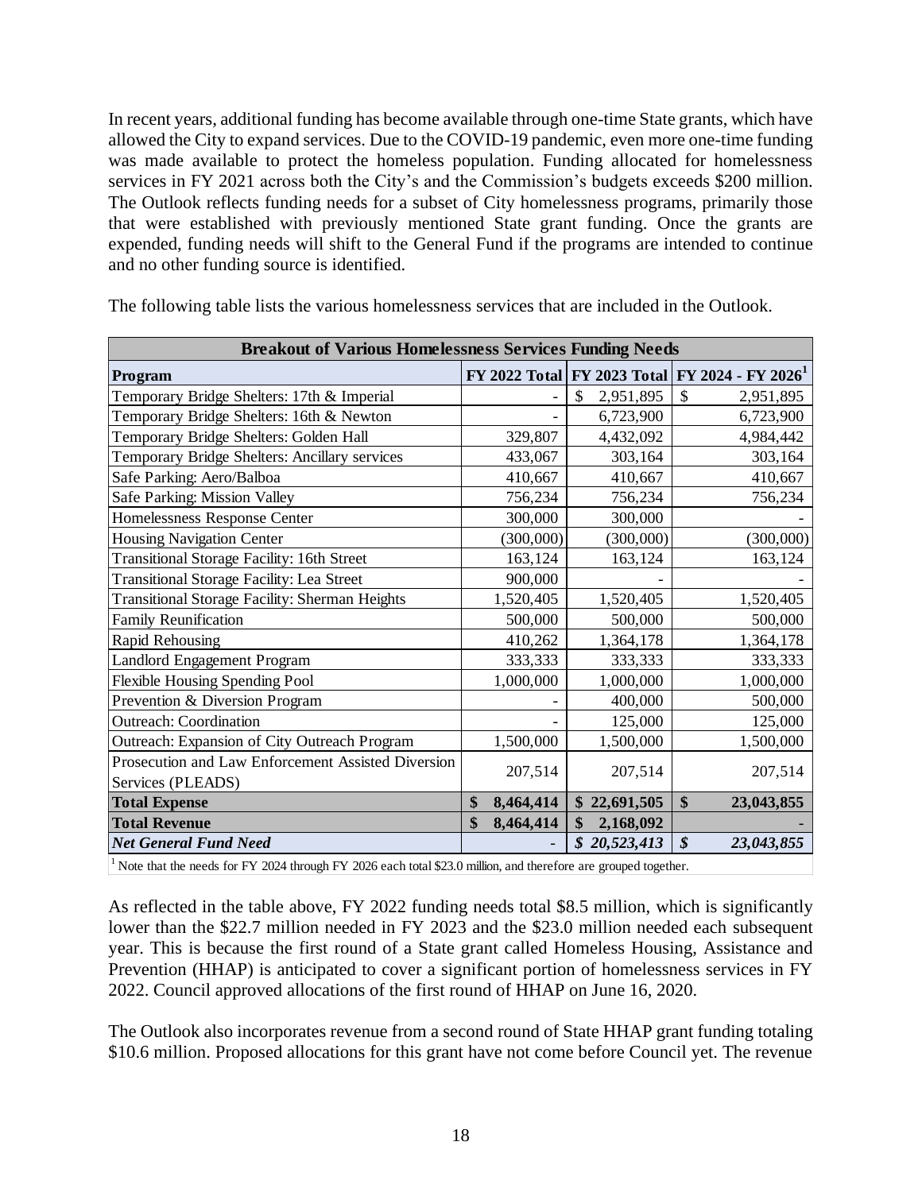In recent years, additional funding has become available through one-time State grants, which have allowed the City to expand services. Due to the COVID-19 pandemic, even more one-time funding was made available to protect the homeless population. Funding allocated for homelessness services in FY 2021 across both the City's and the Commission's budgets exceeds $200 million. The Outlook reflects funding needs for a subset of City homelessness programs, primarily those that were established with previously mentioned State grant funding. Once the grants are expended, funding needs will shift to the General Fund if the programs are intended to continue and no other funding source is identified.

The following table lists the various homelessness services that are included in the Outlook.

| Breakout of Various Homelessness Services Funding Needs | | | |
|---|---|---|---|
| **Program** | **FY 2022 Total** | **FY 2023 Total** | **FY 2024 - FY 2026[1]** |
| Temporary Bridge Shelters: 17th & Imperial | - | $ 2,951,895 | $ 2,951,895 |
| Temporary Bridge Shelters: 16th & Newton | - | 6,723,900 | 6,723,900 |
| Temporary Bridge Shelters: Golden Hall | 329,807 | 4,432,092 | 4,984,442 |
| Temporary Bridge Shelters: Ancillary services | 433,067 | 303,164 | 303,164 |
| Safe Parking: Aero/Balboa | 410,667 | 410,667 | 410,667 |
| Safe Parking: Mission Valley | 756,234 | 756,234 | 756,234 |
| Homelessness Response Center | 300,000 | 300,000 | - |
| Housing Navigation Center | (300,000) | (300,000) | (300,000) |
| Transitional Storage Facility: 16th Street | 163,124 | 163,124 | 163,124 |
| Transitional Storage Facility: Lea Street | 900,000 | - | - |
| Transitional Storage Facility: Sherman Heights | 1,520,405 | 1,520,405 | 1,520,405 |
| Family Reunification | 500,000 | 500,000 | 500,000 |
| Rapid Rehousing | 410,262 | 1,364,178 | 1,364,178 |
| Landlord Engagement Program | 333,333 | 333,333 | 333,333 |
| Flexible Housing Spending Pool | 1,000,000 | 1,000,000 | 1,000,000 |
| Prevention & Diversion Program | - | 400,000 | 500,000 |
| Outreach: Coordination | - | 125,000 | 125,000 |
| Outreach: Expansion of City Outreach Program | 1,500,000 | 1,500,000 | 1,500,000 |
| Prosecution and Law Enforcement Assisted Diversion Services (PLEADS) | 207,514 | 207,514 | 207,514 |
| **Total Expense** | **$ 8,464,414** | **$ 22,691,505** | **$ 23,043,855** |
| **Total Revenue** | **$ 8,464,414** | **$ 2,168,092** | **-** |
| ***Net General Fund Need*** | **-** | ***$ 20,523,413*** | ***$ 23,043,855*** |

[1] Note that the needs for FY 2024 through FY 2026 each total $23.0 million, and therefore are grouped together.

As reflected in the table above, FY 2022 funding needs total $8.5 million, which is significantly lower than the $22.7 million needed in FY 2023 and the $23.0 million needed each subsequent year. This is because the first round of a State grant called Homeless Housing, Assistance and Prevention (HHAP) is anticipated to cover a significant portion of homelessness services in FY 2022. Council approved allocations of the first round of HHAP on June 16, 2020.

The Outlook also incorporates revenue from a second round of State HHAP grant funding totaling $10.6 million. Proposed allocations for this grant have not come before Council yet. The revenue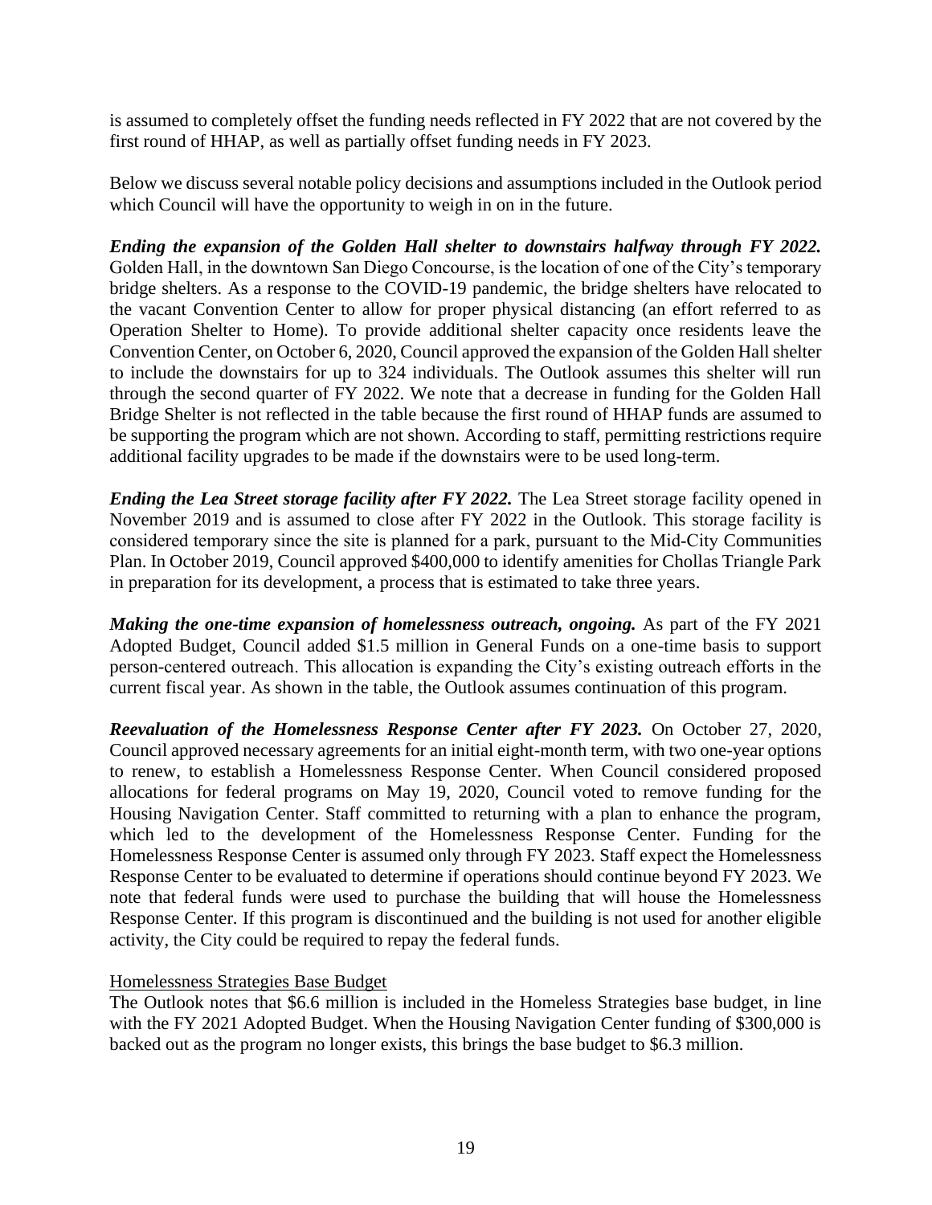is assumed to completely offset the funding needs reflected in FY 2022 that are not covered by the first round of HHAP, as well as partially offset funding needs in FY 2023.

Below we discuss several notable policy decisions and assumptions included in the Outlook period which Council will have the opportunity to weigh in on in the future.

***Ending the expansion of the Golden Hall shelter to downstairs halfway through FY 2022.*** Golden Hall, in the downtown San Diego Concourse, is the location of one of the City's temporary bridge shelters. As a response to the COVID-19 pandemic, the bridge shelters have relocated to the vacant Convention Center to allow for proper physical distancing (an effort referred to as Operation Shelter to Home). To provide additional shelter capacity once residents leave the Convention Center, on October 6, 2020, Council approved the expansion of the Golden Hall shelter to include the downstairs for up to 324 individuals. The Outlook assumes this shelter will run through the second quarter of FY 2022. We note that a decrease in funding for the Golden Hall Bridge Shelter is not reflected in the table because the first round of HHAP funds are assumed to be supporting the program which are not shown. According to staff, permitting restrictions require additional facility upgrades to be made if the downstairs were to be used long-term.

***Ending the Lea Street storage facility after FY 2022.*** The Lea Street storage facility opened in November 2019 and is assumed to close after FY 2022 in the Outlook. This storage facility is considered temporary since the site is planned for a park, pursuant to the Mid-City Communities Plan. In October 2019, Council approved $400,000 to identify amenities for Chollas Triangle Park in preparation for its development, a process that is estimated to take three years.

***Making the one-time expansion of homelessness outreach, ongoing.*** As part of the FY 2021 Adopted Budget, Council added $1.5 million in General Funds on a one-time basis to support person-centered outreach. This allocation is expanding the City's existing outreach efforts in the current fiscal year. As shown in the table, the Outlook assumes continuation of this program.

***Reevaluation of the Homelessness Response Center after FY 2023.*** On October 27, 2020, Council approved necessary agreements for an initial eight-month term, with two one-year options to renew, to establish a Homelessness Response Center. When Council considered proposed allocations for federal programs on May 19, 2020, Council voted to remove funding for the Housing Navigation Center. Staff committed to returning with a plan to enhance the program, which led to the development of the Homelessness Response Center. Funding for the Homelessness Response Center is assumed only through FY 2023. Staff expect the Homelessness Response Center to be evaluated to determine if operations should continue beyond FY 2023. We note that federal funds were used to purchase the building that will house the Homelessness Response Center. If this program is discontinued and the building is not used for another eligible activity, the City could be required to repay the federal funds.

<u>Homelessness Strategies Base Budget</u>

The Outlook notes that $6.6 million is included in the Homeless Strategies base budget, in line with the FY 2021 Adopted Budget. When the Housing Navigation Center funding of $300,000 is backed out as the program no longer exists, this brings the base budget to $6.3 million.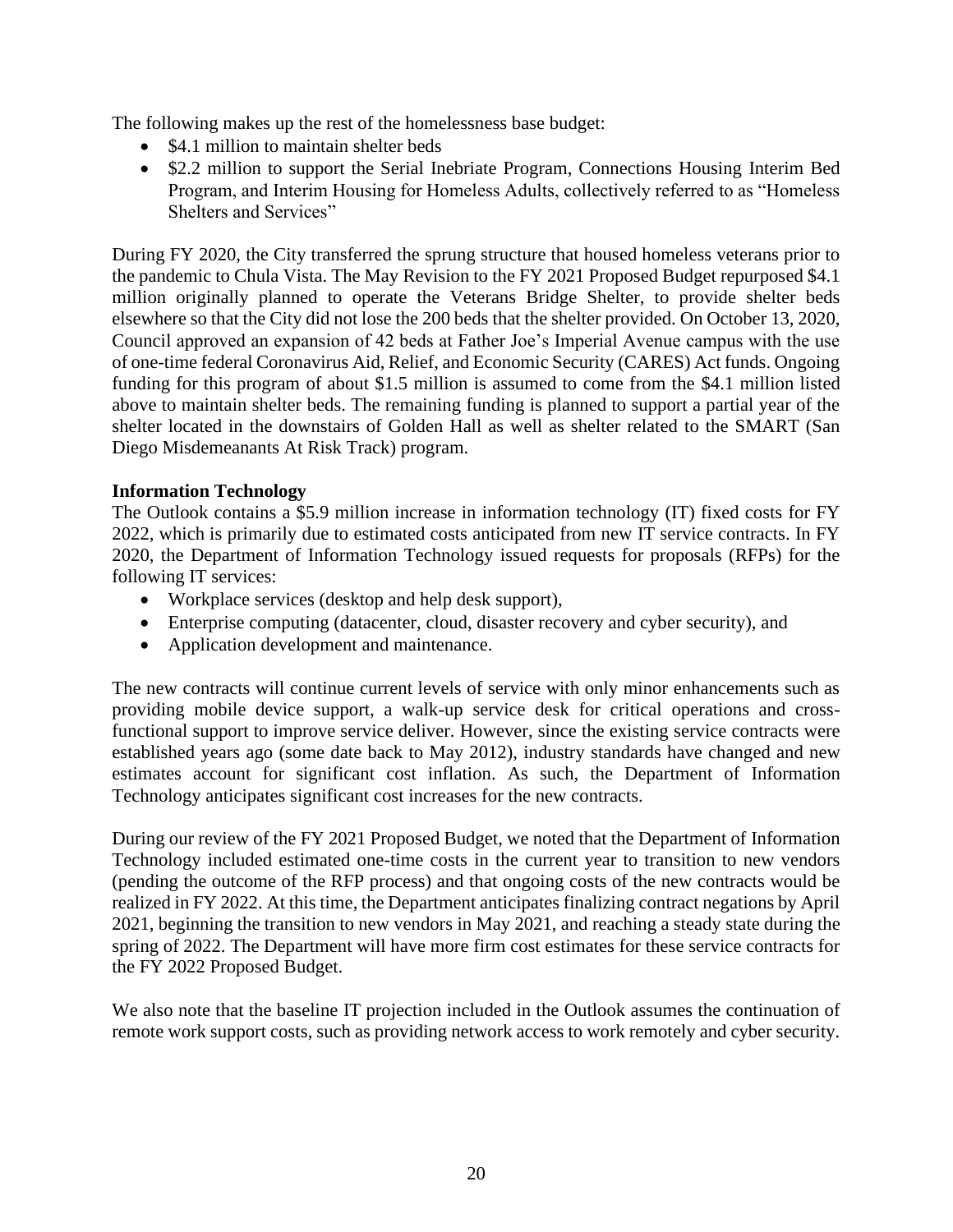The following makes up the rest of the homelessness base budget:

- $4.1 million to maintain shelter beds
- $2.2 million to support the Serial Inebriate Program, Connections Housing Interim Bed Program, and Interim Housing for Homeless Adults, collectively referred to as "Homeless Shelters and Services"

During FY 2020, the City transferred the sprung structure that housed homeless veterans prior to the pandemic to Chula Vista. The May Revision to the FY 2021 Proposed Budget repurposed $4.1 million originally planned to operate the Veterans Bridge Shelter, to provide shelter beds elsewhere so that the City did not lose the 200 beds that the shelter provided. On October 13, 2020, Council approved an expansion of 42 beds at Father Joe's Imperial Avenue campus with the use of one-time federal Coronavirus Aid, Relief, and Economic Security (CARES) Act funds. Ongoing funding for this program of about $1.5 million is assumed to come from the $4.1 million listed above to maintain shelter beds. The remaining funding is planned to support a partial year of the shelter located in the downstairs of Golden Hall as well as shelter related to the SMART (San Diego Misdemeanants At Risk Track) program.

**Information Technology**

The Outlook contains a $5.9 million increase in information technology (IT) fixed costs for FY 2022, which is primarily due to estimated costs anticipated from new IT service contracts. In FY 2020, the Department of Information Technology issued requests for proposals (RFPs) for the following IT services:

- Workplace services (desktop and help desk support),
- Enterprise computing (datacenter, cloud, disaster recovery and cyber security), and
- Application development and maintenance.

The new contracts will continue current levels of service with only minor enhancements such as providing mobile device support, a walk-up service desk for critical operations and cross-functional support to improve service deliver. However, since the existing service contracts were established years ago (some date back to May 2012), industry standards have changed and new estimates account for significant cost inflation. As such, the Department of Information Technology anticipates significant cost increases for the new contracts.

During our review of the FY 2021 Proposed Budget, we noted that the Department of Information Technology included estimated one-time costs in the current year to transition to new vendors (pending the outcome of the RFP process) and that ongoing costs of the new contracts would be realized in FY 2022. At this time, the Department anticipates finalizing contract negations by April 2021, beginning the transition to new vendors in May 2021, and reaching a steady state during the spring of 2022. The Department will have more firm cost estimates for these service contracts for the FY 2022 Proposed Budget.

We also note that the baseline IT projection included in the Outlook assumes the continuation of remote work support costs, such as providing network access to work remotely and cyber security.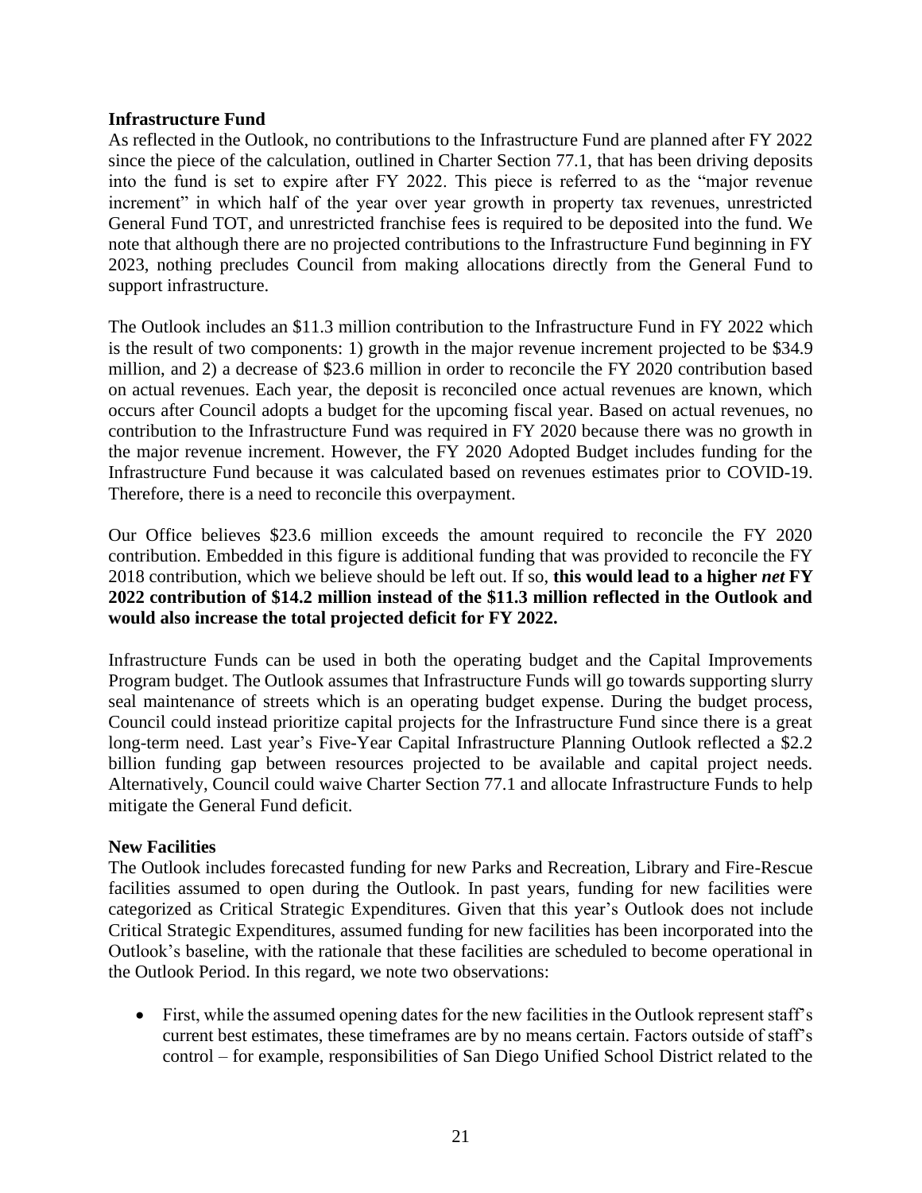**Infrastructure Fund**

As reflected in the Outlook, no contributions to the Infrastructure Fund are planned after FY 2022 since the piece of the calculation, outlined in Charter Section 77.1, that has been driving deposits into the fund is set to expire after FY 2022. This piece is referred to as the "major revenue increment" in which half of the year over year growth in property tax revenues, unrestricted General Fund TOT, and unrestricted franchise fees is required to be deposited into the fund. We note that although there are no projected contributions to the Infrastructure Fund beginning in FY 2023, nothing precludes Council from making allocations directly from the General Fund to support infrastructure.

The Outlook includes an $11.3 million contribution to the Infrastructure Fund in FY 2022 which is the result of two components: 1) growth in the major revenue increment projected to be $34.9 million, and 2) a decrease of $23.6 million in order to reconcile the FY 2020 contribution based on actual revenues. Each year, the deposit is reconciled once actual revenues are known, which occurs after Council adopts a budget for the upcoming fiscal year. Based on actual revenues, no contribution to the Infrastructure Fund was required in FY 2020 because there was no growth in the major revenue increment. However, the FY 2020 Adopted Budget includes funding for the Infrastructure Fund because it was calculated based on revenues estimates prior to COVID-19. Therefore, there is a need to reconcile this overpayment.

Our Office believes $23.6 million exceeds the amount required to reconcile the FY 2020 contribution. Embedded in this figure is additional funding that was provided to reconcile the FY 2018 contribution, which we believe should be left out. If so, **this would lead to a higher *net* FY 2022 contribution of $14.2 million instead of the $11.3 million reflected in the Outlook and would also increase the total projected deficit for FY 2022.**

Infrastructure Funds can be used in both the operating budget and the Capital Improvements Program budget. The Outlook assumes that Infrastructure Funds will go towards supporting slurry seal maintenance of streets which is an operating budget expense. During the budget process, Council could instead prioritize capital projects for the Infrastructure Fund since there is a great long-term need. Last year's Five-Year Capital Infrastructure Planning Outlook reflected a $2.2 billion funding gap between resources projected to be available and capital project needs. Alternatively, Council could waive Charter Section 77.1 and allocate Infrastructure Funds to help mitigate the General Fund deficit.

**New Facilities**

The Outlook includes forecasted funding for new Parks and Recreation, Library and Fire-Rescue facilities assumed to open during the Outlook. In past years, funding for new facilities were categorized as Critical Strategic Expenditures. Given that this year's Outlook does not include Critical Strategic Expenditures, assumed funding for new facilities has been incorporated into the Outlook's baseline, with the rationale that these facilities are scheduled to become operational in the Outlook Period. In this regard, we note two observations:

- First, while the assumed opening dates for the new facilities in the Outlook represent staff's current best estimates, these timeframes are by no means certain. Factors outside of staff's control – for example, responsibilities of San Diego Unified School District related to the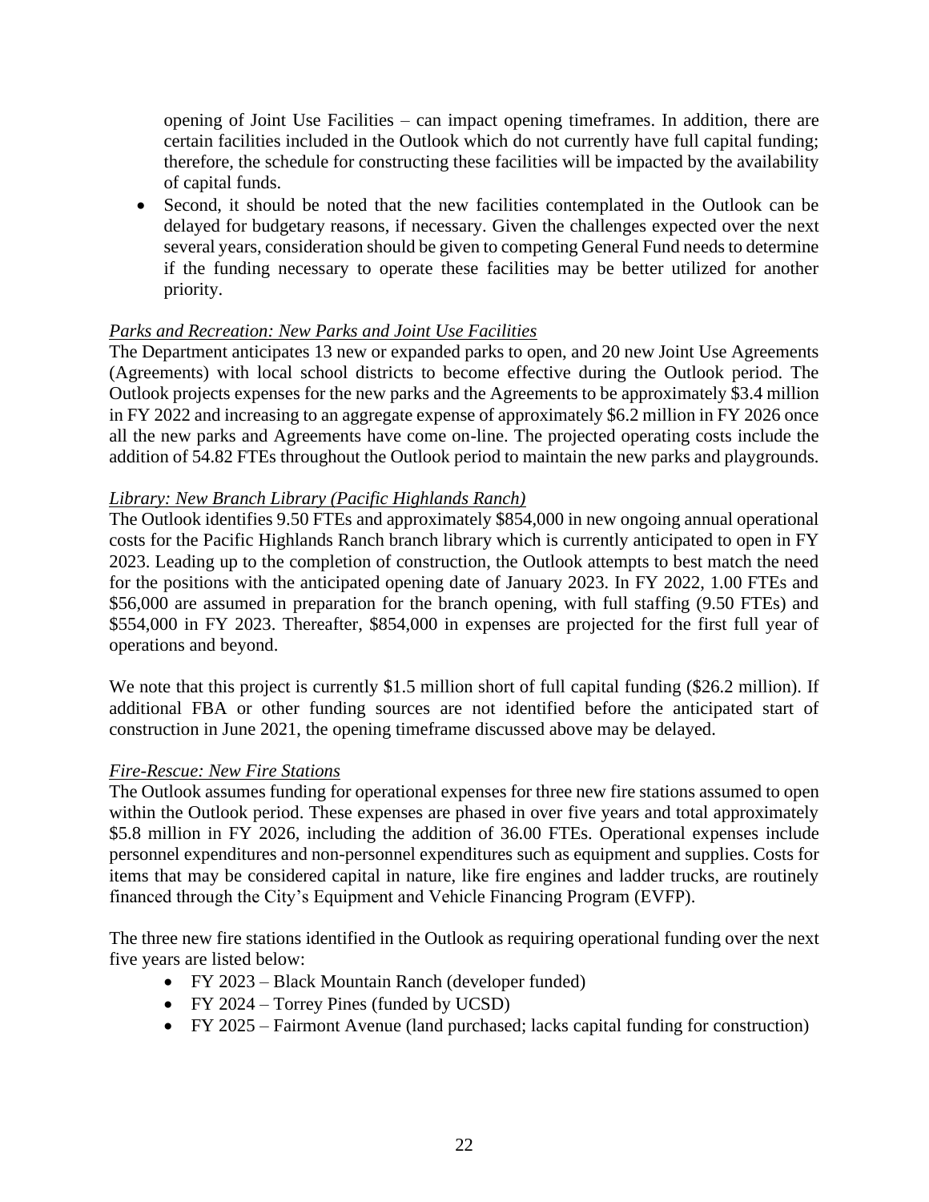opening of Joint Use Facilities – can impact opening timeframes. In addition, there are certain facilities included in the Outlook which do not currently have full capital funding; therefore, the schedule for constructing these facilities will be impacted by the availability of capital funds.

- Second, it should be noted that the new facilities contemplated in the Outlook can be delayed for budgetary reasons, if necessary. Given the challenges expected over the next several years, consideration should be given to competing General Fund needs to determine if the funding necessary to operate these facilities may be better utilized for another priority.

*Parks and Recreation: New Parks and Joint Use Facilities*

The Department anticipates 13 new or expanded parks to open, and 20 new Joint Use Agreements (Agreements) with local school districts to become effective during the Outlook period. The Outlook projects expenses for the new parks and the Agreements to be approximately $3.4 million in FY 2022 and increasing to an aggregate expense of approximately $6.2 million in FY 2026 once all the new parks and Agreements have come on-line. The projected operating costs include the addition of 54.82 FTEs throughout the Outlook period to maintain the new parks and playgrounds.

*Library: New Branch Library (Pacific Highlands Ranch)*

The Outlook identifies 9.50 FTEs and approximately $854,000 in new ongoing annual operational costs for the Pacific Highlands Ranch branch library which is currently anticipated to open in FY 2023. Leading up to the completion of construction, the Outlook attempts to best match the need for the positions with the anticipated opening date of January 2023. In FY 2022, 1.00 FTEs and $56,000 are assumed in preparation for the branch opening, with full staffing (9.50 FTEs) and $554,000 in FY 2023. Thereafter, $854,000 in expenses are projected for the first full year of operations and beyond.

We note that this project is currently $1.5 million short of full capital funding ($26.2 million). If additional FBA or other funding sources are not identified before the anticipated start of construction in June 2021, the opening timeframe discussed above may be delayed.

*Fire-Rescue: New Fire Stations*

The Outlook assumes funding for operational expenses for three new fire stations assumed to open within the Outlook period. These expenses are phased in over five years and total approximately $5.8 million in FY 2026, including the addition of 36.00 FTEs. Operational expenses include personnel expenditures and non-personnel expenditures such as equipment and supplies. Costs for items that may be considered capital in nature, like fire engines and ladder trucks, are routinely financed through the City's Equipment and Vehicle Financing Program (EVFP).

The three new fire stations identified in the Outlook as requiring operational funding over the next five years are listed below:

- FY 2023 – Black Mountain Ranch (developer funded)
- FY 2024 – Torrey Pines (funded by UCSD)
- FY 2025 – Fairmont Avenue (land purchased; lacks capital funding for construction)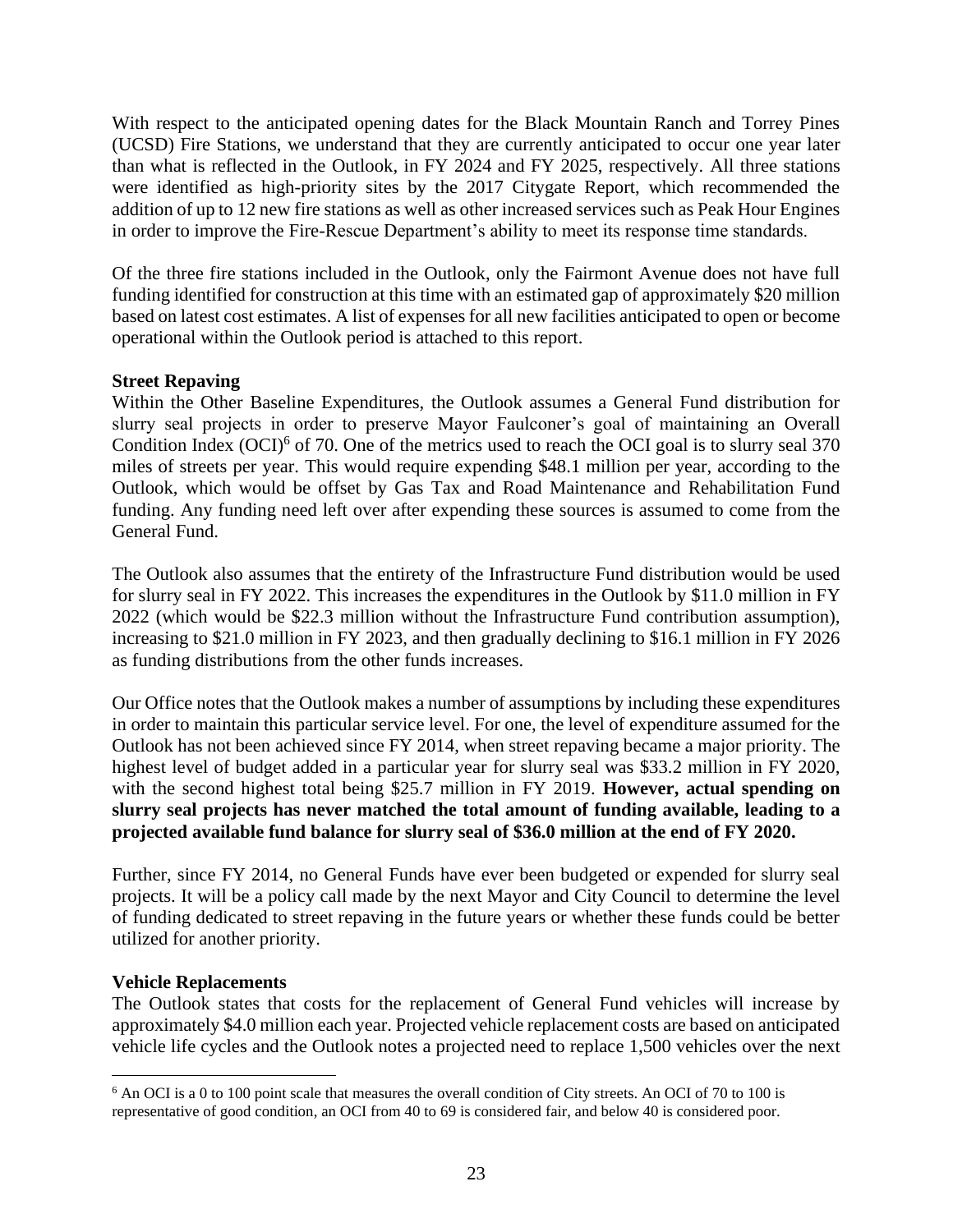With respect to the anticipated opening dates for the Black Mountain Ranch and Torrey Pines (UCSD) Fire Stations, we understand that they are currently anticipated to occur one year later than what is reflected in the Outlook, in FY 2024 and FY 2025, respectively. All three stations were identified as high-priority sites by the 2017 Citygate Report, which recommended the addition of up to 12 new fire stations as well as other increased services such as Peak Hour Engines in order to improve the Fire-Rescue Department's ability to meet its response time standards.

Of the three fire stations included in the Outlook, only the Fairmont Avenue does not have full funding identified for construction at this time with an estimated gap of approximately $20 million based on latest cost estimates. A list of expenses for all new facilities anticipated to open or become operational within the Outlook period is attached to this report.

**Street Repaving**

Within the Other Baseline Expenditures, the Outlook assumes a General Fund distribution for slurry seal projects in order to preserve Mayor Faulconer's goal of maintaining an Overall Condition Index (OCI)[6] of 70. One of the metrics used to reach the OCI goal is to slurry seal 370 miles of streets per year. This would require expending $48.1 million per year, according to the Outlook, which would be offset by Gas Tax and Road Maintenance and Rehabilitation Fund funding. Any funding need left over after expending these sources is assumed to come from the General Fund.

The Outlook also assumes that the entirety of the Infrastructure Fund distribution would be used for slurry seal in FY 2022. This increases the expenditures in the Outlook by $11.0 million in FY 2022 (which would be $22.3 million without the Infrastructure Fund contribution assumption), increasing to $21.0 million in FY 2023, and then gradually declining to $16.1 million in FY 2026 as funding distributions from the other funds increases.

Our Office notes that the Outlook makes a number of assumptions by including these expenditures in order to maintain this particular service level. For one, the level of expenditure assumed for the Outlook has not been achieved since FY 2014, when street repaving became a major priority. The highest level of budget added in a particular year for slurry seal was $33.2 million in FY 2020, with the second highest total being $25.7 million in FY 2019. **However, actual spending on slurry seal projects has never matched the total amount of funding available, leading to a projected available fund balance for slurry seal of $36.0 million at the end of FY 2020.**

Further, since FY 2014, no General Funds have ever been budgeted or expended for slurry seal projects. It will be a policy call made by the next Mayor and City Council to determine the level of funding dedicated to street repaving in the future years or whether these funds could be better utilized for another priority.

**Vehicle Replacements**

The Outlook states that costs for the replacement of General Fund vehicles will increase by approximately $4.0 million each year. Projected vehicle replacement costs are based on anticipated vehicle life cycles and the Outlook notes a projected need to replace 1,500 vehicles over the next

[6] An OCI is a 0 to 100 point scale that measures the overall condition of City streets. An OCI of 70 to 100 is representative of good condition, an OCI from 40 to 69 is considered fair, and below 40 is considered poor.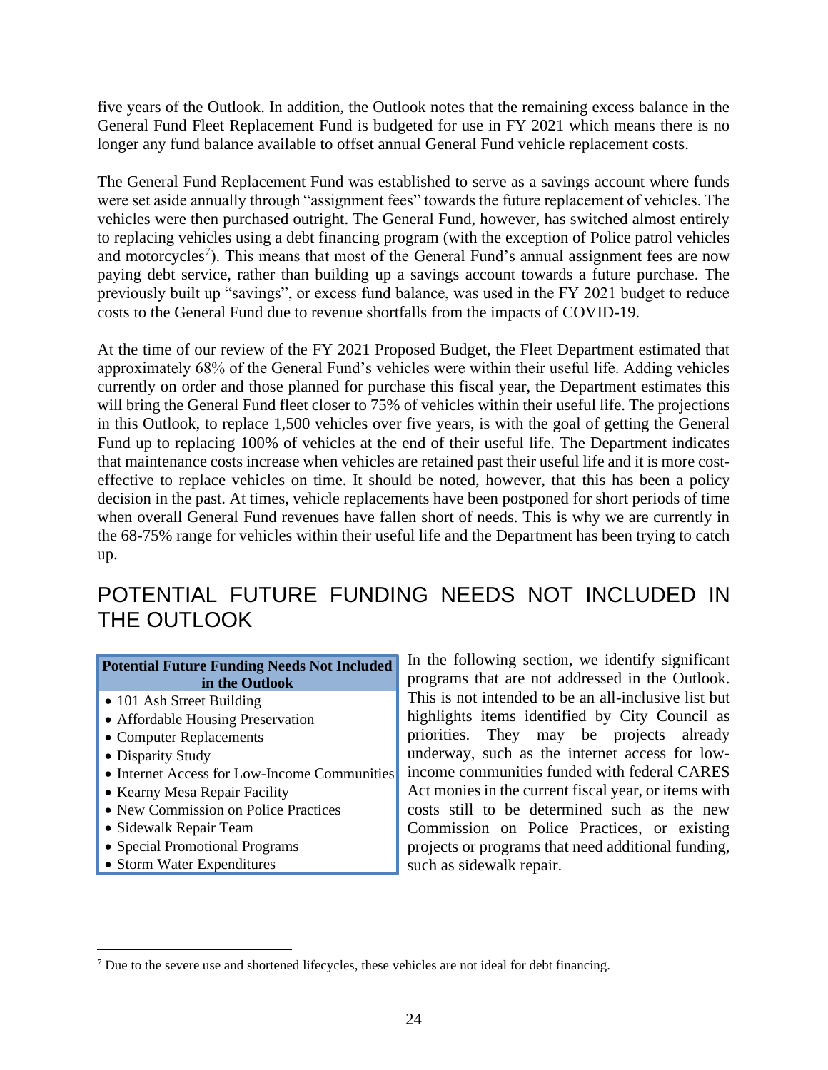five years of the Outlook. In addition, the Outlook notes that the remaining excess balance in the General Fund Fleet Replacement Fund is budgeted for use in FY 2021 which means there is no longer any fund balance available to offset annual General Fund vehicle replacement costs.

The General Fund Replacement Fund was established to serve as a savings account where funds were set aside annually through "assignment fees" towards the future replacement of vehicles. The vehicles were then purchased outright. The General Fund, however, has switched almost entirely to replacing vehicles using a debt financing program (with the exception of Police patrol vehicles and motorcycles[7]). This means that most of the General Fund's annual assignment fees are now paying debt service, rather than building up a savings account towards a future purchase. The previously built up "savings", or excess fund balance, was used in the FY 2021 budget to reduce costs to the General Fund due to revenue shortfalls from the impacts of COVID-19.

At the time of our review of the FY 2021 Proposed Budget, the Fleet Department estimated that approximately 68% of the General Fund's vehicles were within their useful life. Adding vehicles currently on order and those planned for purchase this fiscal year, the Department estimates this will bring the General Fund fleet closer to 75% of vehicles within their useful life. The projections in this Outlook, to replace 1,500 vehicles over five years, is with the goal of getting the General Fund up to replacing 100% of vehicles at the end of their useful life. The Department indicates that maintenance costs increase when vehicles are retained past their useful life and it is more cost-effective to replace vehicles on time. It should be noted, however, that this has been a policy decision in the past. At times, vehicle replacements have been postponed for short periods of time when overall General Fund revenues have fallen short of needs. This is why we are currently in the 68-75% range for vehicles within their useful life and the Department has been trying to catch up.

# POTENTIAL FUTURE FUNDING NEEDS NOT INCLUDED IN THE OUTLOOK

| Potential Future Funding Needs Not Included in the Outlook |
|---|
| • 101 Ash Street Building |
| • Affordable Housing Preservation |
| • Computer Replacements |
| • Disparity Study |
| • Internet Access for Low-Income Communities |
| • Kearny Mesa Repair Facility |
| • New Commission on Police Practices |
| • Sidewalk Repair Team |
| • Special Promotional Programs |
| • Storm Water Expenditures |

In the following section, we identify significant programs that are not addressed in the Outlook. This is not intended to be an all-inclusive list but highlights items identified by City Council as priorities. They may be projects already underway, such as the internet access for low-income communities funded with federal CARES Act monies in the current fiscal year, or items with costs still to be determined such as the new Commission on Police Practices, or existing projects or programs that need additional funding, such as sidewalk repair.

[7] Due to the severe use and shortened lifecycles, these vehicles are not ideal for debt financing.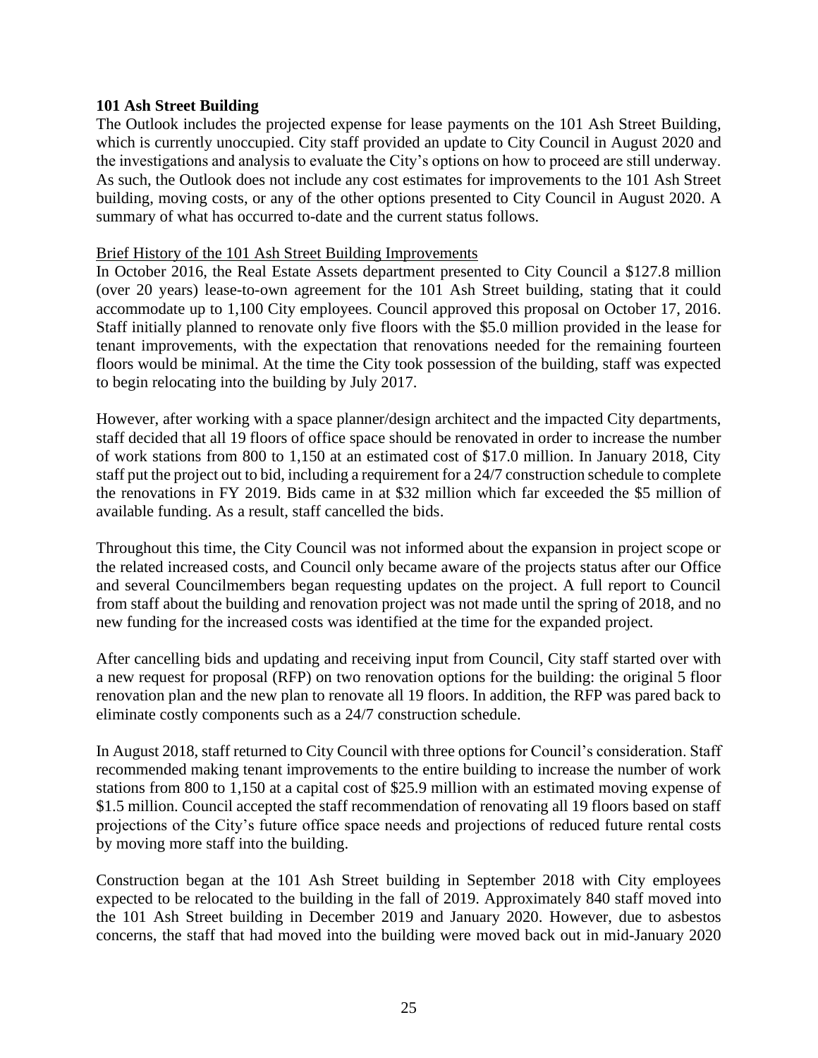**101 Ash Street Building**

The Outlook includes the projected expense for lease payments on the 101 Ash Street Building, which is currently unoccupied. City staff provided an update to City Council in August 2020 and the investigations and analysis to evaluate the City's options on how to proceed are still underway. As such, the Outlook does not include any cost estimates for improvements to the 101 Ash Street building, moving costs, or any of the other options presented to City Council in August 2020. A summary of what has occurred to-date and the current status follows.

<u>Brief History of the 101 Ash Street Building Improvements</u>

In October 2016, the Real Estate Assets department presented to City Council a $127.8 million (over 20 years) lease-to-own agreement for the 101 Ash Street building, stating that it could accommodate up to 1,100 City employees. Council approved this proposal on October 17, 2016. Staff initially planned to renovate only five floors with the $5.0 million provided in the lease for tenant improvements, with the expectation that renovations needed for the remaining fourteen floors would be minimal. At the time the City took possession of the building, staff was expected to begin relocating into the building by July 2017.

However, after working with a space planner/design architect and the impacted City departments, staff decided that all 19 floors of office space should be renovated in order to increase the number of work stations from 800 to 1,150 at an estimated cost of $17.0 million. In January 2018, City staff put the project out to bid, including a requirement for a 24/7 construction schedule to complete the renovations in FY 2019. Bids came in at $32 million which far exceeded the $5 million of available funding. As a result, staff cancelled the bids.

Throughout this time, the City Council was not informed about the expansion in project scope or the related increased costs, and Council only became aware of the projects status after our Office and several Councilmembers began requesting updates on the project. A full report to Council from staff about the building and renovation project was not made until the spring of 2018, and no new funding for the increased costs was identified at the time for the expanded project.

After cancelling bids and updating and receiving input from Council, City staff started over with a new request for proposal (RFP) on two renovation options for the building: the original 5 floor renovation plan and the new plan to renovate all 19 floors. In addition, the RFP was pared back to eliminate costly components such as a 24/7 construction schedule.

In August 2018, staff returned to City Council with three options for Council's consideration. Staff recommended making tenant improvements to the entire building to increase the number of work stations from 800 to 1,150 at a capital cost of $25.9 million with an estimated moving expense of $1.5 million. Council accepted the staff recommendation of renovating all 19 floors based on staff projections of the City's future office space needs and projections of reduced future rental costs by moving more staff into the building.

Construction began at the 101 Ash Street building in September 2018 with City employees expected to be relocated to the building in the fall of 2019. Approximately 840 staff moved into the 101 Ash Street building in December 2019 and January 2020. However, due to asbestos concerns, the staff that had moved into the building were moved back out in mid-January 2020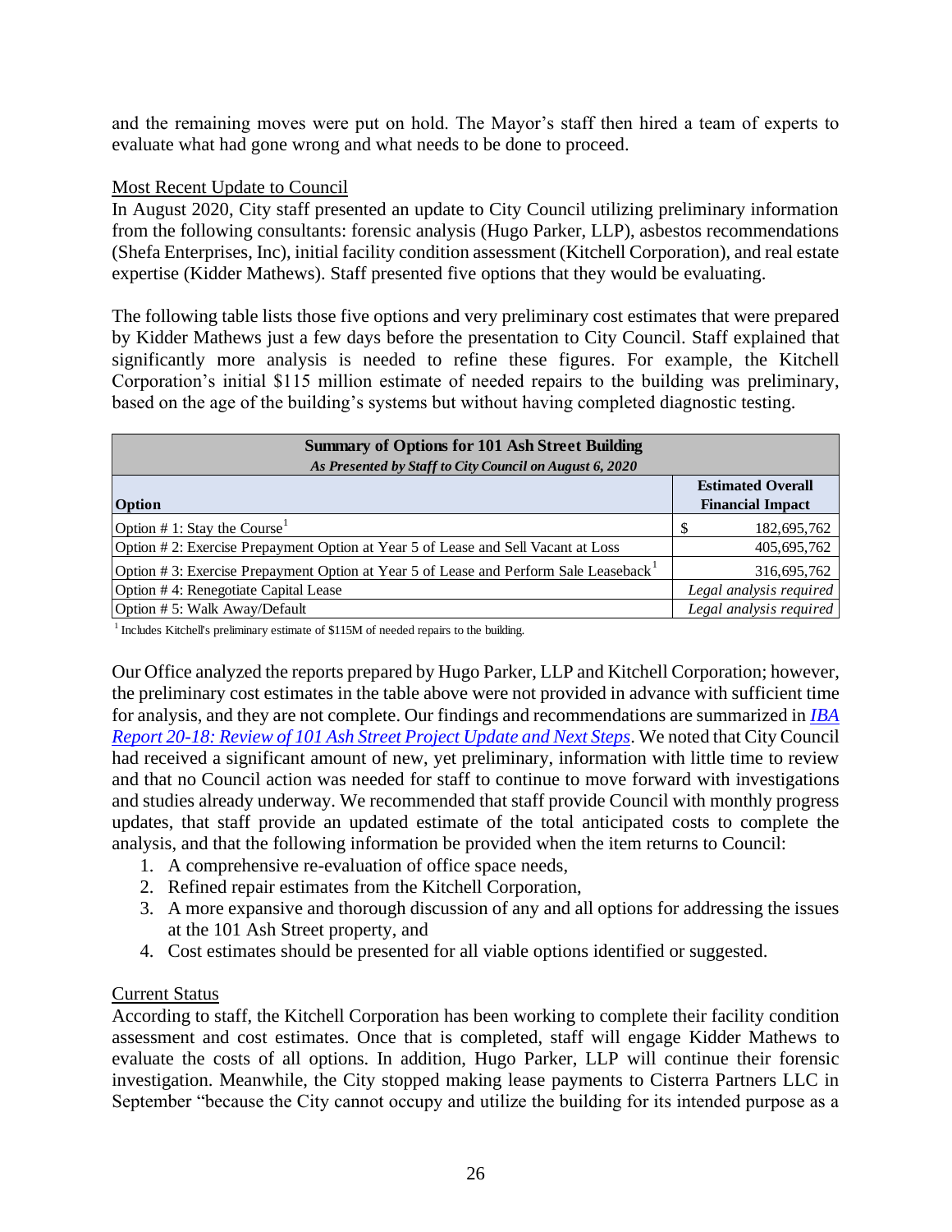and the remaining moves were put on hold. The Mayor's staff then hired a team of experts to evaluate what had gone wrong and what needs to be done to proceed.

Most Recent Update to Council

In August 2020, City staff presented an update to City Council utilizing preliminary information from the following consultants: forensic analysis (Hugo Parker, LLP), asbestos recommendations (Shefa Enterprises, Inc), initial facility condition assessment (Kitchell Corporation), and real estate expertise (Kidder Mathews). Staff presented five options that they would be evaluating.

The following table lists those five options and very preliminary cost estimates that were prepared by Kidder Mathews just a few days before the presentation to City Council. Staff explained that significantly more analysis is needed to refine these figures. For example, the Kitchell Corporation's initial $115 million estimate of needed repairs to the building was preliminary, based on the age of the building's systems but without having completed diagnostic testing.

| **Summary of Options for 101 Ash Street Building** *As Presented by Staff to City Council on August 6, 2020* | |
|---|---|
| **Option** | **Estimated Overall Financial Impact** |
| Option # 1: Stay the Course[1] | $ 182,695,762 |
| Option # 2: Exercise Prepayment Option at Year 5 of Lease and Sell Vacant at Loss | 405,695,762 |
| Option # 3: Exercise Prepayment Option at Year 5 of Lease and Perform Sale Leaseback[1] | 316,695,762 |
| Option # 4: Renegotiate Capital Lease | *Legal analysis required* |
| Option # 5: Walk Away/Default | *Legal analysis required* |

[1] Includes Kitchell's preliminary estimate of $115M of needed repairs to the building.

Our Office analyzed the reports prepared by Hugo Parker, LLP and Kitchell Corporation; however, the preliminary cost estimates in the table above were not provided in advance with sufficient time for analysis, and they are not complete. Our findings and recommendations are summarized in *IBA Report 20-18: Review of 101 Ash Street Project Update and Next Steps*. We noted that City Council had received a significant amount of new, yet preliminary, information with little time to review and that no Council action was needed for staff to continue to move forward with investigations and studies already underway. We recommended that staff provide Council with monthly progress updates, that staff provide an updated estimate of the total anticipated costs to complete the analysis, and that the following information be provided when the item returns to Council:

1. A comprehensive re-evaluation of office space needs,
2. Refined repair estimates from the Kitchell Corporation,
3. A more expansive and thorough discussion of any and all options for addressing the issues at the 101 Ash Street property, and
4. Cost estimates should be presented for all viable options identified or suggested.

Current Status

According to staff, the Kitchell Corporation has been working to complete their facility condition assessment and cost estimates. Once that is completed, staff will engage Kidder Mathews to evaluate the costs of all options. In addition, Hugo Parker, LLP will continue their forensic investigation. Meanwhile, the City stopped making lease payments to Cisterra Partners LLC in September "because the City cannot occupy and utilize the building for its intended purpose as a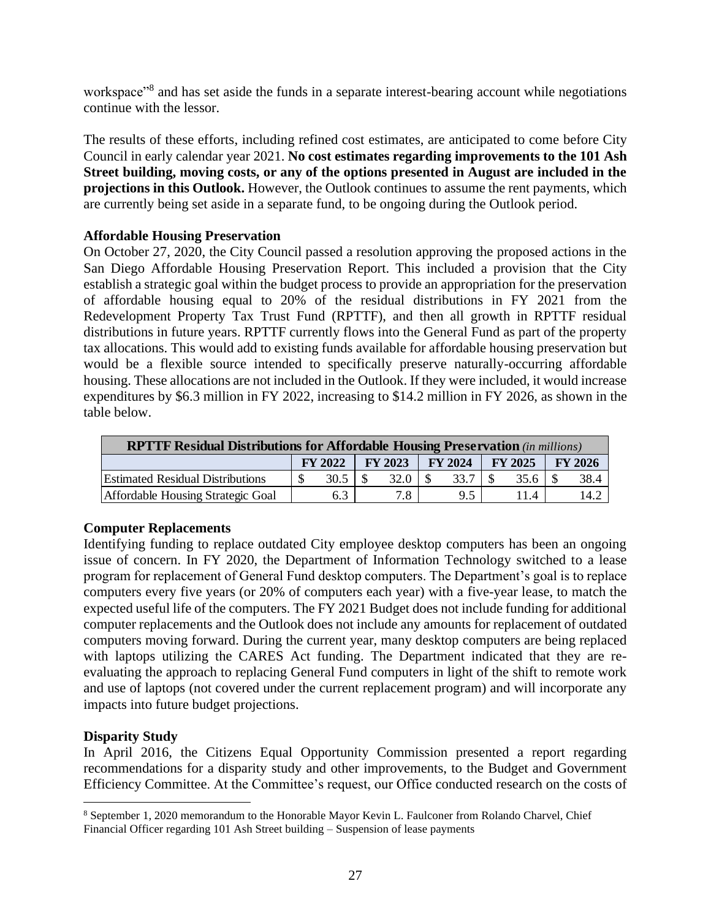workspace"[8] and has set aside the funds in a separate interest-bearing account while negotiations continue with the lessor.

The results of these efforts, including refined cost estimates, are anticipated to come before City Council in early calendar year 2021. **No cost estimates regarding improvements to the 101 Ash Street building, moving costs, or any of the options presented in August are included in the projections in this Outlook.** However, the Outlook continues to assume the rent payments, which are currently being set aside in a separate fund, to be ongoing during the Outlook period.

**Affordable Housing Preservation**

On October 27, 2020, the City Council passed a resolution approving the proposed actions in the San Diego Affordable Housing Preservation Report. This included a provision that the City establish a strategic goal within the budget process to provide an appropriation for the preservation of affordable housing equal to 20% of the residual distributions in FY 2021 from the Redevelopment Property Tax Trust Fund (RPTTF), and then all growth in RPTTF residual distributions in future years. RPTTF currently flows into the General Fund as part of the property tax allocations. This would add to existing funds available for affordable housing preservation but would be a flexible source intended to specifically preserve naturally-occurring affordable housing. These allocations are not included in the Outlook. If they were included, it would increase expenditures by $6.3 million in FY 2022, increasing to $14.2 million in FY 2026, as shown in the table below.

| **RPTTF Residual Distributions for Affordable Housing Preservation** *(in millions)* | | | | | |
|---|---|---|---|---|---|
| | **FY 2022** | **FY 2023** | **FY 2024** | **FY 2025** | **FY 2026** |
| Estimated Residual Distributions | $ 30.5 | $ 32.0 | $ 33.7 | $ 35.6 | $ 38.4 |
| Affordable Housing Strategic Goal | 6.3 | 7.8 | 9.5 | 11.4 | 14.2 |

**Computer Replacements**

Identifying funding to replace outdated City employee desktop computers has been an ongoing issue of concern. In FY 2020, the Department of Information Technology switched to a lease program for replacement of General Fund desktop computers. The Department's goal is to replace computers every five years (or 20% of computers each year) with a five-year lease, to match the expected useful life of the computers. The FY 2021 Budget does not include funding for additional computer replacements and the Outlook does not include any amounts for replacement of outdated computers moving forward. During the current year, many desktop computers are being replaced with laptops utilizing the CARES Act funding. The Department indicated that they are re-evaluating the approach to replacing General Fund computers in light of the shift to remote work and use of laptops (not covered under the current replacement program) and will incorporate any impacts into future budget projections.

**Disparity Study**

In April 2016, the Citizens Equal Opportunity Commission presented a report regarding recommendations for a disparity study and other improvements, to the Budget and Government Efficiency Committee. At the Committee's request, our Office conducted research on the costs of

[8] September 1, 2020 memorandum to the Honorable Mayor Kevin L. Faulconer from Rolando Charvel, Chief Financial Officer regarding 101 Ash Street building – Suspension of lease payments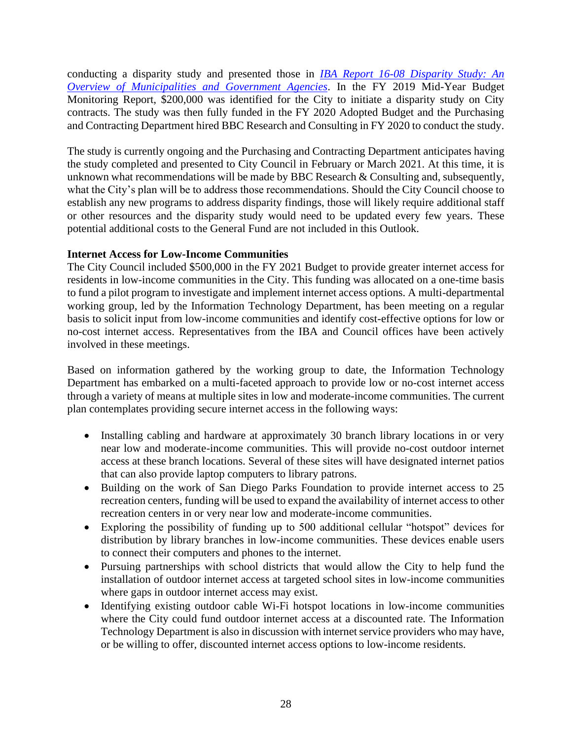conducting a disparity study and presented those in *IBA Report 16-08 Disparity Study: An Overview of Municipalities and Government Agencies*. In the FY 2019 Mid-Year Budget Monitoring Report, $200,000 was identified for the City to initiate a disparity study on City contracts. The study was then fully funded in the FY 2020 Adopted Budget and the Purchasing and Contracting Department hired BBC Research and Consulting in FY 2020 to conduct the study.

The study is currently ongoing and the Purchasing and Contracting Department anticipates having the study completed and presented to City Council in February or March 2021. At this time, it is unknown what recommendations will be made by BBC Research & Consulting and, subsequently, what the City's plan will be to address those recommendations. Should the City Council choose to establish any new programs to address disparity findings, those will likely require additional staff or other resources and the disparity study would need to be updated every few years. These potential additional costs to the General Fund are not included in this Outlook.

**Internet Access for Low-Income Communities**

The City Council included $500,000 in the FY 2021 Budget to provide greater internet access for residents in low-income communities in the City. This funding was allocated on a one-time basis to fund a pilot program to investigate and implement internet access options. A multi-departmental working group, led by the Information Technology Department, has been meeting on a regular basis to solicit input from low-income communities and identify cost-effective options for low or no-cost internet access. Representatives from the IBA and Council offices have been actively involved in these meetings.

Based on information gathered by the working group to date, the Information Technology Department has embarked on a multi-faceted approach to provide low or no-cost internet access through a variety of means at multiple sites in low and moderate-income communities. The current plan contemplates providing secure internet access in the following ways:

- Installing cabling and hardware at approximately 30 branch library locations in or very near low and moderate-income communities. This will provide no-cost outdoor internet access at these branch locations. Several of these sites will have designated internet patios that can also provide laptop computers to library patrons.
- Building on the work of San Diego Parks Foundation to provide internet access to 25 recreation centers, funding will be used to expand the availability of internet access to other recreation centers in or very near low and moderate-income communities.
- Exploring the possibility of funding up to 500 additional cellular "hotspot" devices for distribution by library branches in low-income communities. These devices enable users to connect their computers and phones to the internet.
- Pursuing partnerships with school districts that would allow the City to help fund the installation of outdoor internet access at targeted school sites in low-income communities where gaps in outdoor internet access may exist.
- Identifying existing outdoor cable Wi-Fi hotspot locations in low-income communities where the City could fund outdoor internet access at a discounted rate. The Information Technology Department is also in discussion with internet service providers who may have, or be willing to offer, discounted internet access options to low-income residents.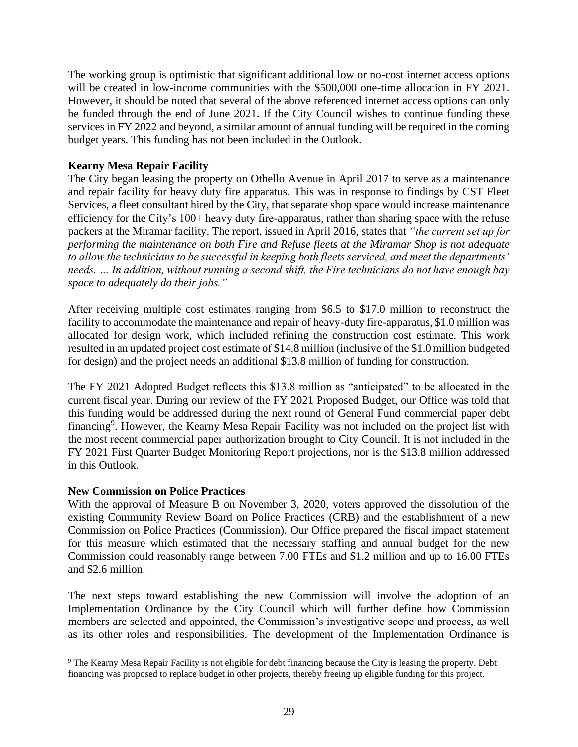The working group is optimistic that significant additional low or no-cost internet access options will be created in low-income communities with the $500,000 one-time allocation in FY 2021. However, it should be noted that several of the above referenced internet access options can only be funded through the end of June 2021. If the City Council wishes to continue funding these services in FY 2022 and beyond, a similar amount of annual funding will be required in the coming budget years. This funding has not been included in the Outlook.

**Kearny Mesa Repair Facility**

The City began leasing the property on Othello Avenue in April 2017 to serve as a maintenance and repair facility for heavy duty fire apparatus. This was in response to findings by CST Fleet Services, a fleet consultant hired by the City, that separate shop space would increase maintenance efficiency for the City's 100+ heavy duty fire-apparatus, rather than sharing space with the refuse packers at the Miramar facility. The report, issued in April 2016, states that *"the current set up for performing the maintenance on both Fire and Refuse fleets at the Miramar Shop is not adequate to allow the technicians to be successful in keeping both fleets serviced, and meet the departments' needs. … In addition, without running a second shift, the Fire technicians do not have enough bay space to adequately do their jobs."*

After receiving multiple cost estimates ranging from $6.5 to $17.0 million to reconstruct the facility to accommodate the maintenance and repair of heavy-duty fire-apparatus, $1.0 million was allocated for design work, which included refining the construction cost estimate. This work resulted in an updated project cost estimate of $14.8 million (inclusive of the $1.0 million budgeted for design) and the project needs an additional $13.8 million of funding for construction.

The FY 2021 Adopted Budget reflects this $13.8 million as "anticipated" to be allocated in the current fiscal year. During our review of the FY 2021 Proposed Budget, our Office was told that this funding would be addressed during the next round of General Fund commercial paper debt financing[9]. However, the Kearny Mesa Repair Facility was not included on the project list with the most recent commercial paper authorization brought to City Council. It is not included in the FY 2021 First Quarter Budget Monitoring Report projections, nor is the $13.8 million addressed in this Outlook.

**New Commission on Police Practices**

With the approval of Measure B on November 3, 2020, voters approved the dissolution of the existing Community Review Board on Police Practices (CRB) and the establishment of a new Commission on Police Practices (Commission). Our Office prepared the fiscal impact statement for this measure which estimated that the necessary staffing and annual budget for the new Commission could reasonably range between 7.00 FTEs and $1.2 million and up to 16.00 FTEs and $2.6 million.

The next steps toward establishing the new Commission will involve the adoption of an Implementation Ordinance by the City Council which will further define how Commission members are selected and appointed, the Commission's investigative scope and process, as well as its other roles and responsibilities. The development of the Implementation Ordinance is

---

[9] The Kearny Mesa Repair Facility is not eligible for debt financing because the City is leasing the property. Debt financing was proposed to replace budget in other projects, thereby freeing up eligible funding for this project.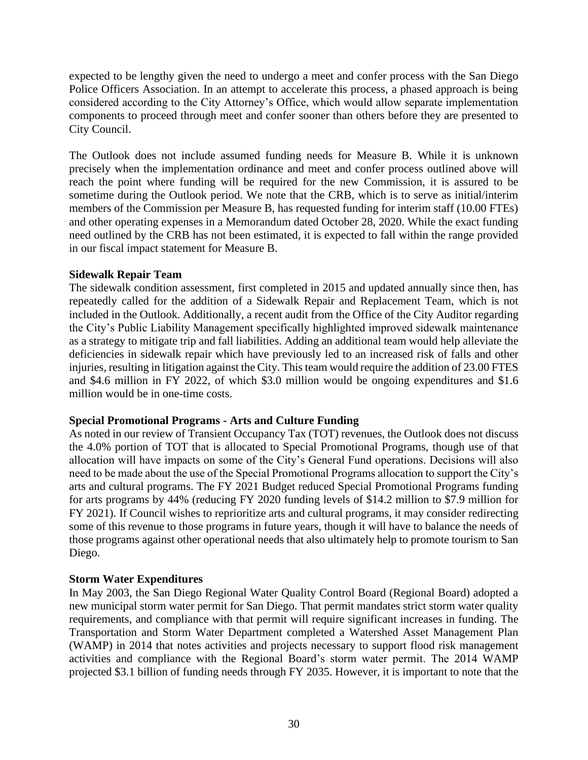expected to be lengthy given the need to undergo a meet and confer process with the San Diego Police Officers Association. In an attempt to accelerate this process, a phased approach is being considered according to the City Attorney's Office, which would allow separate implementation components to proceed through meet and confer sooner than others before they are presented to City Council.

The Outlook does not include assumed funding needs for Measure B. While it is unknown precisely when the implementation ordinance and meet and confer process outlined above will reach the point where funding will be required for the new Commission, it is assured to be sometime during the Outlook period. We note that the CRB, which is to serve as initial/interim members of the Commission per Measure B, has requested funding for interim staff (10.00 FTEs) and other operating expenses in a Memorandum dated October 28, 2020. While the exact funding need outlined by the CRB has not been estimated, it is expected to fall within the range provided in our fiscal impact statement for Measure B.

**Sidewalk Repair Team**

The sidewalk condition assessment, first completed in 2015 and updated annually since then, has repeatedly called for the addition of a Sidewalk Repair and Replacement Team, which is not included in the Outlook. Additionally, a recent audit from the Office of the City Auditor regarding the City's Public Liability Management specifically highlighted improved sidewalk maintenance as a strategy to mitigate trip and fall liabilities. Adding an additional team would help alleviate the deficiencies in sidewalk repair which have previously led to an increased risk of falls and other injuries, resulting in litigation against the City. This team would require the addition of 23.00 FTES and \$4.6 million in FY 2022, of which \$3.0 million would be ongoing expenditures and \$1.6 million would be in one-time costs.

**Special Promotional Programs - Arts and Culture Funding**

As noted in our review of Transient Occupancy Tax (TOT) revenues, the Outlook does not discuss the 4.0% portion of TOT that is allocated to Special Promotional Programs, though use of that allocation will have impacts on some of the City's General Fund operations. Decisions will also need to be made about the use of the Special Promotional Programs allocation to support the City's arts and cultural programs. The FY 2021 Budget reduced Special Promotional Programs funding for arts programs by 44% (reducing FY 2020 funding levels of \$14.2 million to \$7.9 million for FY 2021). If Council wishes to reprioritize arts and cultural programs, it may consider redirecting some of this revenue to those programs in future years, though it will have to balance the needs of those programs against other operational needs that also ultimately help to promote tourism to San Diego.

**Storm Water Expenditures**

In May 2003, the San Diego Regional Water Quality Control Board (Regional Board) adopted a new municipal storm water permit for San Diego. That permit mandates strict storm water quality requirements, and compliance with that permit will require significant increases in funding. The Transportation and Storm Water Department completed a Watershed Asset Management Plan (WAMP) in 2014 that notes activities and projects necessary to support flood risk management activities and compliance with the Regional Board's storm water permit. The 2014 WAMP projected \$3.1 billion of funding needs through FY 2035. However, it is important to note that the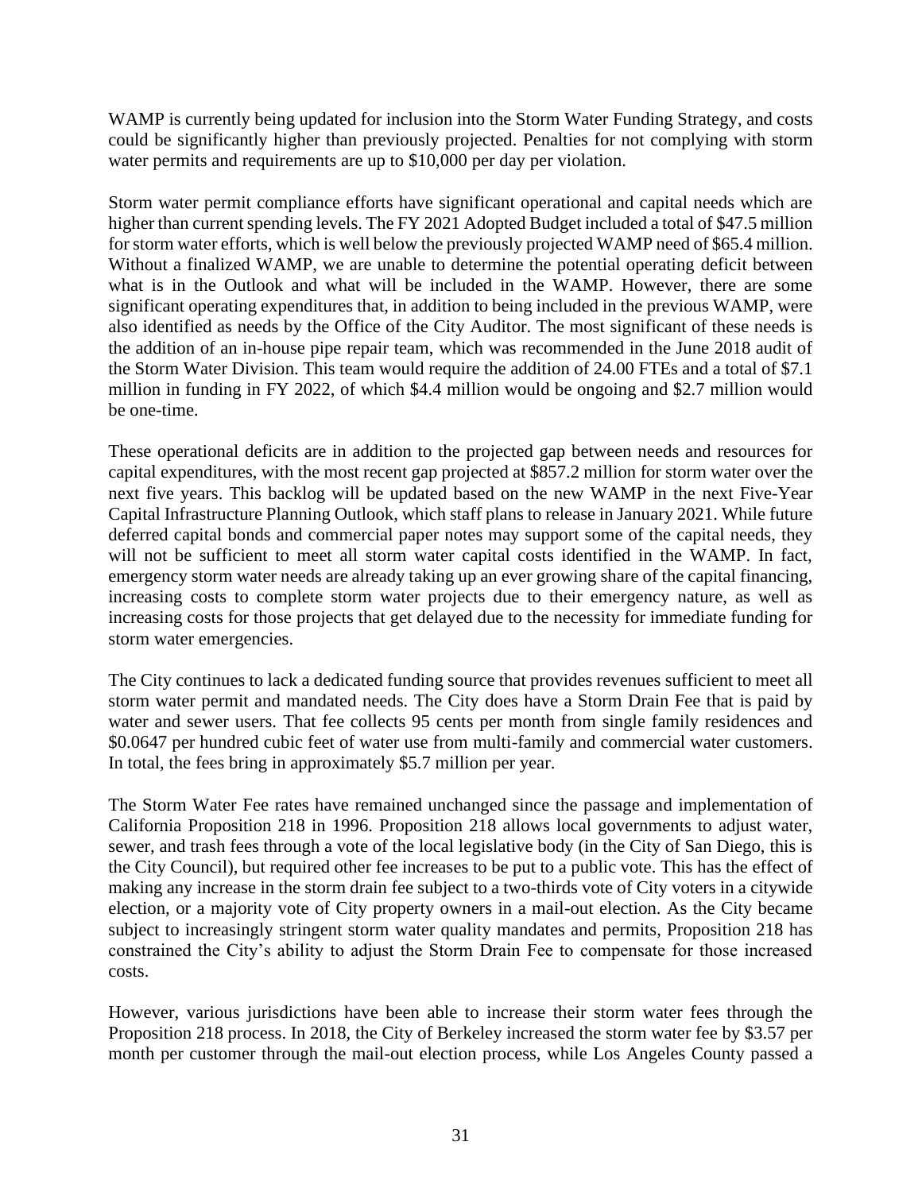WAMP is currently being updated for inclusion into the Storm Water Funding Strategy, and costs could be significantly higher than previously projected. Penalties for not complying with storm water permits and requirements are up to $10,000 per day per violation.

Storm water permit compliance efforts have significant operational and capital needs which are higher than current spending levels. The FY 2021 Adopted Budget included a total of $47.5 million for storm water efforts, which is well below the previously projected WAMP need of $65.4 million. Without a finalized WAMP, we are unable to determine the potential operating deficit between what is in the Outlook and what will be included in the WAMP. However, there are some significant operating expenditures that, in addition to being included in the previous WAMP, were also identified as needs by the Office of the City Auditor. The most significant of these needs is the addition of an in-house pipe repair team, which was recommended in the June 2018 audit of the Storm Water Division. This team would require the addition of 24.00 FTEs and a total of $7.1 million in funding in FY 2022, of which $4.4 million would be ongoing and $2.7 million would be one-time.

These operational deficits are in addition to the projected gap between needs and resources for capital expenditures, with the most recent gap projected at $857.2 million for storm water over the next five years. This backlog will be updated based on the new WAMP in the next Five-Year Capital Infrastructure Planning Outlook, which staff plans to release in January 2021. While future deferred capital bonds and commercial paper notes may support some of the capital needs, they will not be sufficient to meet all storm water capital costs identified in the WAMP. In fact, emergency storm water needs are already taking up an ever growing share of the capital financing, increasing costs to complete storm water projects due to their emergency nature, as well as increasing costs for those projects that get delayed due to the necessity for immediate funding for storm water emergencies.

The City continues to lack a dedicated funding source that provides revenues sufficient to meet all storm water permit and mandated needs. The City does have a Storm Drain Fee that is paid by water and sewer users. That fee collects 95 cents per month from single family residences and $0.0647 per hundred cubic feet of water use from multi-family and commercial water customers. In total, the fees bring in approximately $5.7 million per year.

The Storm Water Fee rates have remained unchanged since the passage and implementation of California Proposition 218 in 1996. Proposition 218 allows local governments to adjust water, sewer, and trash fees through a vote of the local legislative body (in the City of San Diego, this is the City Council), but required other fee increases to be put to a public vote. This has the effect of making any increase in the storm drain fee subject to a two-thirds vote of City voters in a citywide election, or a majority vote of City property owners in a mail-out election. As the City became subject to increasingly stringent storm water quality mandates and permits, Proposition 218 has constrained the City's ability to adjust the Storm Drain Fee to compensate for those increased costs.

However, various jurisdictions have been able to increase their storm water fees through the Proposition 218 process. In 2018, the City of Berkeley increased the storm water fee by $3.57 per month per customer through the mail-out election process, while Los Angeles County passed a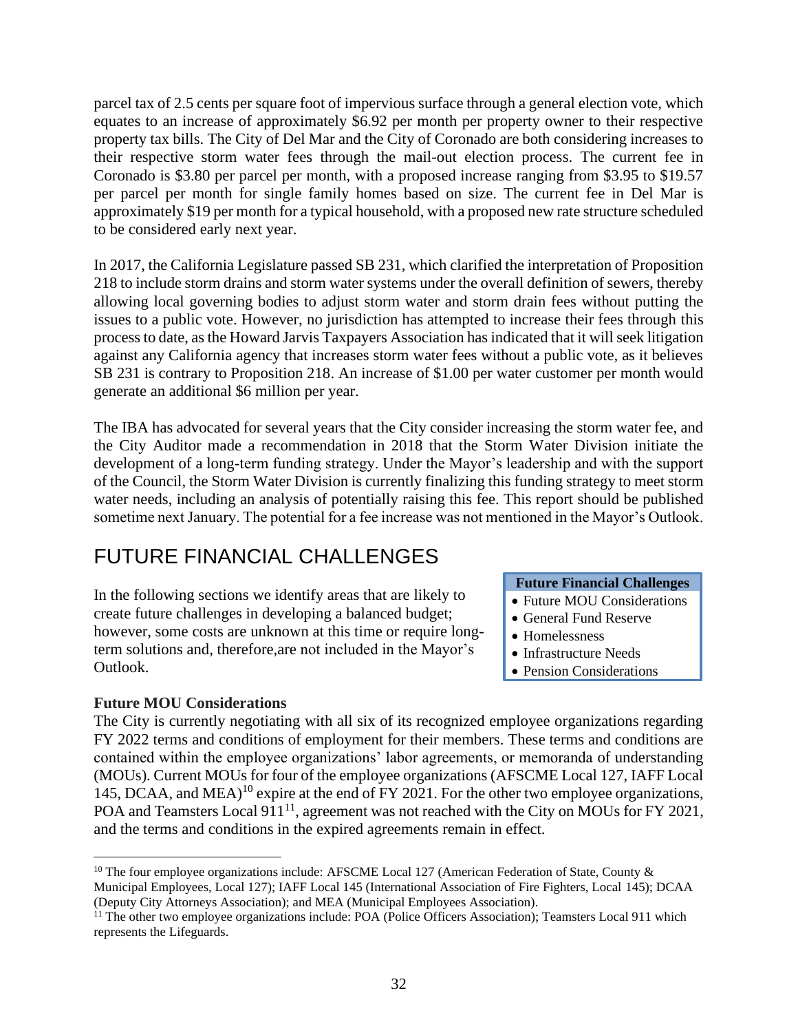parcel tax of 2.5 cents per square foot of impervious surface through a general election vote, which equates to an increase of approximately $6.92 per month per property owner to their respective property tax bills. The City of Del Mar and the City of Coronado are both considering increases to their respective storm water fees through the mail-out election process. The current fee in Coronado is $3.80 per parcel per month, with a proposed increase ranging from $3.95 to $19.57 per parcel per month for single family homes based on size. The current fee in Del Mar is approximately $19 per month for a typical household, with a proposed new rate structure scheduled to be considered early next year.

In 2017, the California Legislature passed SB 231, which clarified the interpretation of Proposition 218 to include storm drains and storm water systems under the overall definition of sewers, thereby allowing local governing bodies to adjust storm water and storm drain fees without putting the issues to a public vote. However, no jurisdiction has attempted to increase their fees through this process to date, as the Howard Jarvis Taxpayers Association has indicated that it will seek litigation against any California agency that increases storm water fees without a public vote, as it believes SB 231 is contrary to Proposition 218. An increase of $1.00 per water customer per month would generate an additional $6 million per year.

The IBA has advocated for several years that the City consider increasing the storm water fee, and the City Auditor made a recommendation in 2018 that the Storm Water Division initiate the development of a long-term funding strategy. Under the Mayor's leadership and with the support of the Council, the Storm Water Division is currently finalizing this funding strategy to meet storm water needs, including an analysis of potentially raising this fee. This report should be published sometime next January. The potential for a fee increase was not mentioned in the Mayor's Outlook.

## FUTURE FINANCIAL CHALLENGES

In the following sections we identify areas that are likely to create future challenges in developing a balanced budget; however, some costs are unknown at this time or require long-term solutions and, therefore,are not included in the Mayor's Outlook.

| Future Financial Challenges |
|---|
| • Future MOU Considerations |
| • General Fund Reserve |
| • Homelessness |
| • Infrastructure Needs |
| • Pension Considerations |

**Future MOU Considerations**

The City is currently negotiating with all six of its recognized employee organizations regarding FY 2022 terms and conditions of employment for their members. These terms and conditions are contained within the employee organizations' labor agreements, or memoranda of understanding (MOUs). Current MOUs for four of the employee organizations (AFSCME Local 127, IAFF Local 145, DCAA, and MEA)[10] expire at the end of FY 2021. For the other two employee organizations, POA and Teamsters Local 911[11], agreement was not reached with the City on MOUs for FY 2021, and the terms and conditions in the expired agreements remain in effect.

[10] The four employee organizations include: AFSCME Local 127 (American Federation of State, County & Municipal Employees, Local 127); IAFF Local 145 (International Association of Fire Fighters, Local 145); DCAA (Deputy City Attorneys Association); and MEA (Municipal Employees Association).

[11] The other two employee organizations include: POA (Police Officers Association); Teamsters Local 911 which represents the Lifeguards.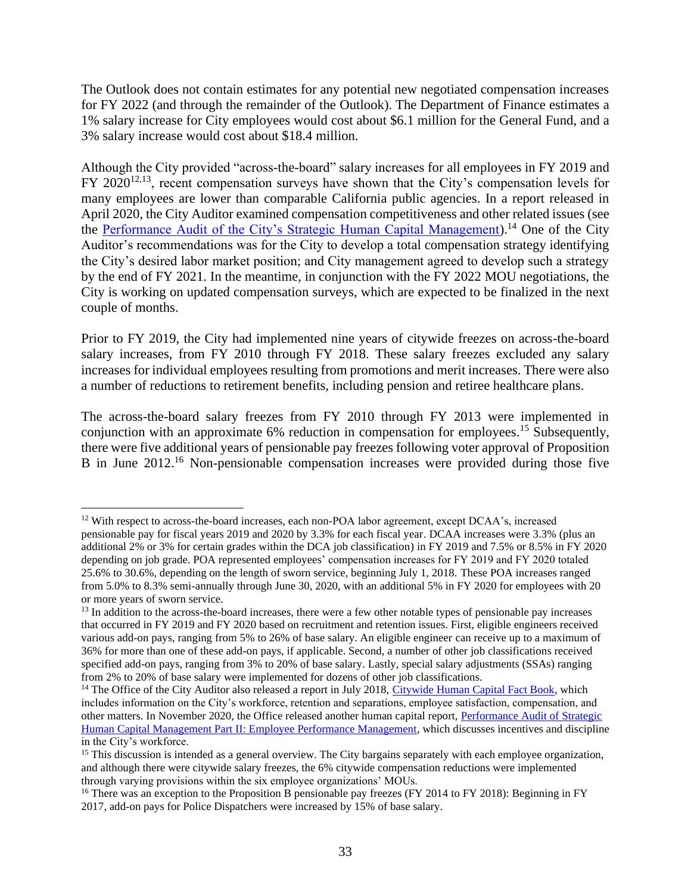The Outlook does not contain estimates for any potential new negotiated compensation increases for FY 2022 (and through the remainder of the Outlook). The Department of Finance estimates a 1% salary increase for City employees would cost about $6.1 million for the General Fund, and a 3% salary increase would cost about $18.4 million.

Although the City provided "across-the-board" salary increases for all employees in FY 2019 and FY 2020[12,13], recent compensation surveys have shown that the City's compensation levels for many employees are lower than comparable California public agencies. In a report released in April 2020, the City Auditor examined compensation competitiveness and other related issues (see the Performance Audit of the City's Strategic Human Capital Management).[14] One of the City Auditor's recommendations was for the City to develop a total compensation strategy identifying the City's desired labor market position; and City management agreed to develop such a strategy by the end of FY 2021. In the meantime, in conjunction with the FY 2022 MOU negotiations, the City is working on updated compensation surveys, which are expected to be finalized in the next couple of months.

Prior to FY 2019, the City had implemented nine years of citywide freezes on across-the-board salary increases, from FY 2010 through FY 2018. These salary freezes excluded any salary increases for individual employees resulting from promotions and merit increases. There were also a number of reductions to retirement benefits, including pension and retiree healthcare plans.

The across-the-board salary freezes from FY 2010 through FY 2013 were implemented in conjunction with an approximate 6% reduction in compensation for employees.[15] Subsequently, there were five additional years of pensionable pay freezes following voter approval of Proposition B in June 2012.[16] Non-pensionable compensation increases were provided during those five

---

[12] With respect to across-the-board increases, each non-POA labor agreement, except DCAA's, increased pensionable pay for fiscal years 2019 and 2020 by 3.3% for each fiscal year. DCAA increases were 3.3% (plus an additional 2% or 3% for certain grades within the DCA job classification) in FY 2019 and 7.5% or 8.5% in FY 2020 depending on job grade. POA represented employees' compensation increases for FY 2019 and FY 2020 totaled 25.6% to 30.6%, depending on the length of sworn service, beginning July 1, 2018. These POA increases ranged from 5.0% to 8.3% semi-annually through June 30, 2020, with an additional 5% in FY 2020 for employees with 20 or more years of sworn service.

[13] In addition to the across-the-board increases, there were a few other notable types of pensionable pay increases that occurred in FY 2019 and FY 2020 based on recruitment and retention issues. First, eligible engineers received various add-on pays, ranging from 5% to 26% of base salary. An eligible engineer can receive up to a maximum of 36% for more than one of these add-on pays, if applicable. Second, a number of other job classifications received specified add-on pays, ranging from 3% to 20% of base salary. Lastly, special salary adjustments (SSAs) ranging from 2% to 20% of base salary were implemented for dozens of other job classifications.

[14] The Office of the City Auditor also released a report in July 2018, Citywide Human Capital Fact Book, which includes information on the City's workforce, retention and separations, employee satisfaction, compensation, and other matters. In November 2020, the Office released another human capital report, Performance Audit of Strategic Human Capital Management Part II: Employee Performance Management, which discusses incentives and discipline in the City's workforce.

[15] This discussion is intended as a general overview. The City bargains separately with each employee organization, and although there were citywide salary freezes, the 6% citywide compensation reductions were implemented through varying provisions within the six employee organizations' MOUs.

[16] There was an exception to the Proposition B pensionable pay freezes (FY 2014 to FY 2018): Beginning in FY 2017, add-on pays for Police Dispatchers were increased by 15% of base salary.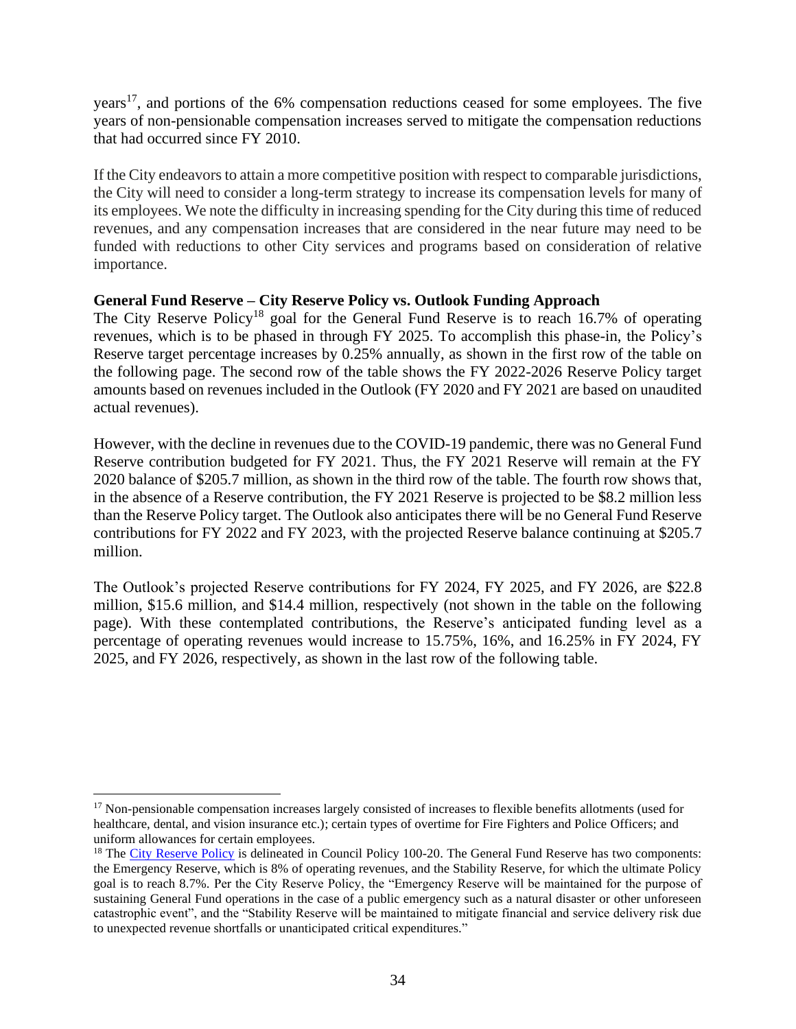years[17], and portions of the 6% compensation reductions ceased for some employees. The five years of non-pensionable compensation increases served to mitigate the compensation reductions that had occurred since FY 2010.

If the City endeavors to attain a more competitive position with respect to comparable jurisdictions, the City will need to consider a long-term strategy to increase its compensation levels for many of its employees. We note the difficulty in increasing spending for the City during this time of reduced revenues, and any compensation increases that are considered in the near future may need to be funded with reductions to other City services and programs based on consideration of relative importance.

**General Fund Reserve – City Reserve Policy vs. Outlook Funding Approach**

The City Reserve Policy[18] goal for the General Fund Reserve is to reach 16.7% of operating revenues, which is to be phased in through FY 2025. To accomplish this phase-in, the Policy's Reserve target percentage increases by 0.25% annually, as shown in the first row of the table on the following page. The second row of the table shows the FY 2022-2026 Reserve Policy target amounts based on revenues included in the Outlook (FY 2020 and FY 2021 are based on unaudited actual revenues).

However, with the decline in revenues due to the COVID-19 pandemic, there was no General Fund Reserve contribution budgeted for FY 2021. Thus, the FY 2021 Reserve will remain at the FY 2020 balance of $205.7 million, as shown in the third row of the table. The fourth row shows that, in the absence of a Reserve contribution, the FY 2021 Reserve is projected to be $8.2 million less than the Reserve Policy target. The Outlook also anticipates there will be no General Fund Reserve contributions for FY 2022 and FY 2023, with the projected Reserve balance continuing at $205.7 million.

The Outlook's projected Reserve contributions for FY 2024, FY 2025, and FY 2026, are $22.8 million, $15.6 million, and $14.4 million, respectively (not shown in the table on the following page). With these contemplated contributions, the Reserve's anticipated funding level as a percentage of operating revenues would increase to 15.75%, 16%, and 16.25% in FY 2024, FY 2025, and FY 2026, respectively, as shown in the last row of the following table.

---

[17] Non-pensionable compensation increases largely consisted of increases to flexible benefits allotments (used for healthcare, dental, and vision insurance etc.); certain types of overtime for Fire Fighters and Police Officers; and uniform allowances for certain employees.

[18] The City Reserve Policy is delineated in Council Policy 100-20. The General Fund Reserve has two components: the Emergency Reserve, which is 8% of operating revenues, and the Stability Reserve, for which the ultimate Policy goal is to reach 8.7%. Per the City Reserve Policy, the "Emergency Reserve will be maintained for the purpose of sustaining General Fund operations in the case of a public emergency such as a natural disaster or other unforeseen catastrophic event", and the "Stability Reserve will be maintained to mitigate financial and service delivery risk due to unexpected revenue shortfalls or unanticipated critical expenditures."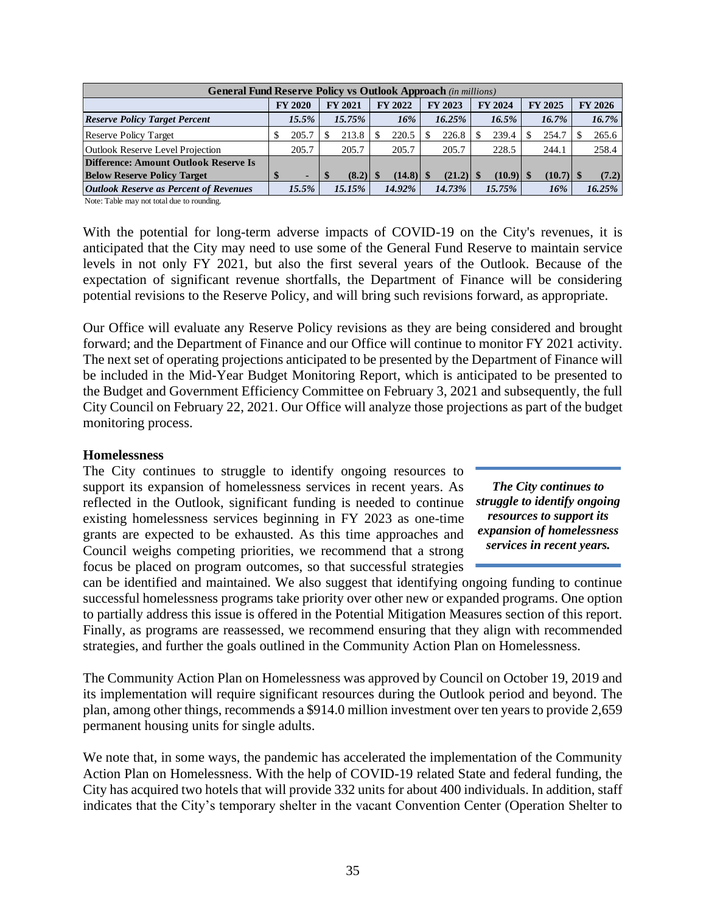| General Fund Reserve Policy vs Outlook Approach *(in millions)* | | | | | | | |
|---|---|---|---|---|---|---|---|
| | FY 2020 | FY 2021 | FY 2022 | FY 2023 | FY 2024 | FY 2025 | FY 2026 |
| ***Reserve Policy Target Percent*** | *15.5%* | *15.75%* | *16%* | *16.25%* | *16.5%* | *16.7%* | *16.7%* |
| Reserve Policy Target | $ 205.7 | $ 213.8 | $ 220.5 | $ 226.8 | $ 239.4 | $ 254.7 | $ 265.6 |
| Outlook Reserve Level Projection | 205.7 | 205.7 | 205.7 | 205.7 | 228.5 | 244.1 | 258.4 |
| **Difference: Amount Outlook Reserve Is Below Reserve Policy Target** | **$ -** | **$ (8.2)** | **$ (14.8)** | **$ (21.2)** | **$ (10.9)** | **$ (10.7)** | **$ (7.2)** |
| ***Outlook Reserve as Percent of Revenues*** | *15.5%* | *15.15%* | *14.92%* | *14.73%* | *15.75%* | *16%* | *16.25%* |

Note: Table may not total due to rounding.

With the potential for long-term adverse impacts of COVID-19 on the City's revenues, it is anticipated that the City may need to use some of the General Fund Reserve to maintain service levels in not only FY 2021, but also the first several years of the Outlook. Because of the expectation of significant revenue shortfalls, the Department of Finance will be considering potential revisions to the Reserve Policy, and will bring such revisions forward, as appropriate.

Our Office will evaluate any Reserve Policy revisions as they are being considered and brought forward; and the Department of Finance and our Office will continue to monitor FY 2021 activity. The next set of operating projections anticipated to be presented by the Department of Finance will be included in the Mid-Year Budget Monitoring Report, which is anticipated to be presented to the Budget and Government Efficiency Committee on February 3, 2021 and subsequently, the full City Council on February 22, 2021. Our Office will analyze those projections as part of the budget monitoring process.

### Homelessness

The City continues to struggle to identify ongoing resources to support its expansion of homelessness services in recent years. As reflected in the Outlook, significant funding is needed to continue existing homelessness services beginning in FY 2023 as one-time grants are expected to be exhausted. As this time approaches and Council weighs competing priorities, we recommend that a strong focus be placed on program outcomes, so that successful strategies can be identified and maintained. We also suggest that identifying ongoing funding to continue successful homelessness programs take priority over other new or expanded programs. One option to partially address this issue is offered in the Potential Mitigation Measures section of this report. Finally, as programs are reassessed, we recommend ensuring that they align with recommended strategies, and further the goals outlined in the Community Action Plan on Homelessness.

> ***The City continues to struggle to identify ongoing resources to support its expansion of homelessness services in recent years.***

The Community Action Plan on Homelessness was approved by Council on October 19, 2019 and its implementation will require significant resources during the Outlook period and beyond. The plan, among other things, recommends a $914.0 million investment over ten years to provide 2,659 permanent housing units for single adults.

We note that, in some ways, the pandemic has accelerated the implementation of the Community Action Plan on Homelessness. With the help of COVID-19 related State and federal funding, the City has acquired two hotels that will provide 332 units for about 400 individuals. In addition, staff indicates that the City's temporary shelter in the vacant Convention Center (Operation Shelter to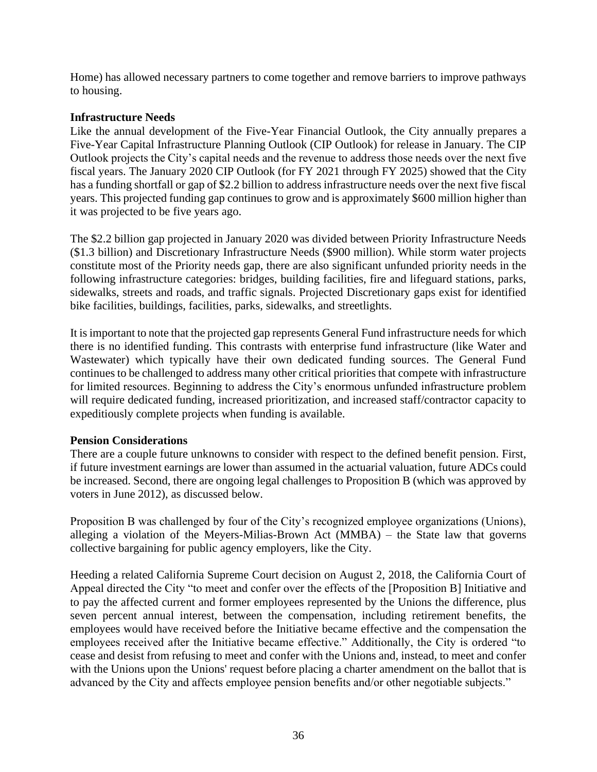Home) has allowed necessary partners to come together and remove barriers to improve pathways to housing.

**Infrastructure Needs**

Like the annual development of the Five-Year Financial Outlook, the City annually prepares a Five-Year Capital Infrastructure Planning Outlook (CIP Outlook) for release in January. The CIP Outlook projects the City's capital needs and the revenue to address those needs over the next five fiscal years. The January 2020 CIP Outlook (for FY 2021 through FY 2025) showed that the City has a funding shortfall or gap of $2.2 billion to address infrastructure needs over the next five fiscal years. This projected funding gap continues to grow and is approximately $600 million higher than it was projected to be five years ago.

The $2.2 billion gap projected in January 2020 was divided between Priority Infrastructure Needs ($1.3 billion) and Discretionary Infrastructure Needs ($900 million). While storm water projects constitute most of the Priority needs gap, there are also significant unfunded priority needs in the following infrastructure categories: bridges, building facilities, fire and lifeguard stations, parks, sidewalks, streets and roads, and traffic signals. Projected Discretionary gaps exist for identified bike facilities, buildings, facilities, parks, sidewalks, and streetlights.

It is important to note that the projected gap represents General Fund infrastructure needs for which there is no identified funding. This contrasts with enterprise fund infrastructure (like Water and Wastewater) which typically have their own dedicated funding sources. The General Fund continues to be challenged to address many other critical priorities that compete with infrastructure for limited resources. Beginning to address the City's enormous unfunded infrastructure problem will require dedicated funding, increased prioritization, and increased staff/contractor capacity to expeditiously complete projects when funding is available.

**Pension Considerations**

There are a couple future unknowns to consider with respect to the defined benefit pension. First, if future investment earnings are lower than assumed in the actuarial valuation, future ADCs could be increased. Second, there are ongoing legal challenges to Proposition B (which was approved by voters in June 2012), as discussed below.

Proposition B was challenged by four of the City's recognized employee organizations (Unions), alleging a violation of the Meyers-Milias-Brown Act (MMBA) – the State law that governs collective bargaining for public agency employers, like the City.

Heeding a related California Supreme Court decision on August 2, 2018, the California Court of Appeal directed the City "to meet and confer over the effects of the [Proposition B] Initiative and to pay the affected current and former employees represented by the Unions the difference, plus seven percent annual interest, between the compensation, including retirement benefits, the employees would have received before the Initiative became effective and the compensation the employees received after the Initiative became effective." Additionally, the City is ordered "to cease and desist from refusing to meet and confer with the Unions and, instead, to meet and confer with the Unions upon the Unions' request before placing a charter amendment on the ballot that is advanced by the City and affects employee pension benefits and/or other negotiable subjects."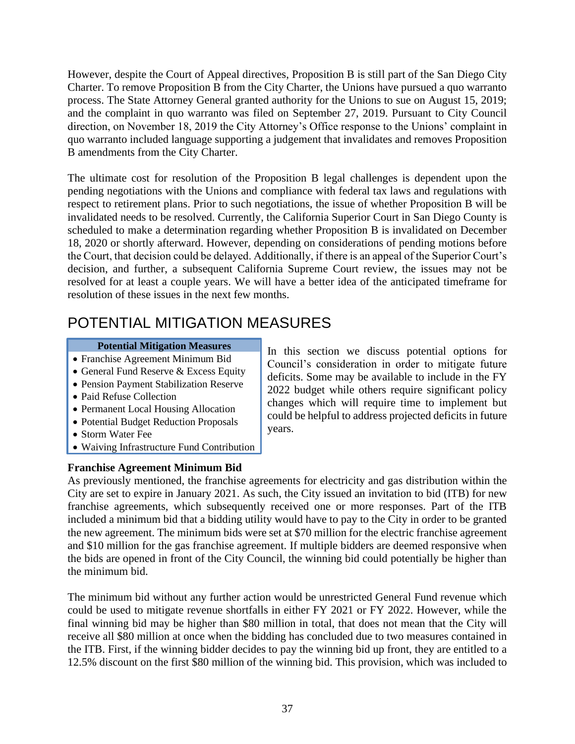However, despite the Court of Appeal directives, Proposition B is still part of the San Diego City Charter. To remove Proposition B from the City Charter, the Unions have pursued a quo warranto process. The State Attorney General granted authority for the Unions to sue on August 15, 2019; and the complaint in quo warranto was filed on September 27, 2019. Pursuant to City Council direction, on November 18, 2019 the City Attorney's Office response to the Unions' complaint in quo warranto included language supporting a judgement that invalidates and removes Proposition B amendments from the City Charter.

The ultimate cost for resolution of the Proposition B legal challenges is dependent upon the pending negotiations with the Unions and compliance with federal tax laws and regulations with respect to retirement plans. Prior to such negotiations, the issue of whether Proposition B will be invalidated needs to be resolved. Currently, the California Superior Court in San Diego County is scheduled to make a determination regarding whether Proposition B is invalidated on December 18, 2020 or shortly afterward. However, depending on considerations of pending motions before the Court, that decision could be delayed. Additionally, if there is an appeal of the Superior Court's decision, and further, a subsequent California Supreme Court review, the issues may not be resolved for at least a couple years. We will have a better idea of the anticipated timeframe for resolution of these issues in the next few months.

# POTENTIAL MITIGATION MEASURES

**Potential Mitigation Measures**

- Franchise Agreement Minimum Bid
- General Fund Reserve & Excess Equity
- Pension Payment Stabilization Reserve
- Paid Refuse Collection
- Permanent Local Housing Allocation
- Potential Budget Reduction Proposals
- Storm Water Fee
- Waiving Infrastructure Fund Contribution

In this section we discuss potential options for Council's consideration in order to mitigate future deficits. Some may be available to include in the FY 2022 budget while others require significant policy changes which will require time to implement but could be helpful to address projected deficits in future years.

**Franchise Agreement Minimum Bid**

As previously mentioned, the franchise agreements for electricity and gas distribution within the City are set to expire in January 2021. As such, the City issued an invitation to bid (ITB) for new franchise agreements, which subsequently received one or more responses. Part of the ITB included a minimum bid that a bidding utility would have to pay to the City in order to be granted the new agreement. The minimum bids were set at $70 million for the electric franchise agreement and $10 million for the gas franchise agreement. If multiple bidders are deemed responsive when the bids are opened in front of the City Council, the winning bid could potentially be higher than the minimum bid.

The minimum bid without any further action would be unrestricted General Fund revenue which could be used to mitigate revenue shortfalls in either FY 2021 or FY 2022. However, while the final winning bid may be higher than $80 million in total, that does not mean that the City will receive all $80 million at once when the bidding has concluded due to two measures contained in the ITB. First, if the winning bidder decides to pay the winning bid up front, they are entitled to a 12.5% discount on the first $80 million of the winning bid. This provision, which was included to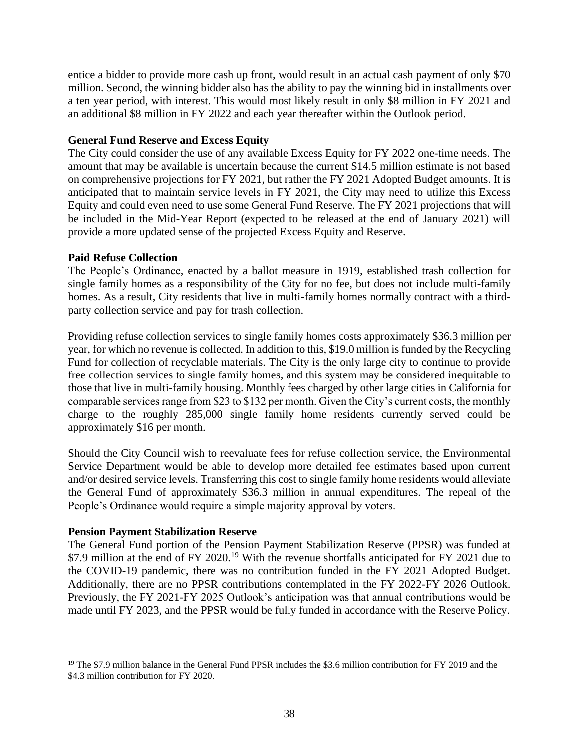entice a bidder to provide more cash up front, would result in an actual cash payment of only \$70 million. Second, the winning bidder also has the ability to pay the winning bid in installments over a ten year period, with interest. This would most likely result in only \$8 million in FY 2021 and an additional \$8 million in FY 2022 and each year thereafter within the Outlook period.

**General Fund Reserve and Excess Equity**

The City could consider the use of any available Excess Equity for FY 2022 one-time needs. The amount that may be available is uncertain because the current \$14.5 million estimate is not based on comprehensive projections for FY 2021, but rather the FY 2021 Adopted Budget amounts. It is anticipated that to maintain service levels in FY 2021, the City may need to utilize this Excess Equity and could even need to use some General Fund Reserve. The FY 2021 projections that will be included in the Mid-Year Report (expected to be released at the end of January 2021) will provide a more updated sense of the projected Excess Equity and Reserve.

**Paid Refuse Collection**

The People's Ordinance, enacted by a ballot measure in 1919, established trash collection for single family homes as a responsibility of the City for no fee, but does not include multi-family homes. As a result, City residents that live in multi-family homes normally contract with a third-party collection service and pay for trash collection.

Providing refuse collection services to single family homes costs approximately \$36.3 million per year, for which no revenue is collected. In addition to this, \$19.0 million is funded by the Recycling Fund for collection of recyclable materials. The City is the only large city to continue to provide free collection services to single family homes, and this system may be considered inequitable to those that live in multi-family housing. Monthly fees charged by other large cities in California for comparable services range from \$23 to \$132 per month. Given the City's current costs, the monthly charge to the roughly 285,000 single family home residents currently served could be approximately \$16 per month.

Should the City Council wish to reevaluate fees for refuse collection service, the Environmental Service Department would be able to develop more detailed fee estimates based upon current and/or desired service levels. Transferring this cost to single family home residents would alleviate the General Fund of approximately \$36.3 million in annual expenditures. The repeal of the People's Ordinance would require a simple majority approval by voters.

**Pension Payment Stabilization Reserve**

The General Fund portion of the Pension Payment Stabilization Reserve (PPSR) was funded at \$7.9 million at the end of FY 2020.[19] With the revenue shortfalls anticipated for FY 2021 due to the COVID-19 pandemic, there was no contribution funded in the FY 2021 Adopted Budget. Additionally, there are no PPSR contributions contemplated in the FY 2022-FY 2026 Outlook. Previously, the FY 2021-FY 2025 Outlook's anticipation was that annual contributions would be made until FY 2023, and the PPSR would be fully funded in accordance with the Reserve Policy.

[19] The \$7.9 million balance in the General Fund PPSR includes the \$3.6 million contribution for FY 2019 and the \$4.3 million contribution for FY 2020.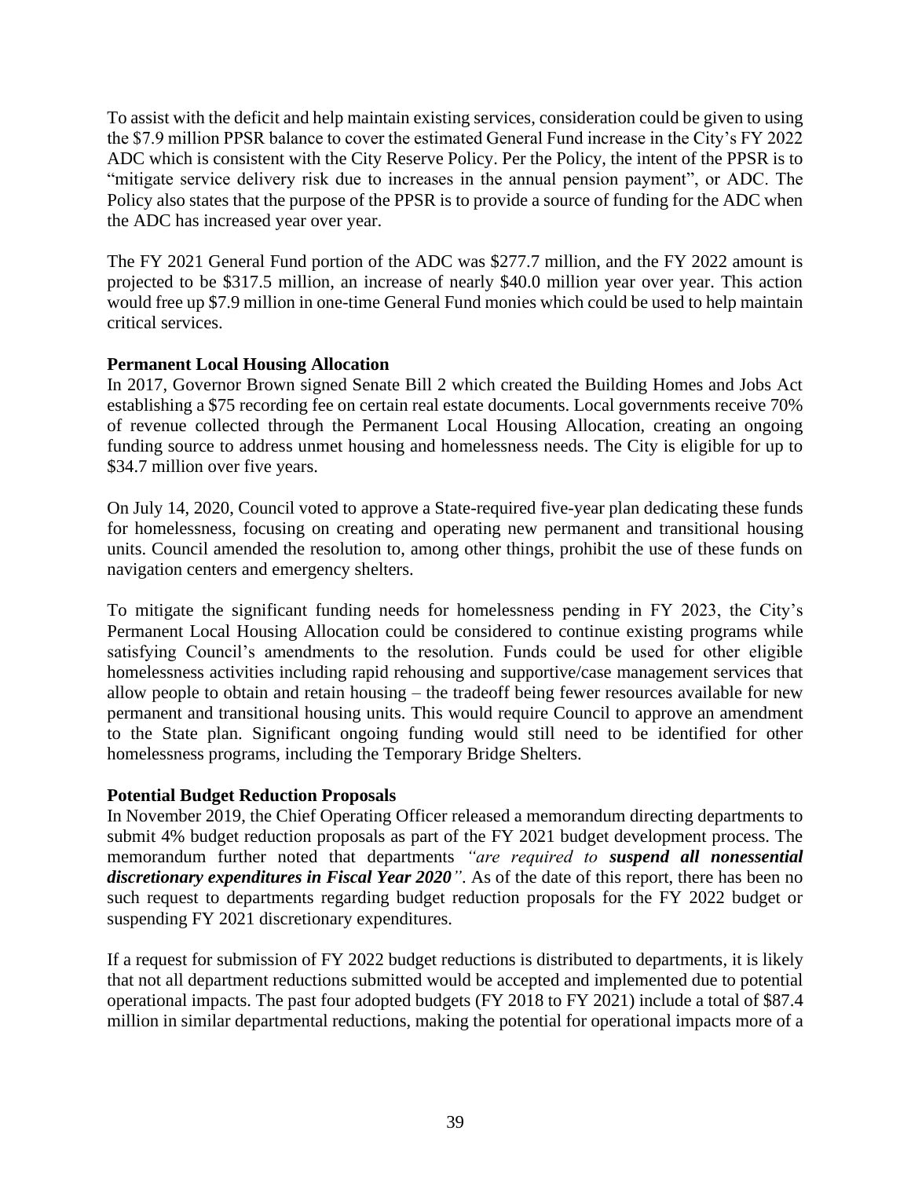To assist with the deficit and help maintain existing services, consideration could be given to using the $7.9 million PPSR balance to cover the estimated General Fund increase in the City's FY 2022 ADC which is consistent with the City Reserve Policy. Per the Policy, the intent of the PPSR is to "mitigate service delivery risk due to increases in the annual pension payment", or ADC. The Policy also states that the purpose of the PPSR is to provide a source of funding for the ADC when the ADC has increased year over year.

The FY 2021 General Fund portion of the ADC was $277.7 million, and the FY 2022 amount is projected to be $317.5 million, an increase of nearly $40.0 million year over year. This action would free up $7.9 million in one-time General Fund monies which could be used to help maintain critical services.

**Permanent Local Housing Allocation**

In 2017, Governor Brown signed Senate Bill 2 which created the Building Homes and Jobs Act establishing a $75 recording fee on certain real estate documents. Local governments receive 70% of revenue collected through the Permanent Local Housing Allocation, creating an ongoing funding source to address unmet housing and homelessness needs. The City is eligible for up to $34.7 million over five years.

On July 14, 2020, Council voted to approve a State-required five-year plan dedicating these funds for homelessness, focusing on creating and operating new permanent and transitional housing units. Council amended the resolution to, among other things, prohibit the use of these funds on navigation centers and emergency shelters.

To mitigate the significant funding needs for homelessness pending in FY 2023, the City's Permanent Local Housing Allocation could be considered to continue existing programs while satisfying Council's amendments to the resolution. Funds could be used for other eligible homelessness activities including rapid rehousing and supportive/case management services that allow people to obtain and retain housing – the tradeoff being fewer resources available for new permanent and transitional housing units. This would require Council to approve an amendment to the State plan. Significant ongoing funding would still need to be identified for other homelessness programs, including the Temporary Bridge Shelters.

**Potential Budget Reduction Proposals**

In November 2019, the Chief Operating Officer released a memorandum directing departments to submit 4% budget reduction proposals as part of the FY 2021 budget development process. The memorandum further noted that departments *"are required to **suspend all nonessential discretionary expenditures in Fiscal Year 2020**"*. As of the date of this report, there has been no such request to departments regarding budget reduction proposals for the FY 2022 budget or suspending FY 2021 discretionary expenditures.

If a request for submission of FY 2022 budget reductions is distributed to departments, it is likely that not all department reductions submitted would be accepted and implemented due to potential operational impacts. The past four adopted budgets (FY 2018 to FY 2021) include a total of $87.4 million in similar departmental reductions, making the potential for operational impacts more of a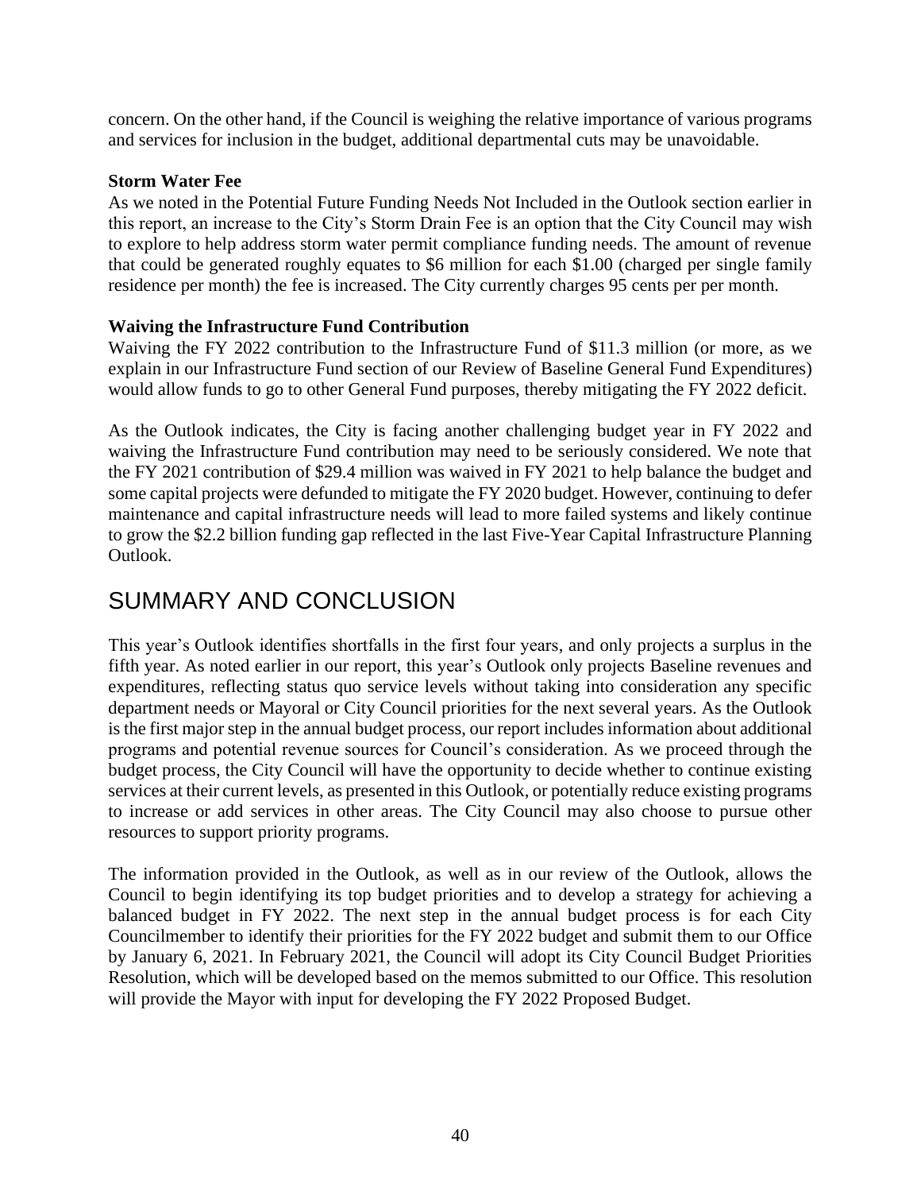concern. On the other hand, if the Council is weighing the relative importance of various programs and services for inclusion in the budget, additional departmental cuts may be unavoidable.

**Storm Water Fee**

As we noted in the Potential Future Funding Needs Not Included in the Outlook section earlier in this report, an increase to the City's Storm Drain Fee is an option that the City Council may wish to explore to help address storm water permit compliance funding needs. The amount of revenue that could be generated roughly equates to $6 million for each $1.00 (charged per single family residence per month) the fee is increased. The City currently charges 95 cents per per month.

**Waiving the Infrastructure Fund Contribution**

Waiving the FY 2022 contribution to the Infrastructure Fund of $11.3 million (or more, as we explain in our Infrastructure Fund section of our Review of Baseline General Fund Expenditures) would allow funds to go to other General Fund purposes, thereby mitigating the FY 2022 deficit.

As the Outlook indicates, the City is facing another challenging budget year in FY 2022 and waiving the Infrastructure Fund contribution may need to be seriously considered. We note that the FY 2021 contribution of $29.4 million was waived in FY 2021 to help balance the budget and some capital projects were defunded to mitigate the FY 2020 budget. However, continuing to defer maintenance and capital infrastructure needs will lead to more failed systems and likely continue to grow the $2.2 billion funding gap reflected in the last Five-Year Capital Infrastructure Planning Outlook.

# SUMMARY AND CONCLUSION

This year's Outlook identifies shortfalls in the first four years, and only projects a surplus in the fifth year. As noted earlier in our report, this year's Outlook only projects Baseline revenues and expenditures, reflecting status quo service levels without taking into consideration any specific department needs or Mayoral or City Council priorities for the next several years. As the Outlook is the first major step in the annual budget process, our report includes information about additional programs and potential revenue sources for Council's consideration. As we proceed through the budget process, the City Council will have the opportunity to decide whether to continue existing services at their current levels, as presented in this Outlook, or potentially reduce existing programs to increase or add services in other areas. The City Council may also choose to pursue other resources to support priority programs.

The information provided in the Outlook, as well as in our review of the Outlook, allows the Council to begin identifying its top budget priorities and to develop a strategy for achieving a balanced budget in FY 2022. The next step in the annual budget process is for each City Councilmember to identify their priorities for the FY 2022 budget and submit them to our Office by January 6, 2021. In February 2021, the Council will adopt its City Council Budget Priorities Resolution, which will be developed based on the memos submitted to our Office. This resolution will provide the Mayor with input for developing the FY 2022 Proposed Budget.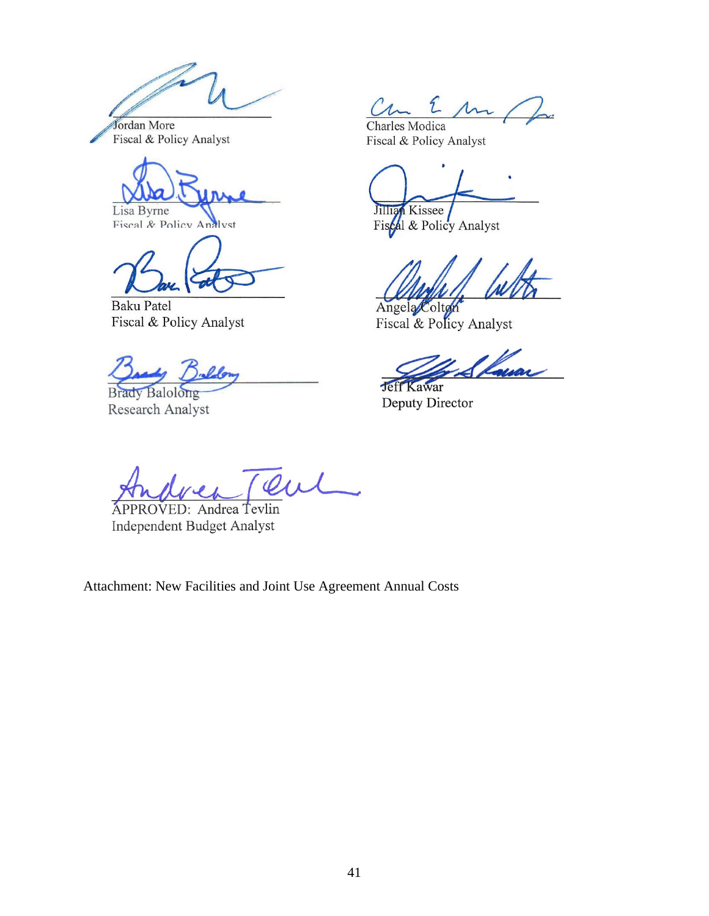Jordan More
Fiscal & Policy Analyst

Charles Modica
Fiscal & Policy Analyst

Lisa Byrne
Fiscal & Policy Analyst

Jillian Kissee
Fiscal & Policy Analyst

Baku Patel
Fiscal & Policy Analyst

Angela Colton
Fiscal & Policy Analyst

Brady Balolong
Research Analyst

Jeff Kawar
Deputy Director

APPROVED: Andrea Tevlin
Independent Budget Analyst

Attachment: New Facilities and Joint Use Agreement Annual Costs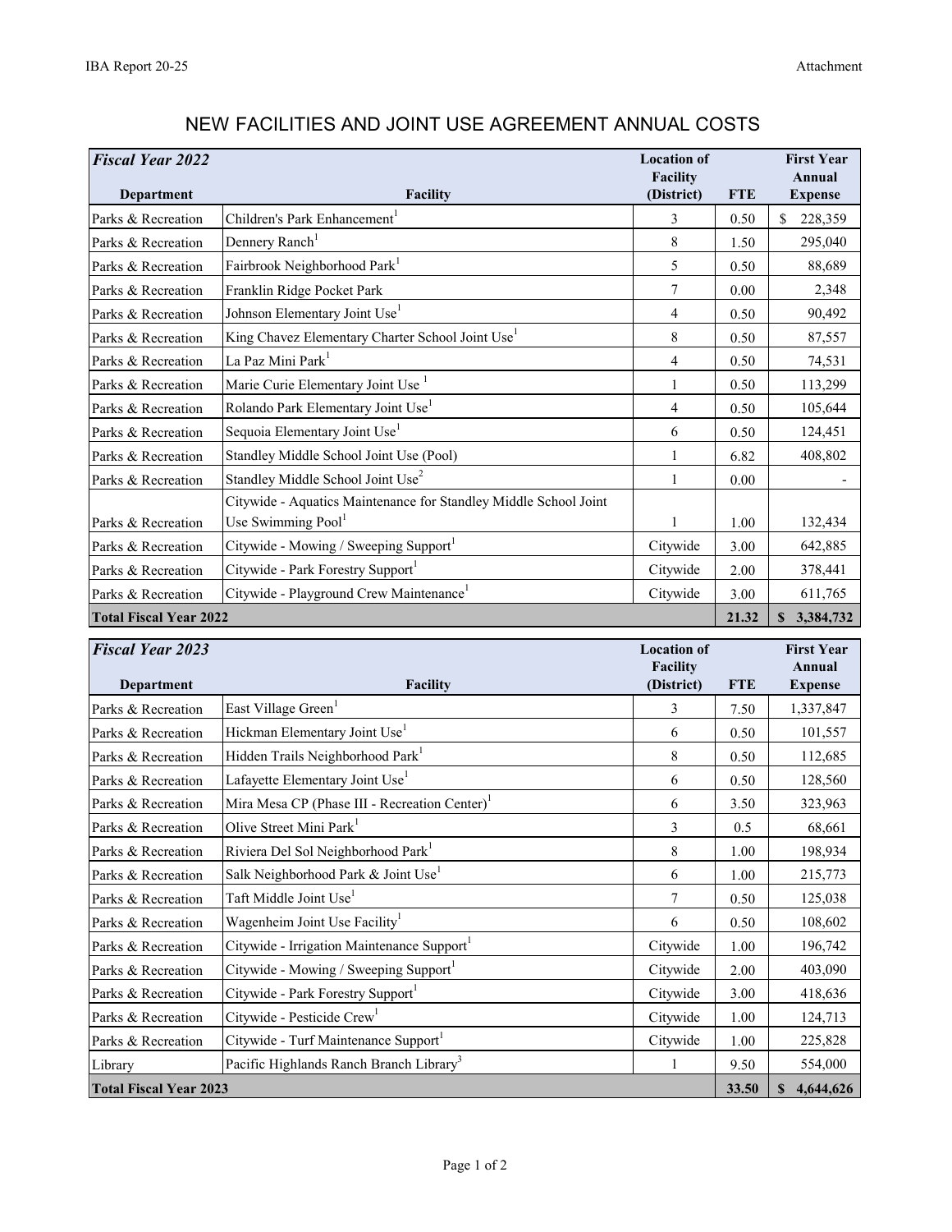# NEW FACILITIES AND JOINT USE AGREEMENT ANNUAL COSTS

| ***Fiscal Year 2022*** | | | | |
|---|---|---|---|---|
| **Department** | **Facility** | **Location of Facility (District)** | **FTE** | **First Year Annual Expense** |
| Parks & Recreation | Children's Park Enhancement[1] | 3 | 0.50 | $ 228,359 |
| Parks & Recreation | Dennery Ranch[1] | 8 | 1.50 | 295,040 |
| Parks & Recreation | Fairbrook Neighborhood Park[1] | 5 | 0.50 | 88,689 |
| Parks & Recreation | Franklin Ridge Pocket Park | 7 | 0.00 | 2,348 |
| Parks & Recreation | Johnson Elementary Joint Use[1] | 4 | 0.50 | 90,492 |
| Parks & Recreation | King Chavez Elementary Charter School Joint Use[1] | 8 | 0.50 | 87,557 |
| Parks & Recreation | La Paz Mini Park[1] | 4 | 0.50 | 74,531 |
| Parks & Recreation | Marie Curie Elementary Joint Use [1] | 1 | 0.50 | 113,299 |
| Parks & Recreation | Rolando Park Elementary Joint Use[1] | 4 | 0.50 | 105,644 |
| Parks & Recreation | Sequoia Elementary Joint Use[1] | 6 | 0.50 | 124,451 |
| Parks & Recreation | Standley Middle School Joint Use (Pool) | 1 | 6.82 | 408,802 |
| Parks & Recreation | Standley Middle School Joint Use[2] | 1 | 0.00 | - |
| Parks & Recreation | Citywide - Aquatics Maintenance for Standley Middle School Joint Use Swimming Pool[1] | 1 | 1.00 | 132,434 |
| Parks & Recreation | Citywide - Mowing / Sweeping Support[1] | Citywide | 3.00 | 642,885 |
| Parks & Recreation | Citywide - Park Forestry Support[1] | Citywide | 2.00 | 378,441 |
| Parks & Recreation | Citywide - Playground Crew Maintenance[1] | Citywide | 3.00 | 611,765 |
| **Total Fiscal Year 2022** | | | **21.32** | **$ 3,384,732** |

| ***Fiscal Year 2023*** | | | | |
|---|---|---|---|---|
| **Department** | **Facility** | **Location of Facility (District)** | **FTE** | **First Year Annual Expense** |
| Parks & Recreation | East Village Green[1] | 3 | 7.50 | 1,337,847 |
| Parks & Recreation | Hickman Elementary Joint Use[1] | 6 | 0.50 | 101,557 |
| Parks & Recreation | Hidden Trails Neighborhood Park[1] | 8 | 0.50 | 112,685 |
| Parks & Recreation | Lafayette Elementary Joint Use[1] | 6 | 0.50 | 128,560 |
| Parks & Recreation | Mira Mesa CP (Phase III - Recreation Center)[1] | 6 | 3.50 | 323,963 |
| Parks & Recreation | Olive Street Mini Park[1] | 3 | 0.5 | 68,661 |
| Parks & Recreation | Riviera Del Sol Neighborhood Park[1] | 8 | 1.00 | 198,934 |
| Parks & Recreation | Salk Neighborhood Park & Joint Use[1] | 6 | 1.00 | 215,773 |
| Parks & Recreation | Taft Middle Joint Use[1] | 7 | 0.50 | 125,038 |
| Parks & Recreation | Wagenheim Joint Use Facility[1] | 6 | 0.50 | 108,602 |
| Parks & Recreation | Citywide - Irrigation Maintenance Support[1] | Citywide | 1.00 | 196,742 |
| Parks & Recreation | Citywide - Mowing / Sweeping Support[1] | Citywide | 2.00 | 403,090 |
| Parks & Recreation | Citywide - Park Forestry Support[1] | Citywide | 3.00 | 418,636 |
| Parks & Recreation | Citywide - Pesticide Crew[1] | Citywide | 1.00 | 124,713 |
| Parks & Recreation | Citywide - Turf Maintenance Support[1] | Citywide | 1.00 | 225,828 |
| Library | Pacific Highlands Ranch Branch Library[3] | 1 | 9.50 | 554,000 |
| **Total Fiscal Year 2023** | | | **33.50** | **$ 4,644,626** |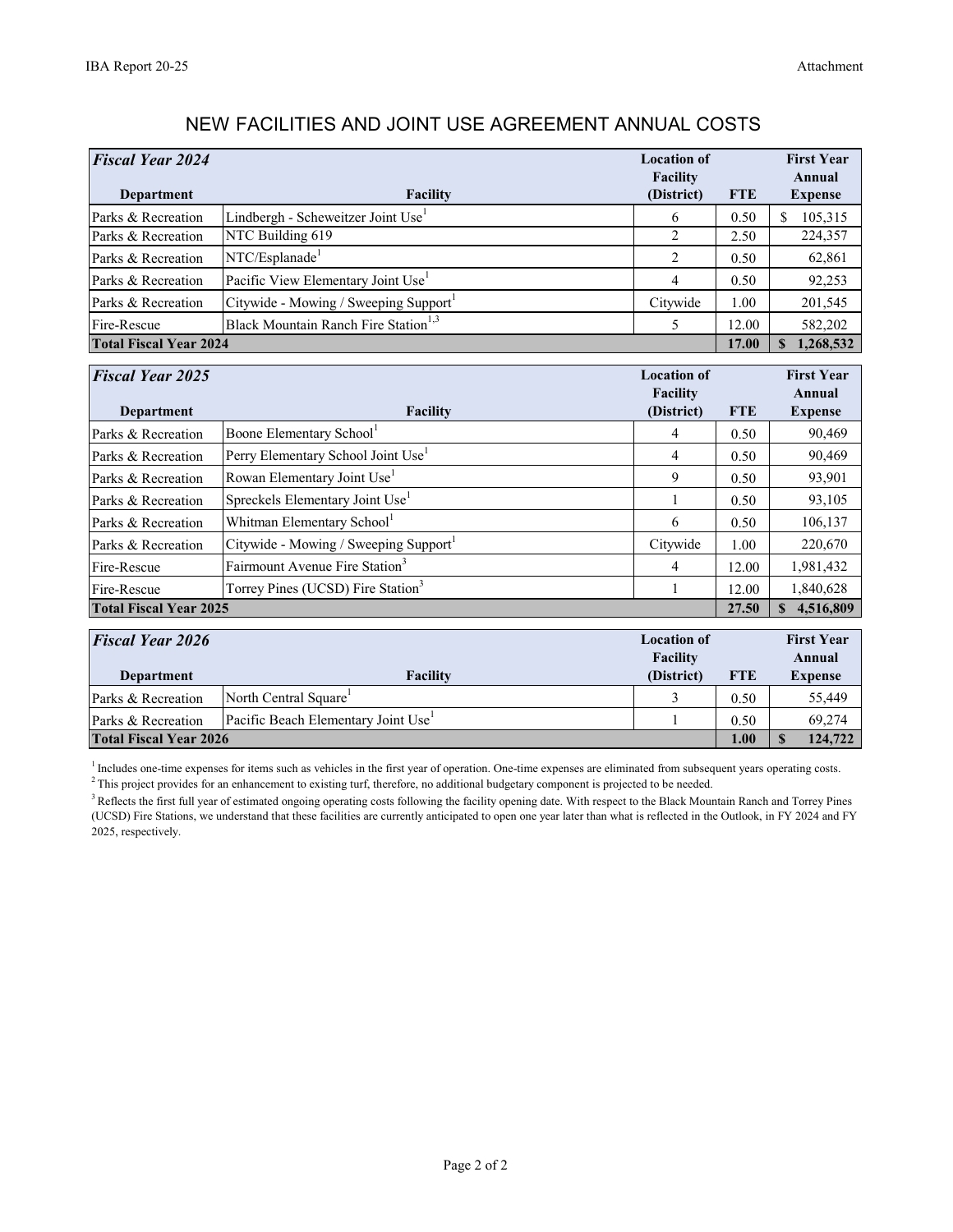# NEW FACILITIES AND JOINT USE AGREEMENT ANNUAL COSTS

| ***Fiscal Year 2024*** Department | Facility | Location of Facility (District) | FTE | First Year Annual Expense |
|---|---|---|---|---|
| Parks & Recreation | Lindbergh - Scheweitzer Joint Use[1] | 6 | 0.50 | $ 105,315 |
| Parks & Recreation | NTC Building 619 | 2 | 2.50 | 224,357 |
| Parks & Recreation | NTC/Esplanade[1] | 2 | 0.50 | 62,861 |
| Parks & Recreation | Pacific View Elementary Joint Use[1] | 4 | 0.50 | 92,253 |
| Parks & Recreation | Citywide - Mowing / Sweeping Support[1] | Citywide | 1.00 | 201,545 |
| Fire-Rescue | Black Mountain Ranch Fire Station[1,3] | 5 | 12.00 | 582,202 |
| **Total Fiscal Year 2024** | | | **17.00** | **$ 1,268,532** |

| ***Fiscal Year 2025*** Department | Facility | Location of Facility (District) | FTE | First Year Annual Expense |
|---|---|---|---|---|
| Parks & Recreation | Boone Elementary School[1] | 4 | 0.50 | 90,469 |
| Parks & Recreation | Perry Elementary School Joint Use[1] | 4 | 0.50 | 90,469 |
| Parks & Recreation | Rowan Elementary Joint Use[1] | 9 | 0.50 | 93,901 |
| Parks & Recreation | Spreckels Elementary Joint Use[1] | 1 | 0.50 | 93,105 |
| Parks & Recreation | Whitman Elementary School[1] | 6 | 0.50 | 106,137 |
| Parks & Recreation | Citywide - Mowing / Sweeping Support[1] | Citywide | 1.00 | 220,670 |
| Fire-Rescue | Fairmount Avenue Fire Station[3] | 4 | 12.00 | 1,981,432 |
| Fire-Rescue | Torrey Pines (UCSD) Fire Station[3] | 1 | 12.00 | 1,840,628 |
| **Total Fiscal Year 2025** | | | **27.50** | **$ 4,516,809** |

| ***Fiscal Year 2026*** Department | Facility | Location of Facility (District) | FTE | First Year Annual Expense |
|---|---|---|---|---|
| Parks & Recreation | North Central Square[1] | 3 | 0.50 | 55,449 |
| Parks & Recreation | Pacific Beach Elementary Joint Use[1] | 1 | 0.50 | 69,274 |
| **Total Fiscal Year 2026** | | | **1.00** | **$ 124,722** |

[1] Includes one-time expenses for items such as vehicles in the first year of operation. One-time expenses are eliminated from subsequent years operating costs.

[2] This project provides for an enhancement to existing turf, therefore, no additional budgetary component is projected to be needed.

[3] Reflects the first full year of estimated ongoing operating costs following the facility opening date. With respect to the Black Mountain Ranch and Torrey Pines (UCSD) Fire Stations, we understand that these facilities are currently anticipated to open one year later than what is reflected in the Outlook, in FY 2024 and FY 2025, respectively.